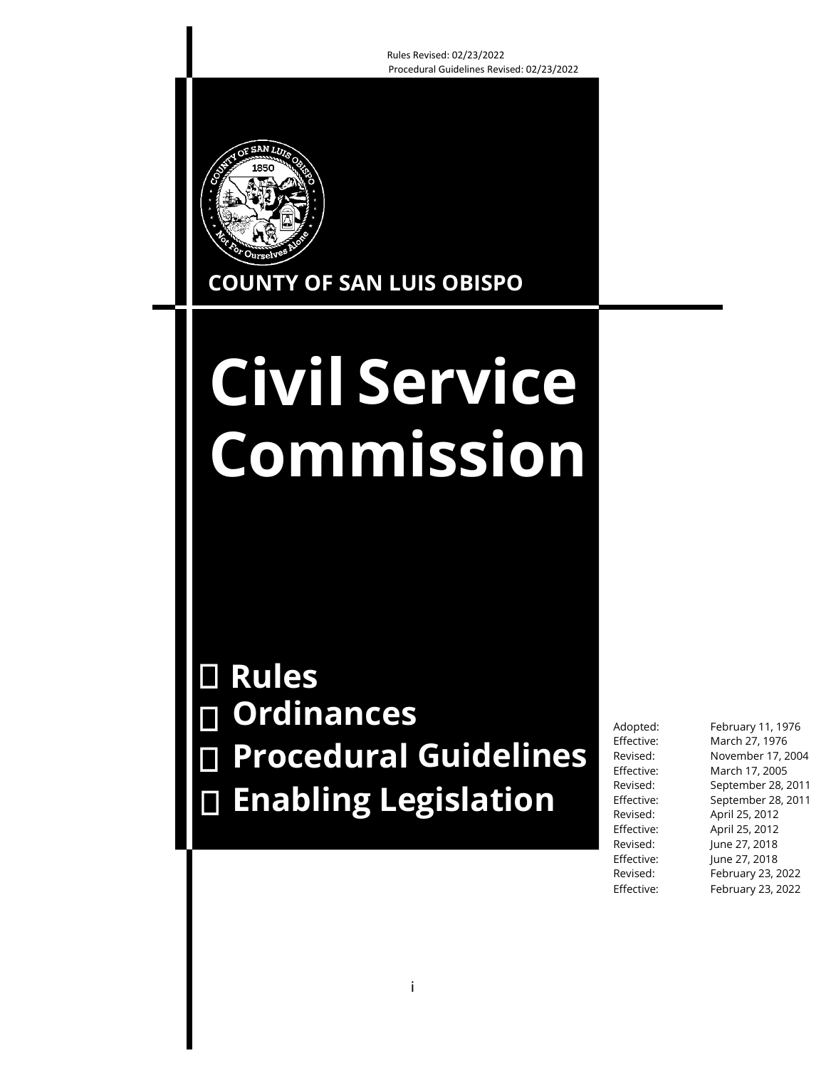Rules Revised: 02/23/2022
Procedural Guidelines Revised: 02/23/2022

COUNTY OF SAN LUIS OBISPO

# Civil Service Commission

- Rules
- Ordinances
- Procedural Guidelines
- Enabling Legislation

| | |
|---|---|
| Adopted: | February 11, 1976 |
| Effective: | March 27, 1976 |
| Revised: | November 17, 2004 |
| Effective: | March 17, 2005 |
| Revised: | September 28, 2011 |
| Effective: | September 28, 2011 |
| Revised: | April 25, 2012 |
| Effective: | April 25, 2012 |
| Revised: | June 27, 2018 |
| Effective: | June 27, 2018 |
| Revised: | February 23, 2022 |
| Effective: | February 23, 2022 |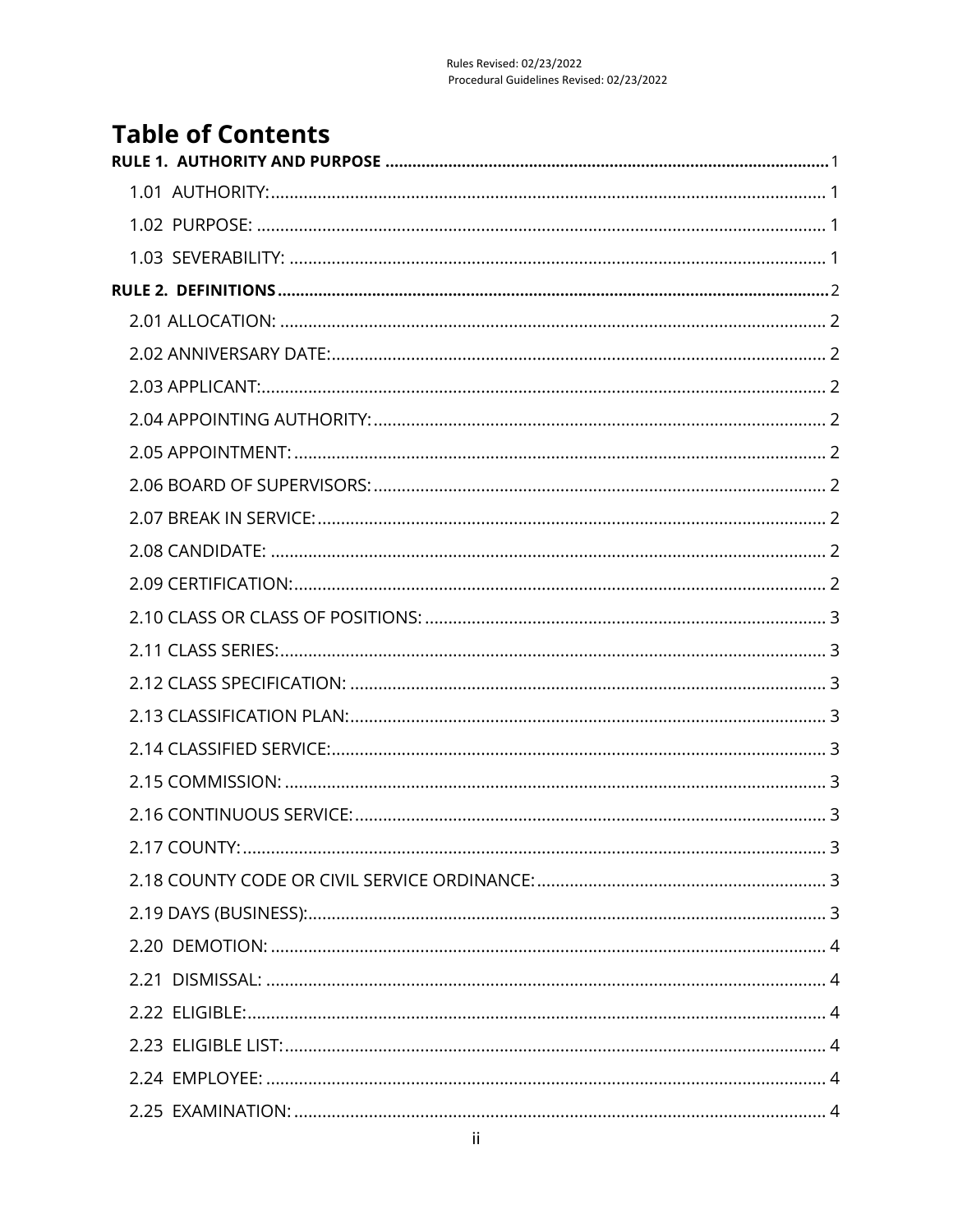# Table of Contents

**RULE 1. AUTHORITY AND PURPOSE** ..... 1

- 1.01 AUTHORITY: ..... 1
- 1.02 PURPOSE: ..... 1
- 1.03 SEVERABILITY: ..... 1

**RULE 2. DEFINITIONS** ..... 2

- 2.01 ALLOCATION: ..... 2
- 2.02 ANNIVERSARY DATE: ..... 2
- 2.03 APPLICANT: ..... 2
- 2.04 APPOINTING AUTHORITY: ..... 2
- 2.05 APPOINTMENT: ..... 2
- 2.06 BOARD OF SUPERVISORS: ..... 2
- 2.07 BREAK IN SERVICE: ..... 2
- 2.08 CANDIDATE: ..... 2
- 2.09 CERTIFICATION: ..... 2
- 2.10 CLASS OR CLASS OF POSITIONS: ..... 3
- 2.11 CLASS SERIES: ..... 3
- 2.12 CLASS SPECIFICATION: ..... 3
- 2.13 CLASSIFICATION PLAN: ..... 3
- 2.14 CLASSIFIED SERVICE: ..... 3
- 2.15 COMMISSION: ..... 3
- 2.16 CONTINUOUS SERVICE: ..... 3
- 2.17 COUNTY: ..... 3
- 2.18 COUNTY CODE OR CIVIL SERVICE ORDINANCE: ..... 3
- 2.19 DAYS (BUSINESS): ..... 3
- 2.20 DEMOTION: ..... 4
- 2.21 DISMISSAL: ..... 4
- 2.22 ELIGIBLE: ..... 4
- 2.23 ELIGIBLE LIST: ..... 4
- 2.24 EMPLOYEE: ..... 4
- 2.25 EXAMINATION: ..... 4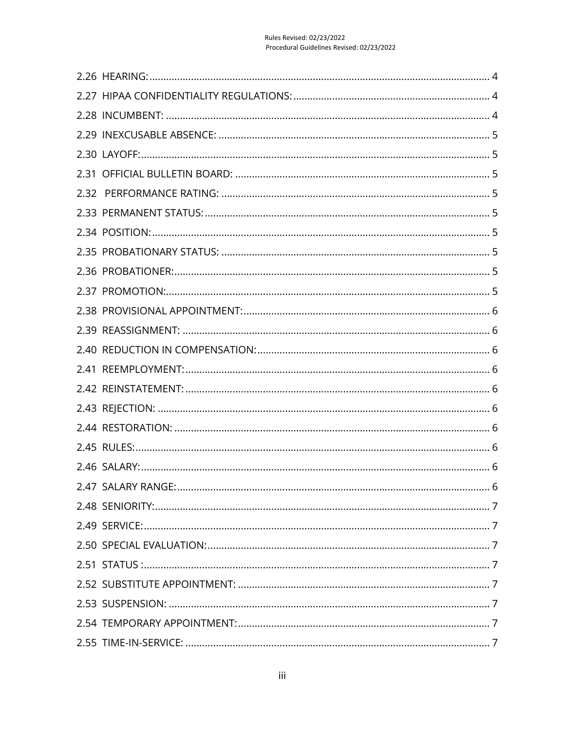2.26 HEARING: ........................................................................................................ 4

2.27 HIPAA CONFIDENTIALITY REGULATIONS: ........................................................... 4

2.28 INCUMBENT: ..................................................................................................... 4

2.29 INEXCUSABLE ABSENCE: ................................................................................... 5

2.30 LAYOFF: ............................................................................................................ 5

2.31 OFFICIAL BULLETIN BOARD: ............................................................................. 5

2.32 PERFORMANCE RATING: .................................................................................. 5

2.33 PERMANENT STATUS: ....................................................................................... 5

2.34 POSITION: ......................................................................................................... 5

2.35 PROBATIONARY STATUS: .................................................................................. 5

2.36 PROBATIONER: ................................................................................................. 5

2.37 PROMOTION: .................................................................................................... 5

2.38 PROVISIONAL APPOINTMENT: .......................................................................... 6

2.39 REASSIGNMENT: ............................................................................................... 6

2.40 REDUCTION IN COMPENSATION: ...................................................................... 6

2.41 REEMPLOYMENT: .............................................................................................. 6

2.42 REINSTATEMENT: .............................................................................................. 6

2.43 REJECTION: ....................................................................................................... 6

2.44 RESTORATION: .................................................................................................. 6

2.45 RULES: .............................................................................................................. 6

2.46 SALARY: ............................................................................................................ 6

2.47 SALARY RANGE: ................................................................................................. 6

2.48 SENIORITY: ........................................................................................................ 7

2.49 SERVICE: ........................................................................................................... 7

2.50 SPECIAL EVALUATION: ....................................................................................... 7

2.51 STATUS : ........................................................................................................... 7

2.52 SUBSTITUTE APPOINTMENT: ............................................................................. 7

2.53 SUSPENSION: .................................................................................................... 7

2.54 TEMPORARY APPOINTMENT: ............................................................................ 7

2.55 TIME-IN-SERVICE: ............................................................................................. 7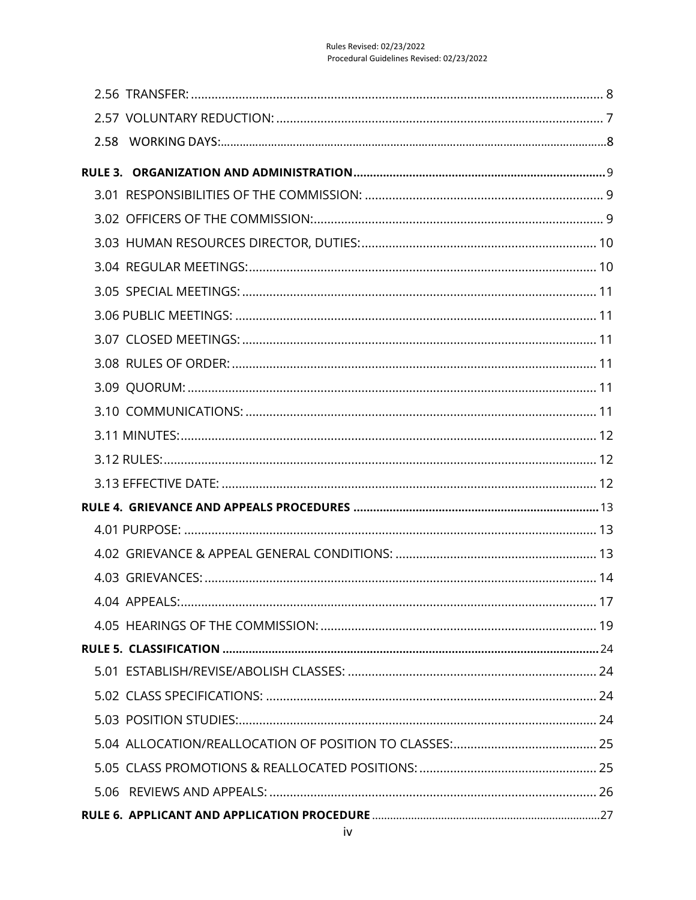2.56 TRANSFER: 8

2.57 VOLUNTARY REDUCTION: 7

2.58 WORKING DAYS: 8

**RULE 3. ORGANIZATION AND ADMINISTRATION** 9

3.01 RESPONSIBILITIES OF THE COMMISSION: 9

3.02 OFFICERS OF THE COMMISSION: 9

3.03 HUMAN RESOURCES DIRECTOR, DUTIES: 10

3.04 REGULAR MEETINGS: 10

3.05 SPECIAL MEETINGS: 11

3.06 PUBLIC MEETINGS: 11

3.07 CLOSED MEETINGS: 11

3.08 RULES OF ORDER: 11

3.09 QUORUM: 11

3.10 COMMUNICATIONS: 11

3.11 MINUTES: 12

3.12 RULES: 12

3.13 EFFECTIVE DATE: 12

**RULE 4. GRIEVANCE AND APPEALS PROCEDURES** 13

4.01 PURPOSE: 13

4.02 GRIEVANCE & APPEAL GENERAL CONDITIONS: 13

4.03 GRIEVANCES: 14

4.04 APPEALS: 17

4.05 HEARINGS OF THE COMMISSION: 19

**RULE 5. CLASSIFICATION** 24

5.01 ESTABLISH/REVISE/ABOLISH CLASSES: 24

5.02 CLASS SPECIFICATIONS: 24

5.03 POSITION STUDIES: 24

5.04 ALLOCATION/REALLOCATION OF POSITION TO CLASSES: 25

5.05 CLASS PROMOTIONS & REALLOCATED POSITIONS: 25

5.06 REVIEWS AND APPEALS: 26

**RULE 6. APPLICANT AND APPLICATION PROCEDURE** 27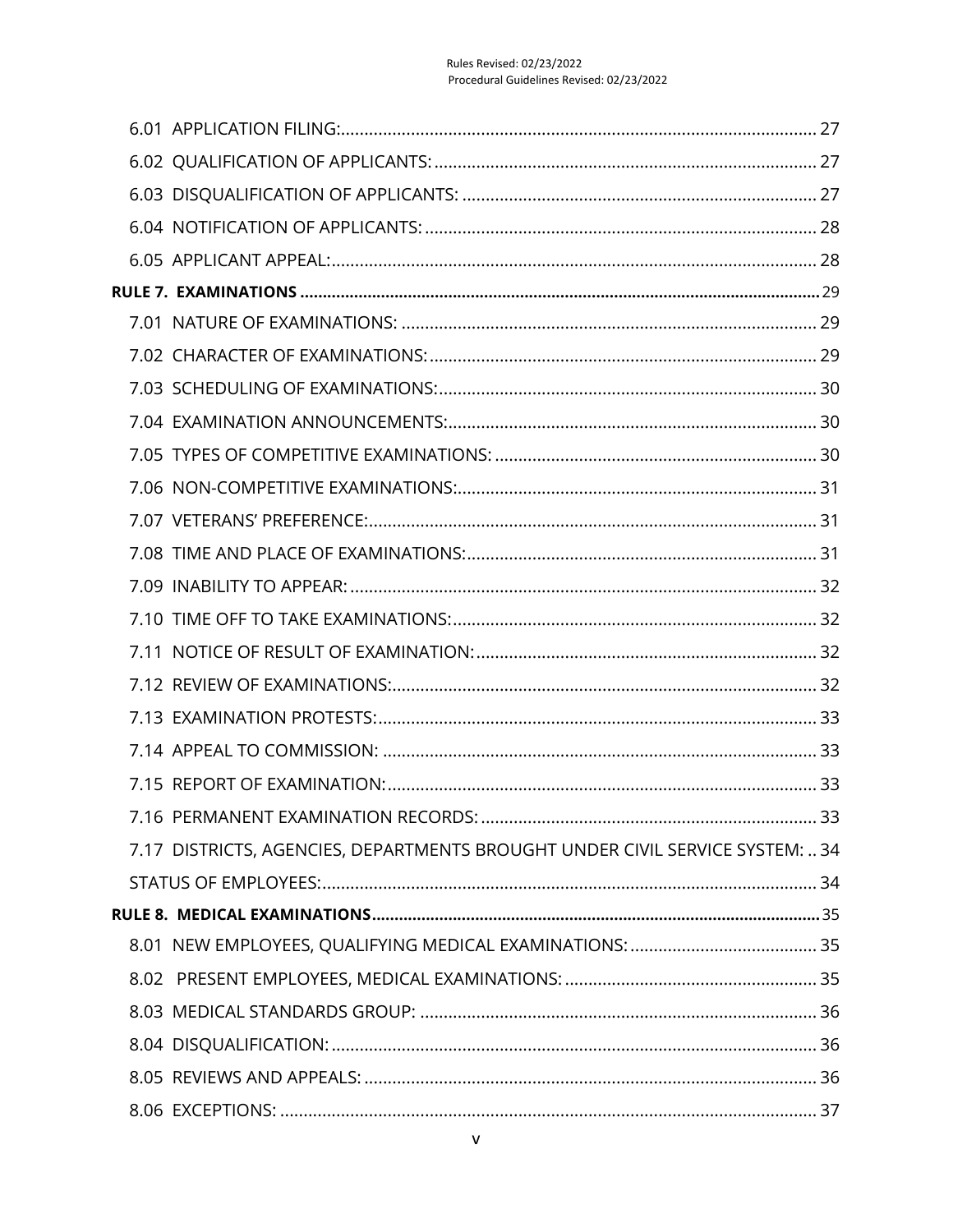6.01 APPLICATION FILING: 27

6.02 QUALIFICATION OF APPLICANTS: 27

6.03 DISQUALIFICATION OF APPLICANTS: 27

6.04 NOTIFICATION OF APPLICANTS: 28

6.05 APPLICANT APPEAL: 28

**RULE 7. EXAMINATIONS 29**

7.01 NATURE OF EXAMINATIONS: 29

7.02 CHARACTER OF EXAMINATIONS: 29

7.03 SCHEDULING OF EXAMINATIONS: 30

7.04 EXAMINATION ANNOUNCEMENTS: 30

7.05 TYPES OF COMPETITIVE EXAMINATIONS: 30

7.06 NON-COMPETITIVE EXAMINATIONS: 31

7.07 VETERANS' PREFERENCE: 31

7.08 TIME AND PLACE OF EXAMINATIONS: 31

7.09 INABILITY TO APPEAR: 32

7.10 TIME OFF TO TAKE EXAMINATIONS: 32

7.11 NOTICE OF RESULT OF EXAMINATION: 32

7.12 REVIEW OF EXAMINATIONS: 32

7.13 EXAMINATION PROTESTS: 33

7.14 APPEAL TO COMMISSION: 33

7.15 REPORT OF EXAMINATION: 33

7.16 PERMANENT EXAMINATION RECORDS: 33

7.17 DISTRICTS, AGENCIES, DEPARTMENTS BROUGHT UNDER CIVIL SERVICE SYSTEM: 34

STATUS OF EMPLOYEES: 34

**RULE 8. MEDICAL EXAMINATIONS 35**

8.01 NEW EMPLOYEES, QUALIFYING MEDICAL EXAMINATIONS: 35

8.02 PRESENT EMPLOYEES, MEDICAL EXAMINATIONS: 35

8.03 MEDICAL STANDARDS GROUP: 36

8.04 DISQUALIFICATION: 36

8.05 REVIEWS AND APPEALS: 36

8.06 EXCEPTIONS: 37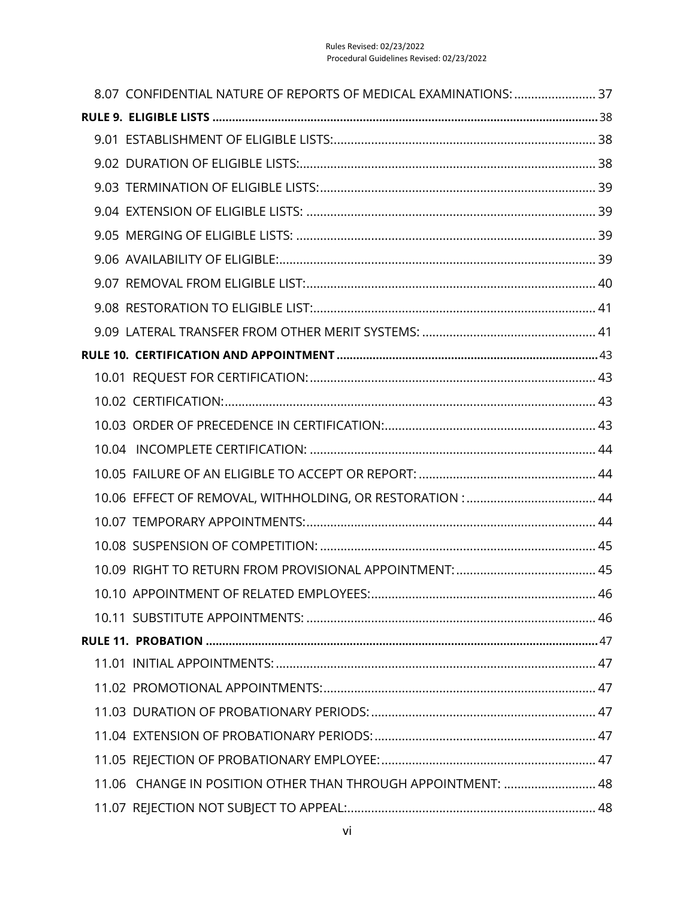8.07 CONFIDENTIAL NATURE OF REPORTS OF MEDICAL EXAMINATIONS: ........................ 37

**RULE 9. ELIGIBLE LISTS** ........................................................................................................... 38

9.01 ESTABLISHMENT OF ELIGIBLE LISTS: ............................................................................ 38

9.02 DURATION OF ELIGIBLE LISTS: ...................................................................................... 38

9.03 TERMINATION OF ELIGIBLE LISTS: ................................................................................ 39

9.04 EXTENSION OF ELIGIBLE LISTS: .................................................................................... 39

9.05 MERGING OF ELIGIBLE LISTS: ....................................................................................... 39

9.06 AVAILABILITY OF ELIGIBLE: ............................................................................................ 39

9.07 REMOVAL FROM ELIGIBLE LIST: .................................................................................... 40

9.08 RESTORATION TO ELIGIBLE LIST: .................................................................................. 41

9.09 LATERAL TRANSFER FROM OTHER MERIT SYSTEMS: ................................................... 41

**RULE 10. CERTIFICATION AND APPOINTMENT** ................................................................... 43

10.01 REQUEST FOR CERTIFICATION: ................................................................................... 43

10.02 CERTIFICATION: ............................................................................................................ 43

10.03 ORDER OF PRECEDENCE IN CERTIFICATION: ............................................................. 43

10.04 INCOMPLETE CERTIFICATION: ................................................................................... 44

10.05 FAILURE OF AN ELIGIBLE TO ACCEPT OR REPORT: .................................................... 44

10.06 EFFECT OF REMOVAL, WITHHOLDING, OR RESTORATION : ...................................... 44

10.07 TEMPORARY APPOINTMENTS: .................................................................................... 44

10.08 SUSPENSION OF COMPETITION: ................................................................................. 45

10.09 RIGHT TO RETURN FROM PROVISIONAL APPOINTMENT: ......................................... 45

10.10 APPOINTMENT OF RELATED EMPLOYEES: .................................................................. 46

10.11 SUBSTITUTE APPOINTMENTS: .................................................................................... 46

**RULE 11. PROBATION** ............................................................................................................ 47

11.01 INITIAL APPOINTMENTS: ............................................................................................. 47

11.02 PROMOTIONAL APPOINTMENTS: ................................................................................ 47

11.03 DURATION OF PROBATIONARY PERIODS: .................................................................. 47

11.04 EXTENSION OF PROBATIONARY PERIODS: ................................................................. 47

11.05 REJECTION OF PROBATIONARY EMPLOYEE: ............................................................... 47

11.06 CHANGE IN POSITION OTHER THAN THROUGH APPOINTMENT: ........................... 48

11.07 REJECTION NOT SUBJECT TO APPEAL: ........................................................................ 48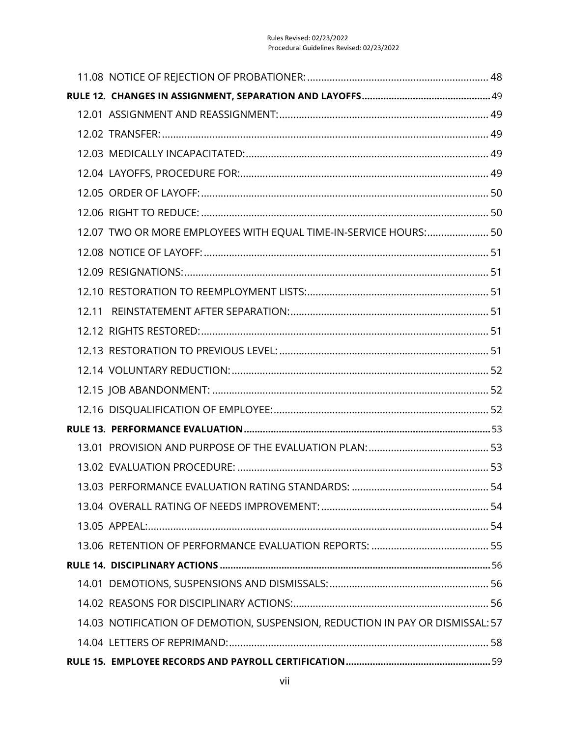11.08 NOTICE OF REJECTION OF PROBATIONER: ... 48

**RULE 12. CHANGES IN ASSIGNMENT, SEPARATION AND LAYOFFS** ... 49

12.01 ASSIGNMENT AND REASSIGNMENT: ... 49

12.02 TRANSFER: ... 49

12.03 MEDICALLY INCAPACITATED: ... 49

12.04 LAYOFFS, PROCEDURE FOR: ... 49

12.05 ORDER OF LAYOFF: ... 50

12.06 RIGHT TO REDUCE: ... 50

12.07 TWO OR MORE EMPLOYEES WITH EQUAL TIME-IN-SERVICE HOURS: ... 50

12.08 NOTICE OF LAYOFF: ... 51

12.09 RESIGNATIONS: ... 51

12.10 RESTORATION TO REEMPLOYMENT LISTS: ... 51

12.11 REINSTATEMENT AFTER SEPARATION: ... 51

12.12 RIGHTS RESTORED: ... 51

12.13 RESTORATION TO PREVIOUS LEVEL: ... 51

12.14 VOLUNTARY REDUCTION: ... 52

12.15 JOB ABANDONMENT: ... 52

12.16 DISQUALIFICATION OF EMPLOYEE: ... 52

**RULE 13. PERFORMANCE EVALUATION** ... 53

13.01 PROVISION AND PURPOSE OF THE EVALUATION PLAN: ... 53

13.02 EVALUATION PROCEDURE: ... 53

13.03 PERFORMANCE EVALUATION RATING STANDARDS: ... 54

13.04 OVERALL RATING OF NEEDS IMPROVEMENT: ... 54

13.05 APPEAL: ... 54

13.06 RETENTION OF PERFORMANCE EVALUATION REPORTS: ... 55

**RULE 14. DISCIPLINARY ACTIONS** ... 56

14.01 DEMOTIONS, SUSPENSIONS AND DISMISSALS: ... 56

14.02 REASONS FOR DISCIPLINARY ACTIONS: ... 56

14.03 NOTIFICATION OF DEMOTION, SUSPENSION, REDUCTION IN PAY OR DISMISSAL: 57

14.04 LETTERS OF REPRIMAND: ... 58

**RULE 15. EMPLOYEE RECORDS AND PAYROLL CERTIFICATION** ... 59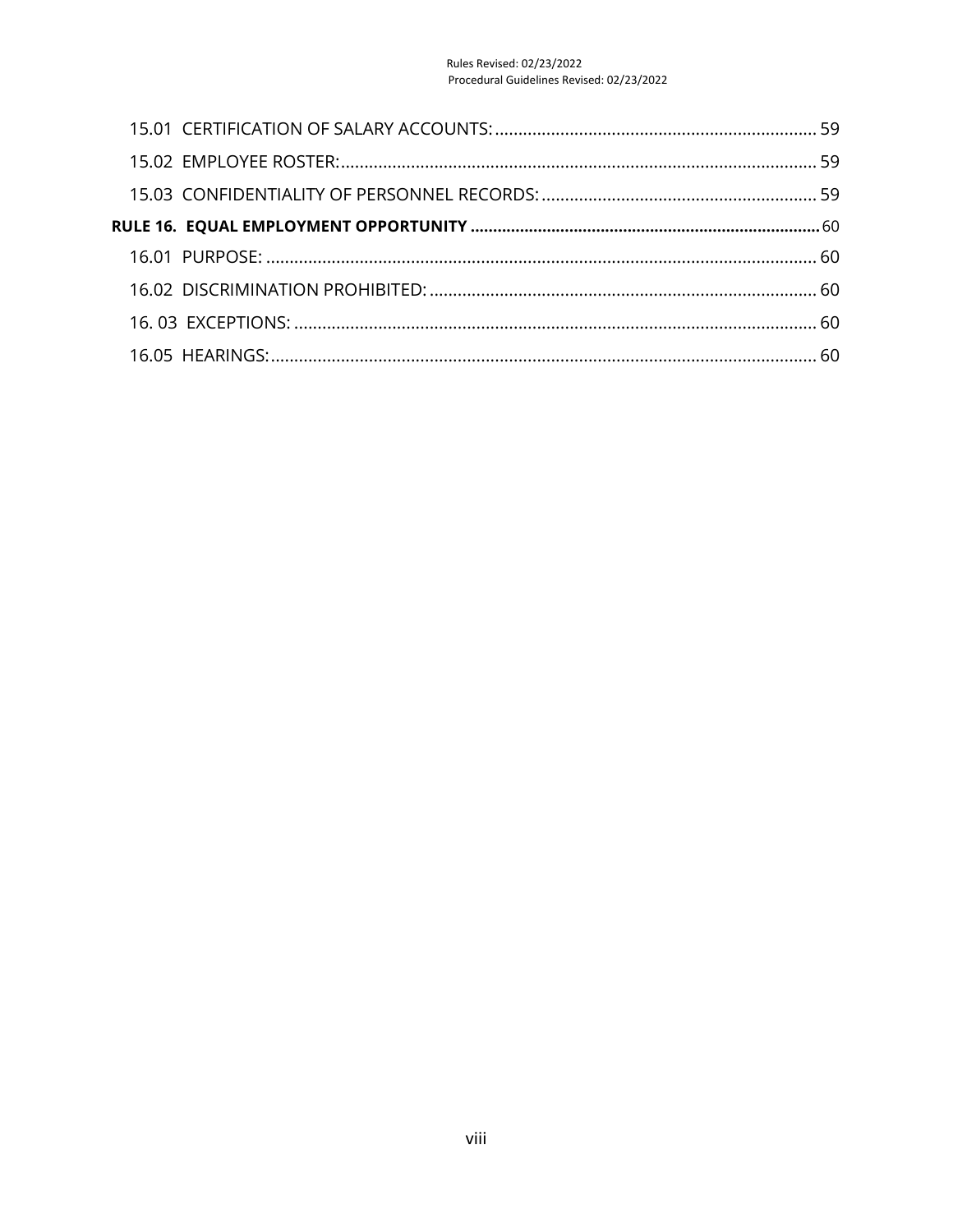15.01 CERTIFICATION OF SALARY ACCOUNTS: .................... 59

15.02 EMPLOYEE ROSTER: .................... 59

15.03 CONFIDENTIALITY OF PERSONNEL RECORDS: .................... 59

**RULE 16. EQUAL EMPLOYMENT OPPORTUNITY .................... 60**

16.01 PURPOSE: .................... 60

16.02 DISCRIMINATION PROHIBITED: .................... 60

16. 03 EXCEPTIONS: .................... 60

16.05 HEARINGS: .................... 60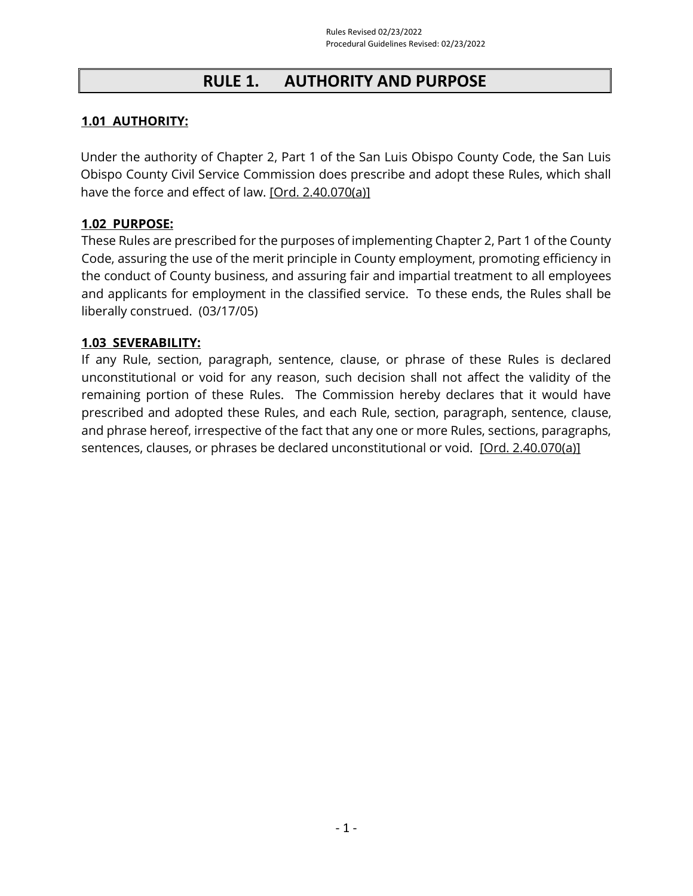# RULE 1. AUTHORITY AND PURPOSE

**1.01 AUTHORITY:**

Under the authority of Chapter 2, Part 1 of the San Luis Obispo County Code, the San Luis Obispo County Civil Service Commission does prescribe and adopt these Rules, which shall have the force and effect of law. [Ord. 2.40.070(a)]

**1.02 PURPOSE:**

These Rules are prescribed for the purposes of implementing Chapter 2, Part 1 of the County Code, assuring the use of the merit principle in County employment, promoting efficiency in the conduct of County business, and assuring fair and impartial treatment to all employees and applicants for employment in the classified service. To these ends, the Rules shall be liberally construed. (03/17/05)

**1.03 SEVERABILITY:**

If any Rule, section, paragraph, sentence, clause, or phrase of these Rules is declared unconstitutional or void for any reason, such decision shall not affect the validity of the remaining portion of these Rules. The Commission hereby declares that it would have prescribed and adopted these Rules, and each Rule, section, paragraph, sentence, clause, and phrase hereof, irrespective of the fact that any one or more Rules, sections, paragraphs, sentences, clauses, or phrases be declared unconstitutional or void. [Ord. 2.40.070(a)]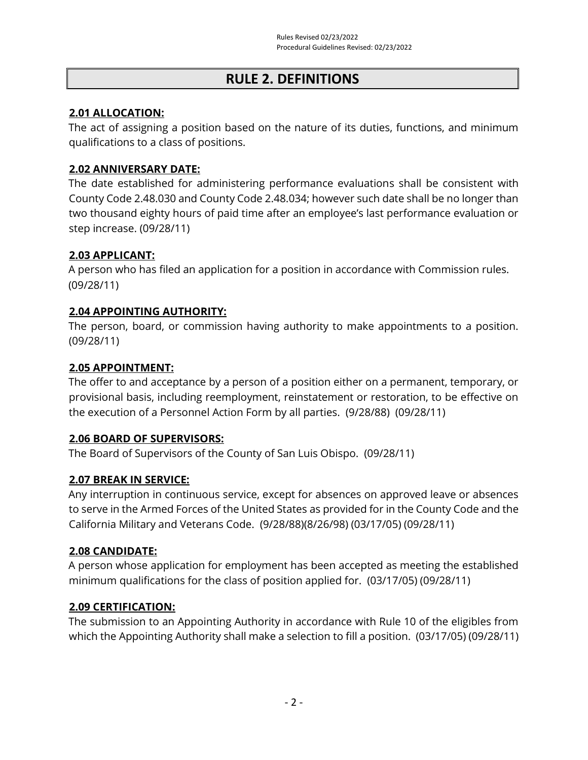# RULE 2. DEFINITIONS

## 2.01 ALLOCATION:

The act of assigning a position based on the nature of its duties, functions, and minimum qualifications to a class of positions.

## 2.02 ANNIVERSARY DATE:

The date established for administering performance evaluations shall be consistent with County Code 2.48.030 and County Code 2.48.034; however such date shall be no longer than two thousand eighty hours of paid time after an employee's last performance evaluation or step increase. (09/28/11)

## 2.03 APPLICANT:

A person who has filed an application for a position in accordance with Commission rules. (09/28/11)

## 2.04 APPOINTING AUTHORITY:

The person, board, or commission having authority to make appointments to a position. (09/28/11)

## 2.05 APPOINTMENT:

The offer to and acceptance by a person of a position either on a permanent, temporary, or provisional basis, including reemployment, reinstatement or restoration, to be effective on the execution of a Personnel Action Form by all parties. (9/28/88) (09/28/11)

## 2.06 BOARD OF SUPERVISORS:

The Board of Supervisors of the County of San Luis Obispo. (09/28/11)

## 2.07 BREAK IN SERVICE:

Any interruption in continuous service, except for absences on approved leave or absences to serve in the Armed Forces of the United States as provided for in the County Code and the California Military and Veterans Code. (9/28/88)(8/26/98) (03/17/05) (09/28/11)

## 2.08 CANDIDATE:

A person whose application for employment has been accepted as meeting the established minimum qualifications for the class of position applied for. (03/17/05) (09/28/11)

## 2.09 CERTIFICATION:

The submission to an Appointing Authority in accordance with Rule 10 of the eligibles from which the Appointing Authority shall make a selection to fill a position. (03/17/05) (09/28/11)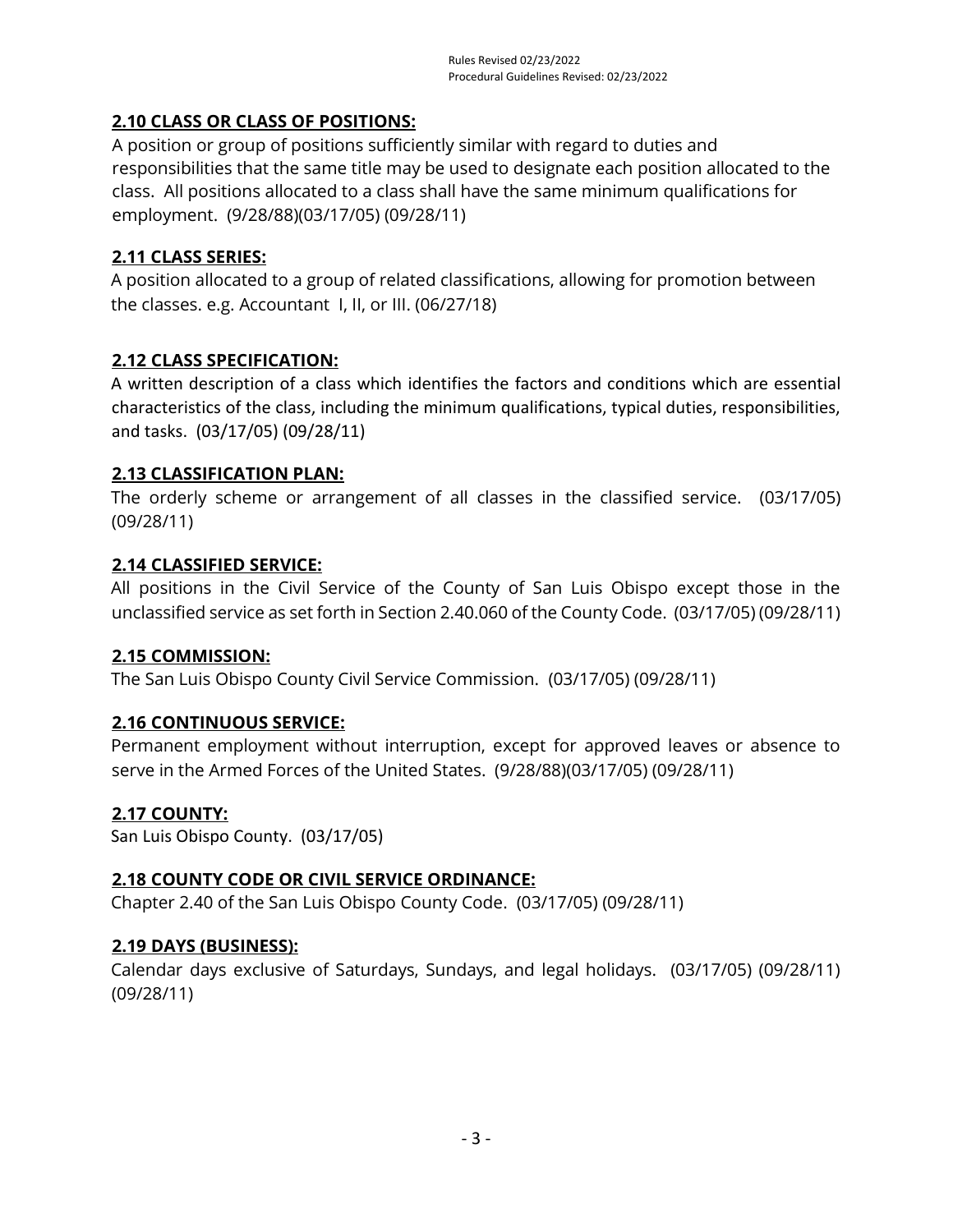## 2.10 CLASS OR CLASS OF POSITIONS:

A position or group of positions sufficiently similar with regard to duties and responsibilities that the same title may be used to designate each position allocated to the class. All positions allocated to a class shall have the same minimum qualifications for employment. (9/28/88)(03/17/05) (09/28/11)

## 2.11 CLASS SERIES:

A position allocated to a group of related classifications, allowing for promotion between the classes. e.g. Accountant I, II, or III. (06/27/18)

## 2.12 CLASS SPECIFICATION:

A written description of a class which identifies the factors and conditions which are essential characteristics of the class, including the minimum qualifications, typical duties, responsibilities, and tasks. (03/17/05) (09/28/11)

## 2.13 CLASSIFICATION PLAN:

The orderly scheme or arrangement of all classes in the classified service. (03/17/05) (09/28/11)

## 2.14 CLASSIFIED SERVICE:

All positions in the Civil Service of the County of San Luis Obispo except those in the unclassified service as set forth in Section 2.40.060 of the County Code. (03/17/05) (09/28/11)

## 2.15 COMMISSION:

The San Luis Obispo County Civil Service Commission. (03/17/05) (09/28/11)

## 2.16 CONTINUOUS SERVICE:

Permanent employment without interruption, except for approved leaves or absence to serve in the Armed Forces of the United States. (9/28/88)(03/17/05) (09/28/11)

## 2.17 COUNTY:

San Luis Obispo County. (03/17/05)

## 2.18 COUNTY CODE OR CIVIL SERVICE ORDINANCE:

Chapter 2.40 of the San Luis Obispo County Code. (03/17/05) (09/28/11)

## 2.19 DAYS (BUSINESS):

Calendar days exclusive of Saturdays, Sundays, and legal holidays. (03/17/05) (09/28/11) (09/28/11)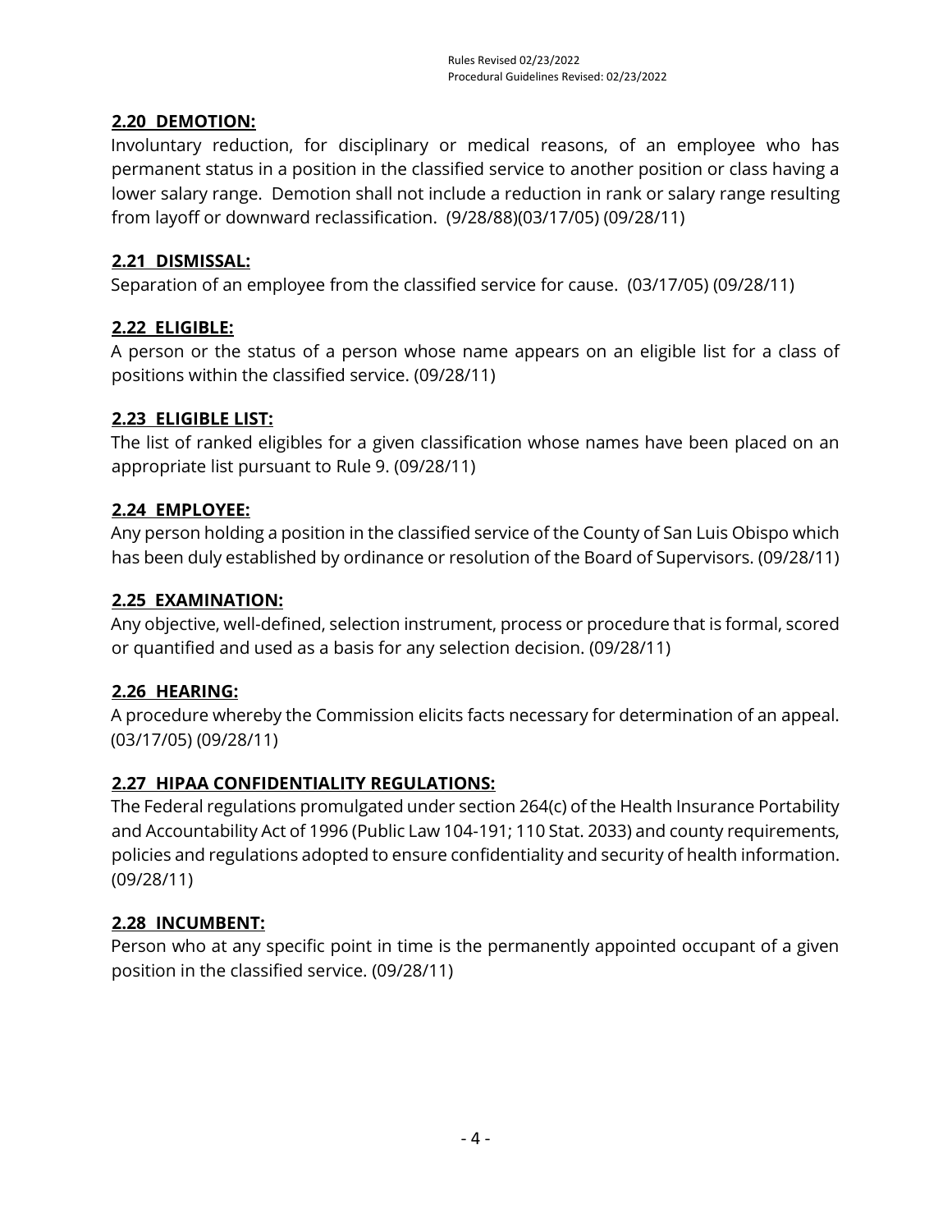## 2.20 DEMOTION:

Involuntary reduction, for disciplinary or medical reasons, of an employee who has permanent status in a position in the classified service to another position or class having a lower salary range. Demotion shall not include a reduction in rank or salary range resulting from layoff or downward reclassification. (9/28/88)(03/17/05) (09/28/11)

## 2.21 DISMISSAL:

Separation of an employee from the classified service for cause. (03/17/05) (09/28/11)

## 2.22 ELIGIBLE:

A person or the status of a person whose name appears on an eligible list for a class of positions within the classified service. (09/28/11)

## 2.23 ELIGIBLE LIST:

The list of ranked eligibles for a given classification whose names have been placed on an appropriate list pursuant to Rule 9. (09/28/11)

## 2.24 EMPLOYEE:

Any person holding a position in the classified service of the County of San Luis Obispo which has been duly established by ordinance or resolution of the Board of Supervisors. (09/28/11)

## 2.25 EXAMINATION:

Any objective, well-defined, selection instrument, process or procedure that is formal, scored or quantified and used as a basis for any selection decision. (09/28/11)

## 2.26 HEARING:

A procedure whereby the Commission elicits facts necessary for determination of an appeal. (03/17/05) (09/28/11)

## 2.27 HIPAA CONFIDENTIALITY REGULATIONS:

The Federal regulations promulgated under section 264(c) of the Health Insurance Portability and Accountability Act of 1996 (Public Law 104-191; 110 Stat. 2033) and county requirements, policies and regulations adopted to ensure confidentiality and security of health information. (09/28/11)

## 2.28 INCUMBENT:

Person who at any specific point in time is the permanently appointed occupant of a given position in the classified service. (09/28/11)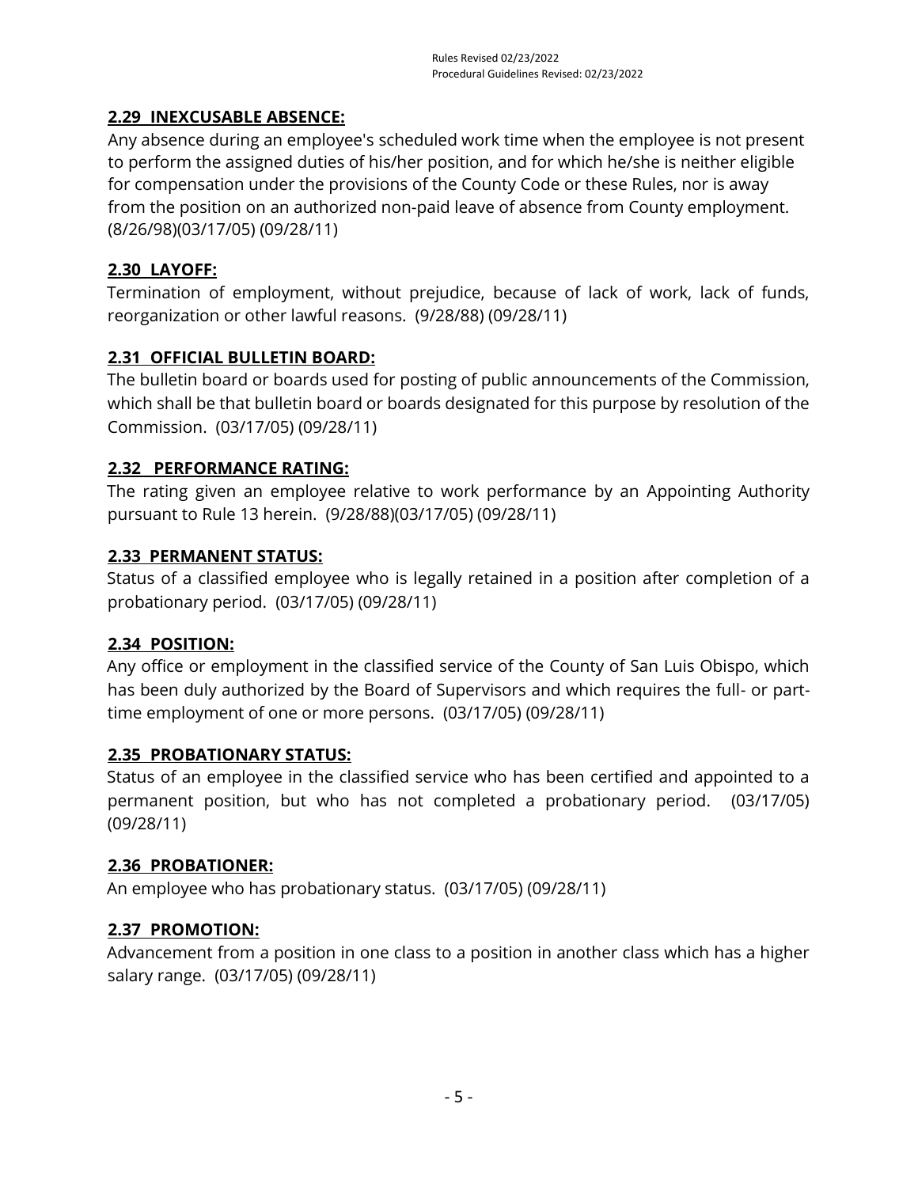## **2.29 INEXCUSABLE ABSENCE:**

Any absence during an employee's scheduled work time when the employee is not present to perform the assigned duties of his/her position, and for which he/she is neither eligible for compensation under the provisions of the County Code or these Rules, nor is away from the position on an authorized non-paid leave of absence from County employment. (8/26/98)(03/17/05) (09/28/11)

## **2.30 LAYOFF:**

Termination of employment, without prejudice, because of lack of work, lack of funds, reorganization or other lawful reasons. (9/28/88) (09/28/11)

## **2.31 OFFICIAL BULLETIN BOARD:**

The bulletin board or boards used for posting of public announcements of the Commission, which shall be that bulletin board or boards designated for this purpose by resolution of the Commission. (03/17/05) (09/28/11)

## **2.32 PERFORMANCE RATING:**

The rating given an employee relative to work performance by an Appointing Authority pursuant to Rule 13 herein. (9/28/88)(03/17/05) (09/28/11)

## **2.33 PERMANENT STATUS:**

Status of a classified employee who is legally retained in a position after completion of a probationary period. (03/17/05) (09/28/11)

## **2.34 POSITION:**

Any office or employment in the classified service of the County of San Luis Obispo, which has been duly authorized by the Board of Supervisors and which requires the full- or part-time employment of one or more persons. (03/17/05) (09/28/11)

## **2.35 PROBATIONARY STATUS:**

Status of an employee in the classified service who has been certified and appointed to a permanent position, but who has not completed a probationary period. (03/17/05) (09/28/11)

## **2.36 PROBATIONER:**

An employee who has probationary status. (03/17/05) (09/28/11)

## **2.37 PROMOTION:**

Advancement from a position in one class to a position in another class which has a higher salary range. (03/17/05) (09/28/11)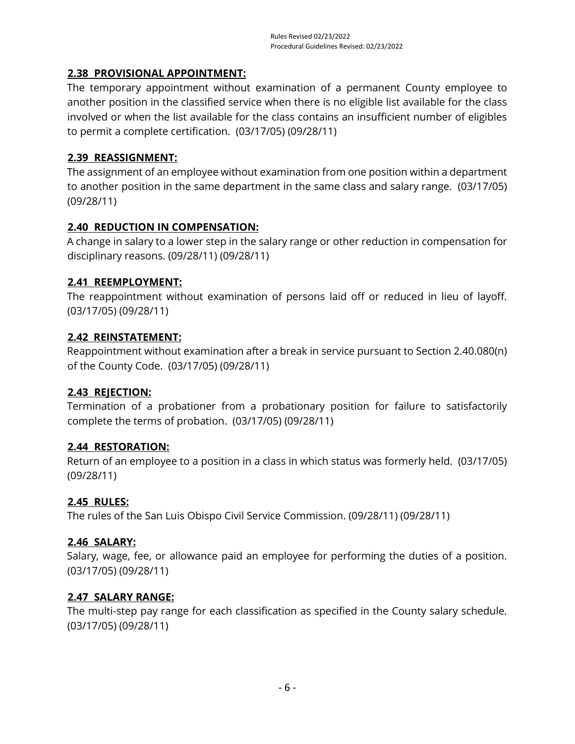## **2.38 PROVISIONAL APPOINTMENT:**

The temporary appointment without examination of a permanent County employee to another position in the classified service when there is no eligible list available for the class involved or when the list available for the class contains an insufficient number of eligibles to permit a complete certification. (03/17/05) (09/28/11)

## **2.39 REASSIGNMENT:**

The assignment of an employee without examination from one position within a department to another position in the same department in the same class and salary range. (03/17/05) (09/28/11)

## **2.40 REDUCTION IN COMPENSATION:**

A change in salary to a lower step in the salary range or other reduction in compensation for disciplinary reasons. (09/28/11) (09/28/11)

## **2.41 REEMPLOYMENT:**

The reappointment without examination of persons laid off or reduced in lieu of layoff. (03/17/05) (09/28/11)

## **2.42 REINSTATEMENT:**

Reappointment without examination after a break in service pursuant to Section 2.40.080(n) of the County Code. (03/17/05) (09/28/11)

## **2.43 REJECTION:**

Termination of a probationer from a probationary position for failure to satisfactorily complete the terms of probation. (03/17/05) (09/28/11)

## **2.44 RESTORATION:**

Return of an employee to a position in a class in which status was formerly held. (03/17/05) (09/28/11)

## **2.45 RULES:**

The rules of the San Luis Obispo Civil Service Commission. (09/28/11) (09/28/11)

## **2.46 SALARY:**

Salary, wage, fee, or allowance paid an employee for performing the duties of a position. (03/17/05) (09/28/11)

## **2.47 SALARY RANGE:**

The multi-step pay range for each classification as specified in the County salary schedule. (03/17/05) (09/28/11)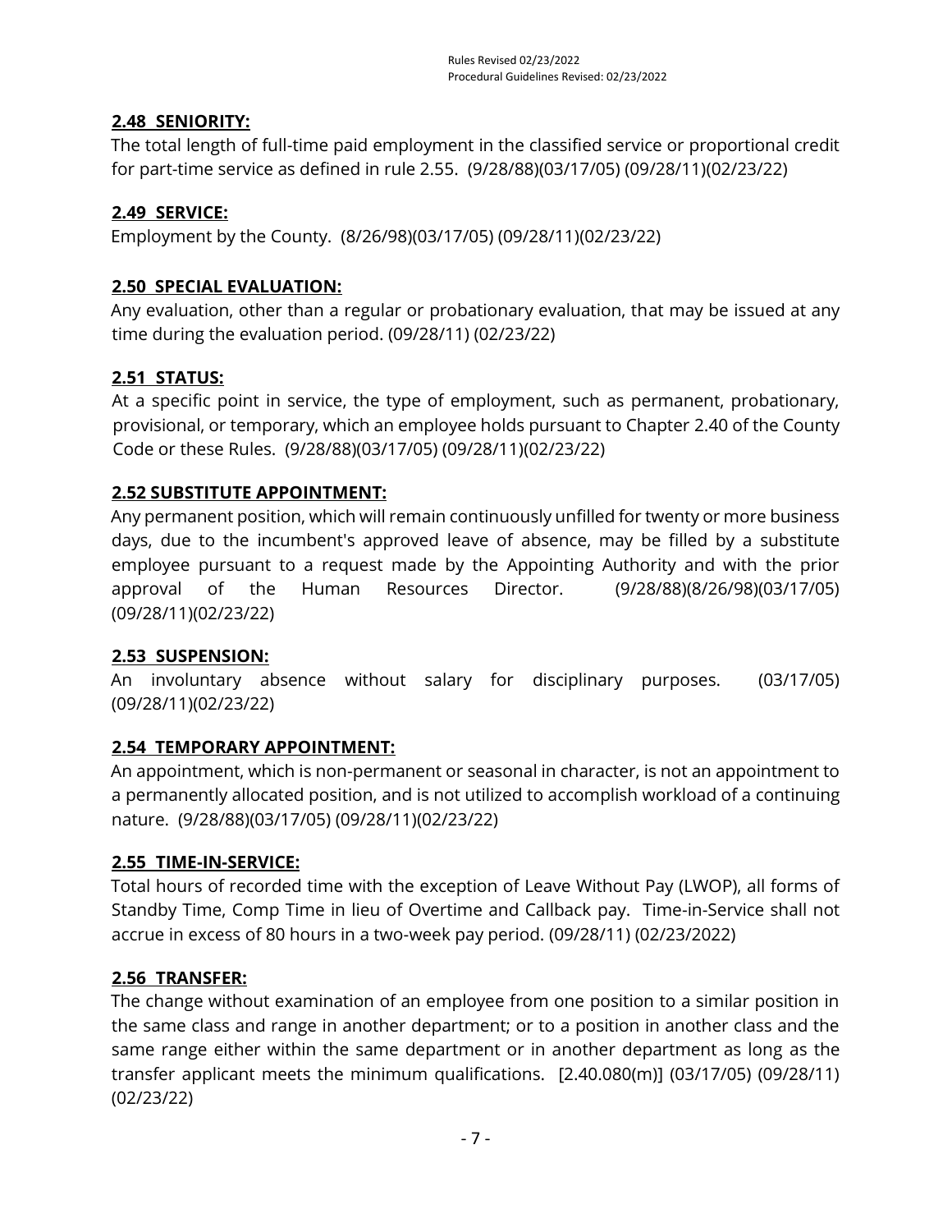## 2.48 SENIORITY:

The total length of full-time paid employment in the classified service or proportional credit for part-time service as defined in rule 2.55. (9/28/88)(03/17/05) (09/28/11)(02/23/22)

## 2.49 SERVICE:

Employment by the County. (8/26/98)(03/17/05) (09/28/11)(02/23/22)

## 2.50 SPECIAL EVALUATION:

Any evaluation, other than a regular or probationary evaluation, that may be issued at any time during the evaluation period. (09/28/11) (02/23/22)

## 2.51 STATUS:

At a specific point in service, the type of employment, such as permanent, probationary, provisional, or temporary, which an employee holds pursuant to Chapter 2.40 of the County Code or these Rules. (9/28/88)(03/17/05) (09/28/11)(02/23/22)

## 2.52 SUBSTITUTE APPOINTMENT:

Any permanent position, which will remain continuously unfilled for twenty or more business days, due to the incumbent's approved leave of absence, may be filled by a substitute employee pursuant to a request made by the Appointing Authority and with the prior approval of the Human Resources Director. (9/28/88)(8/26/98)(03/17/05) (09/28/11)(02/23/22)

## 2.53 SUSPENSION:

An involuntary absence without salary for disciplinary purposes. (03/17/05) (09/28/11)(02/23/22)

## 2.54 TEMPORARY APPOINTMENT:

An appointment, which is non-permanent or seasonal in character, is not an appointment to a permanently allocated position, and is not utilized to accomplish workload of a continuing nature. (9/28/88)(03/17/05) (09/28/11)(02/23/22)

## 2.55 TIME-IN-SERVICE:

Total hours of recorded time with the exception of Leave Without Pay (LWOP), all forms of Standby Time, Comp Time in lieu of Overtime and Callback pay. Time-in-Service shall not accrue in excess of 80 hours in a two-week pay period. (09/28/11) (02/23/2022)

## 2.56 TRANSFER:

The change without examination of an employee from one position to a similar position in the same class and range in another department; or to a position in another class and the same range either within the same department or in another department as long as the transfer applicant meets the minimum qualifications. [2.40.080(m)] (03/17/05) (09/28/11) (02/23/22)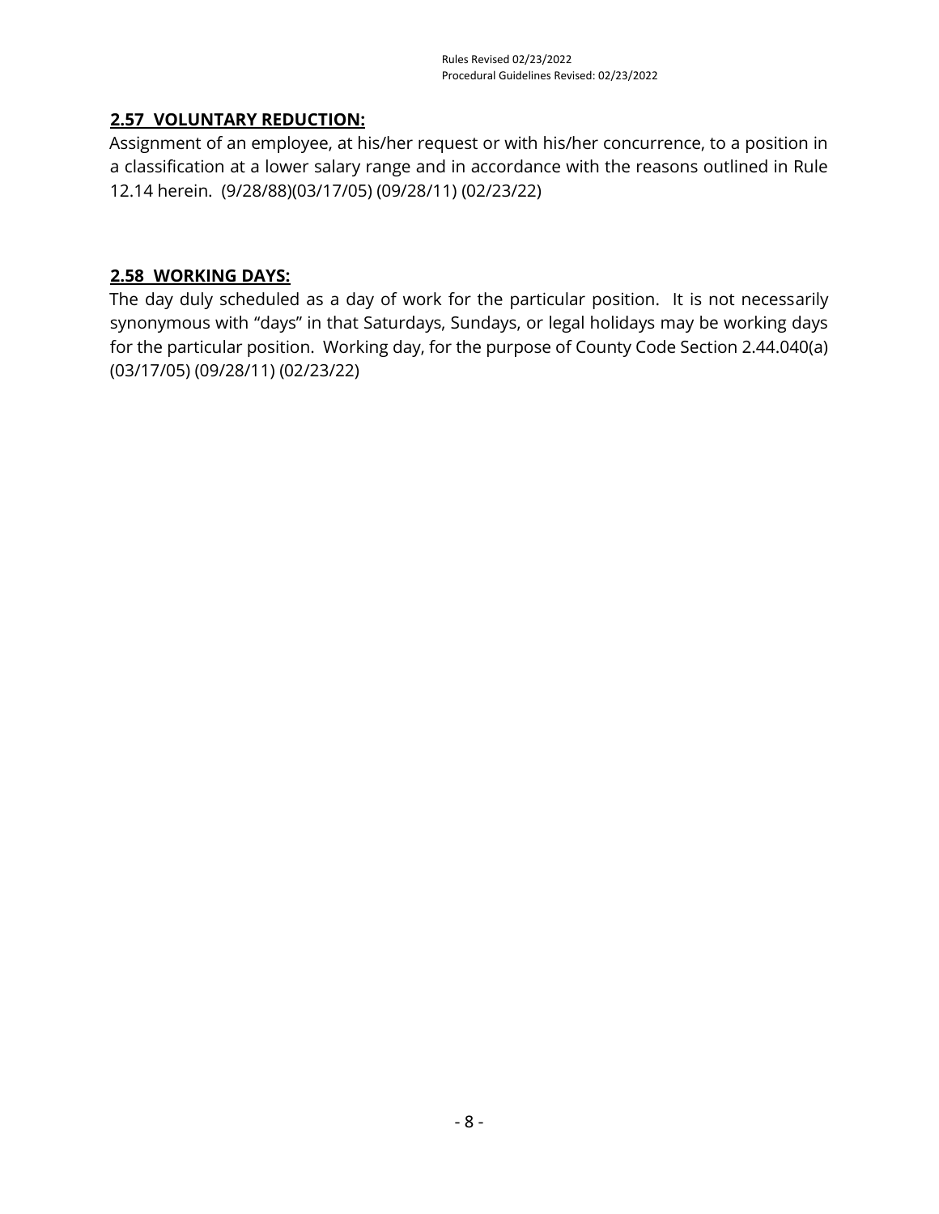## **2.57 VOLUNTARY REDUCTION:**

Assignment of an employee, at his/her request or with his/her concurrence, to a position in a classification at a lower salary range and in accordance with the reasons outlined in Rule 12.14 herein. (9/28/88)(03/17/05) (09/28/11) (02/23/22)

## **2.58 WORKING DAYS:**

The day duly scheduled as a day of work for the particular position. It is not necessarily synonymous with "days" in that Saturdays, Sundays, or legal holidays may be working days for the particular position. Working day, for the purpose of County Code Section 2.44.040(a) (03/17/05) (09/28/11) (02/23/22)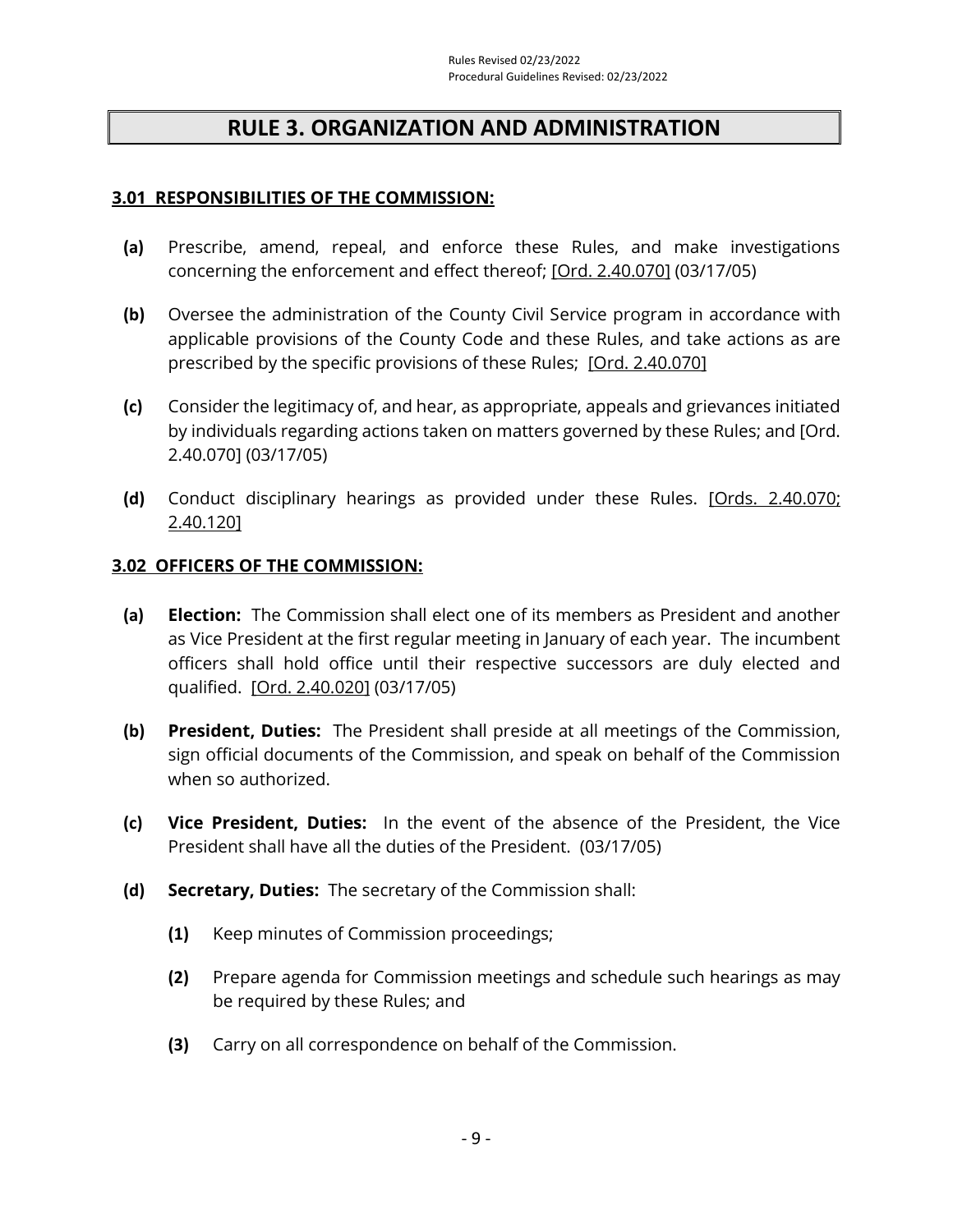# RULE 3. ORGANIZATION AND ADMINISTRATION

## 3.01 RESPONSIBILITIES OF THE COMMISSION:

**(a)** Prescribe, amend, repeal, and enforce these Rules, and make investigations concerning the enforcement and effect thereof; [Ord. 2.40.070] (03/17/05)

**(b)** Oversee the administration of the County Civil Service program in accordance with applicable provisions of the County Code and these Rules, and take actions as are prescribed by the specific provisions of these Rules; [Ord. 2.40.070]

**(c)** Consider the legitimacy of, and hear, as appropriate, appeals and grievances initiated by individuals regarding actions taken on matters governed by these Rules; and [Ord. 2.40.070] (03/17/05)

**(d)** Conduct disciplinary hearings as provided under these Rules. [Ords. 2.40.070; 2.40.120]

## 3.02 OFFICERS OF THE COMMISSION:

**(a)** **Election:** The Commission shall elect one of its members as President and another as Vice President at the first regular meeting in January of each year. The incumbent officers shall hold office until their respective successors are duly elected and qualified. [Ord. 2.40.020] (03/17/05)

**(b)** **President, Duties:** The President shall preside at all meetings of the Commission, sign official documents of the Commission, and speak on behalf of the Commission when so authorized.

**(c)** **Vice President, Duties:** In the event of the absence of the President, the Vice President shall have all the duties of the President. (03/17/05)

**(d)** **Secretary, Duties:** The secretary of the Commission shall:

- **(1)** Keep minutes of Commission proceedings;
- **(2)** Prepare agenda for Commission meetings and schedule such hearings as may be required by these Rules; and
- **(3)** Carry on all correspondence on behalf of the Commission.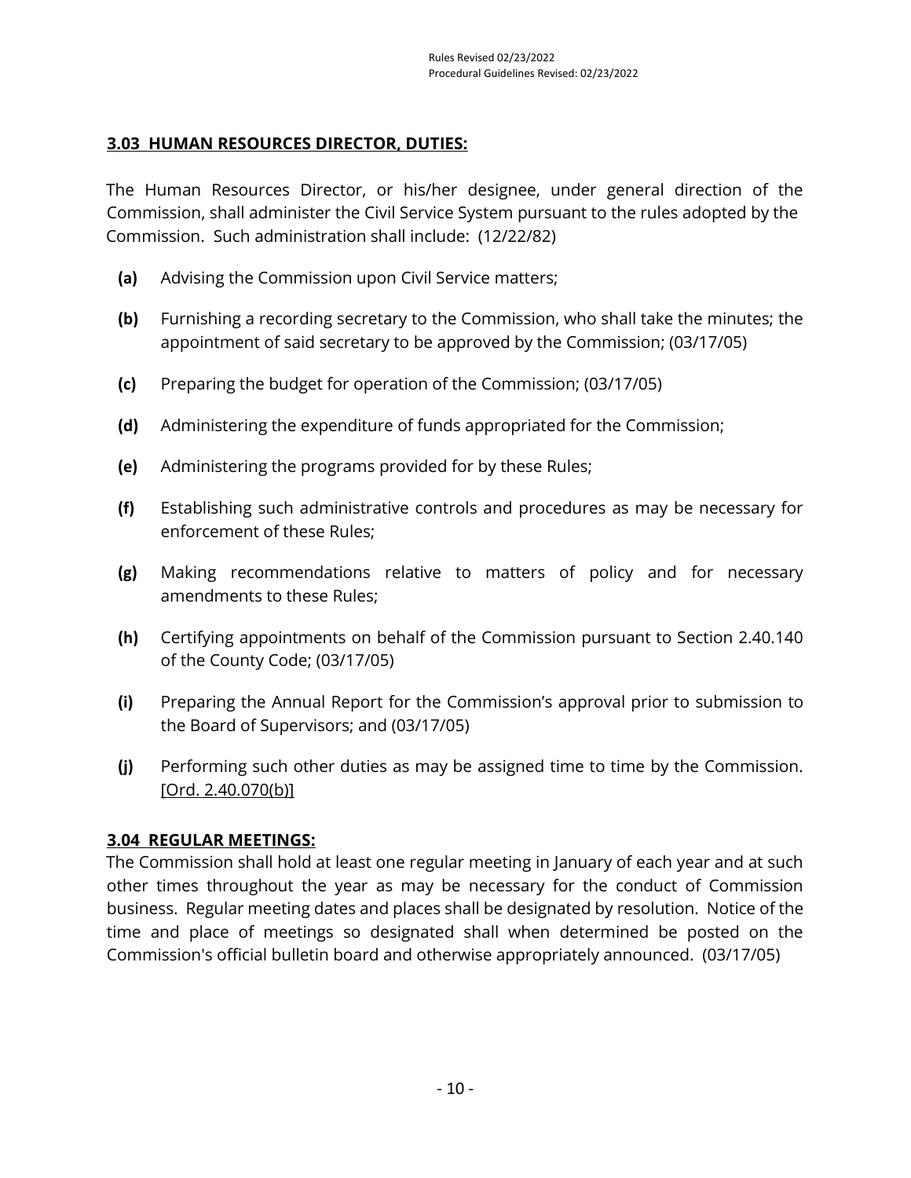## 3.03 HUMAN RESOURCES DIRECTOR, DUTIES:

The Human Resources Director, or his/her designee, under general direction of the Commission, shall administer the Civil Service System pursuant to the rules adopted by the Commission. Such administration shall include: (12/22/82)

- **(a)** Advising the Commission upon Civil Service matters;
- **(b)** Furnishing a recording secretary to the Commission, who shall take the minutes; the appointment of said secretary to be approved by the Commission; (03/17/05)
- **(c)** Preparing the budget for operation of the Commission; (03/17/05)
- **(d)** Administering the expenditure of funds appropriated for the Commission;
- **(e)** Administering the programs provided for by these Rules;
- **(f)** Establishing such administrative controls and procedures as may be necessary for enforcement of these Rules;
- **(g)** Making recommendations relative to matters of policy and for necessary amendments to these Rules;
- **(h)** Certifying appointments on behalf of the Commission pursuant to Section 2.40.140 of the County Code; (03/17/05)
- **(i)** Preparing the Annual Report for the Commission's approval prior to submission to the Board of Supervisors; and (03/17/05)
- **(j)** Performing such other duties as may be assigned time to time by the Commission. [Ord. 2.40.070(b)]

## 3.04 REGULAR MEETINGS:

The Commission shall hold at least one regular meeting in January of each year and at such other times throughout the year as may be necessary for the conduct of Commission business. Regular meeting dates and places shall be designated by resolution. Notice of the time and place of meetings so designated shall when determined be posted on the Commission's official bulletin board and otherwise appropriately announced. (03/17/05)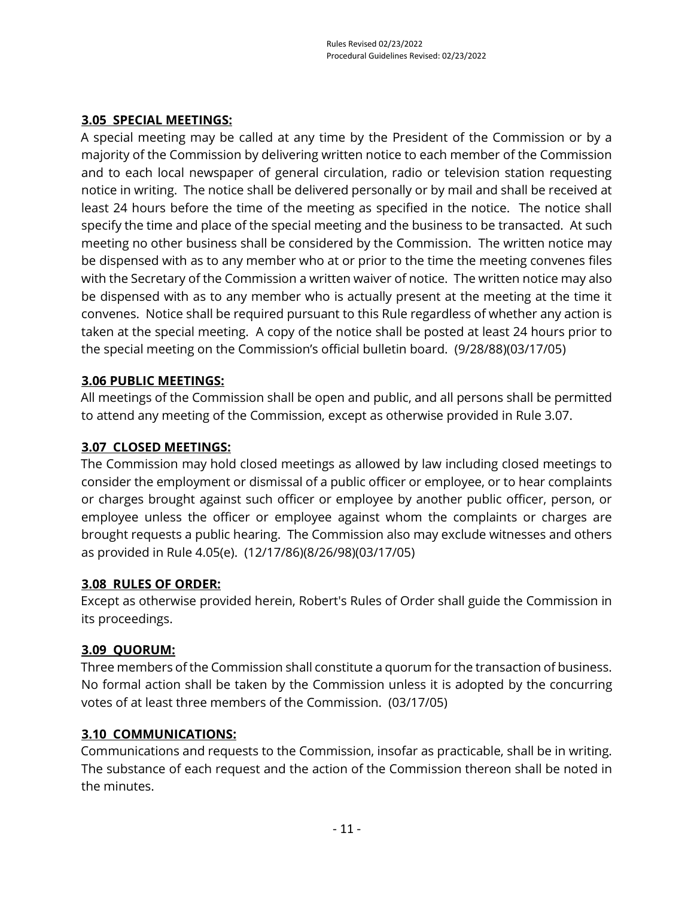### 3.05 SPECIAL MEETINGS:

A special meeting may be called at any time by the President of the Commission or by a majority of the Commission by delivering written notice to each member of the Commission and to each local newspaper of general circulation, radio or television station requesting notice in writing. The notice shall be delivered personally or by mail and shall be received at least 24 hours before the time of the meeting as specified in the notice. The notice shall specify the time and place of the special meeting and the business to be transacted. At such meeting no other business shall be considered by the Commission. The written notice may be dispensed with as to any member who at or prior to the time the meeting convenes files with the Secretary of the Commission a written waiver of notice. The written notice may also be dispensed with as to any member who is actually present at the meeting at the time it convenes. Notice shall be required pursuant to this Rule regardless of whether any action is taken at the special meeting. A copy of the notice shall be posted at least 24 hours prior to the special meeting on the Commission's official bulletin board. (9/28/88)(03/17/05)

### 3.06 PUBLIC MEETINGS:

All meetings of the Commission shall be open and public, and all persons shall be permitted to attend any meeting of the Commission, except as otherwise provided in Rule 3.07.

### 3.07 CLOSED MEETINGS:

The Commission may hold closed meetings as allowed by law including closed meetings to consider the employment or dismissal of a public officer or employee, or to hear complaints or charges brought against such officer or employee by another public officer, person, or employee unless the officer or employee against whom the complaints or charges are brought requests a public hearing. The Commission also may exclude witnesses and others as provided in Rule 4.05(e). (12/17/86)(8/26/98)(03/17/05)

### 3.08 RULES OF ORDER:

Except as otherwise provided herein, Robert's Rules of Order shall guide the Commission in its proceedings.

### 3.09 QUORUM:

Three members of the Commission shall constitute a quorum for the transaction of business. No formal action shall be taken by the Commission unless it is adopted by the concurring votes of at least three members of the Commission. (03/17/05)

### 3.10 COMMUNICATIONS:

Communications and requests to the Commission, insofar as practicable, shall be in writing. The substance of each request and the action of the Commission thereon shall be noted in the minutes.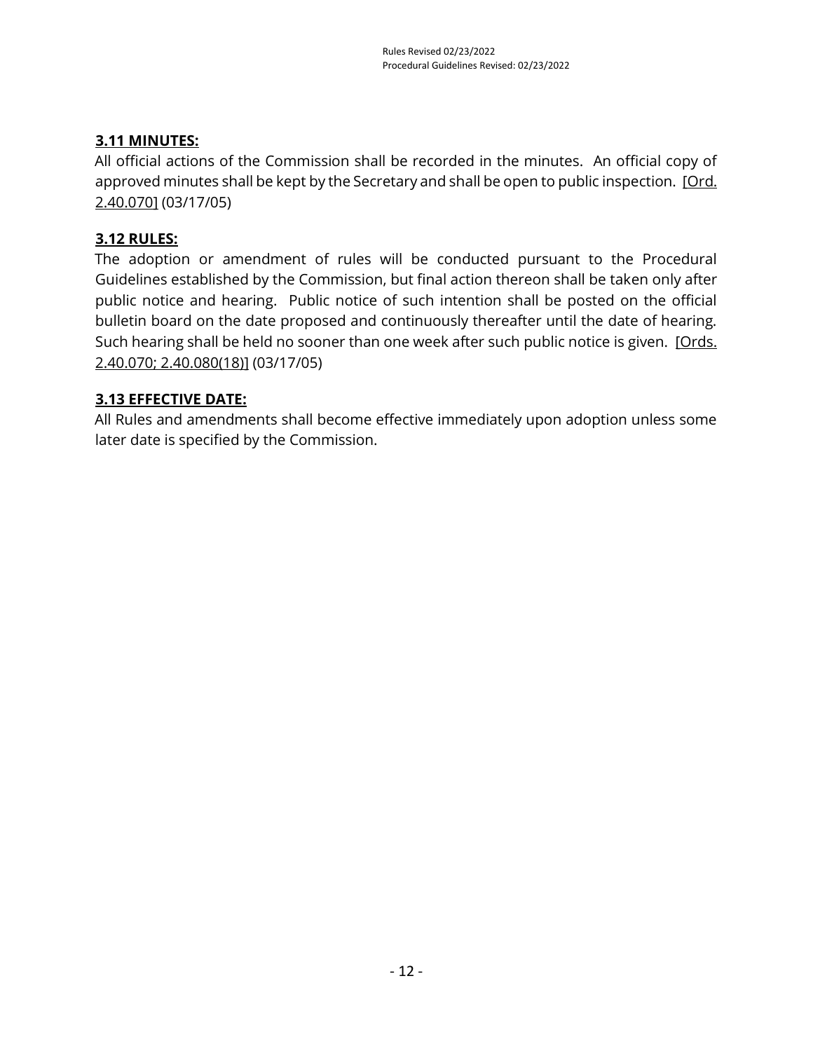### **3.11 MINUTES:**

All official actions of the Commission shall be recorded in the minutes. An official copy of approved minutes shall be kept by the Secretary and shall be open to public inspection. [Ord. 2.40.070] (03/17/05)

### **3.12 RULES:**

The adoption or amendment of rules will be conducted pursuant to the Procedural Guidelines established by the Commission, but final action thereon shall be taken only after public notice and hearing. Public notice of such intention shall be posted on the official bulletin board on the date proposed and continuously thereafter until the date of hearing. Such hearing shall be held no sooner than one week after such public notice is given. [Ords. 2.40.070; 2.40.080(18)] (03/17/05)

### **3.13 EFFECTIVE DATE:**

All Rules and amendments shall become effective immediately upon adoption unless some later date is specified by the Commission.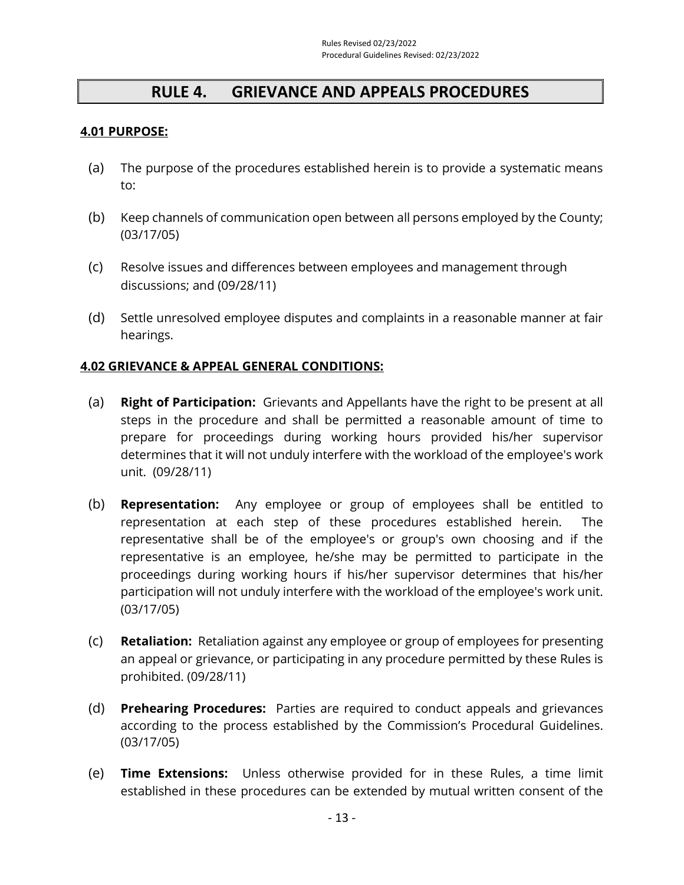# RULE 4. GRIEVANCE AND APPEALS PROCEDURES

**4.01 PURPOSE:**

(a) The purpose of the procedures established herein is to provide a systematic means to:

(b) Keep channels of communication open between all persons employed by the County; (03/17/05)

(c) Resolve issues and differences between employees and management through discussions; and (09/28/11)

(d) Settle unresolved employee disputes and complaints in a reasonable manner at fair hearings.

**4.02 GRIEVANCE & APPEAL GENERAL CONDITIONS:**

(a) **Right of Participation:** Grievants and Appellants have the right to be present at all steps in the procedure and shall be permitted a reasonable amount of time to prepare for proceedings during working hours provided his/her supervisor determines that it will not unduly interfere with the workload of the employee's work unit. (09/28/11)

(b) **Representation:** Any employee or group of employees shall be entitled to representation at each step of these procedures established herein. The representative shall be of the employee's or group's own choosing and if the representative is an employee, he/she may be permitted to participate in the proceedings during working hours if his/her supervisor determines that his/her participation will not unduly interfere with the workload of the employee's work unit. (03/17/05)

(c) **Retaliation:** Retaliation against any employee or group of employees for presenting an appeal or grievance, or participating in any procedure permitted by these Rules is prohibited. (09/28/11)

(d) **Prehearing Procedures:** Parties are required to conduct appeals and grievances according to the process established by the Commission's Procedural Guidelines. (03/17/05)

(e) **Time Extensions:** Unless otherwise provided for in these Rules, a time limit established in these procedures can be extended by mutual written consent of the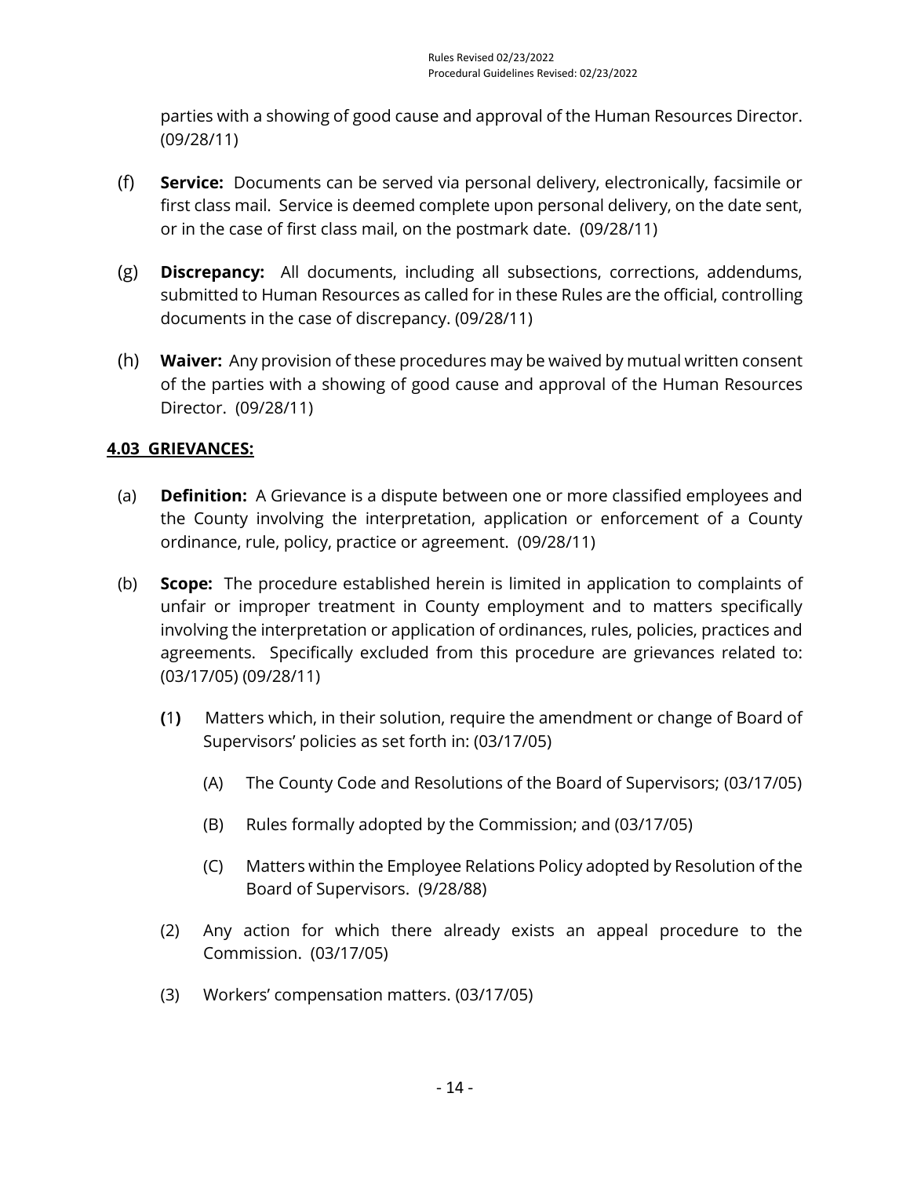parties with a showing of good cause and approval of the Human Resources Director. (09/28/11)

(f) **Service:** Documents can be served via personal delivery, electronically, facsimile or first class mail. Service is deemed complete upon personal delivery, on the date sent, or in the case of first class mail, on the postmark date. (09/28/11)

(g) **Discrepancy:** All documents, including all subsections, corrections, addendums, submitted to Human Resources as called for in these Rules are the official, controlling documents in the case of discrepancy. (09/28/11)

(h) **Waiver:** Any provision of these procedures may be waived by mutual written consent of the parties with a showing of good cause and approval of the Human Resources Director. (09/28/11)

**4.03 GRIEVANCES:**

(a) **Definition:** A Grievance is a dispute between one or more classified employees and the County involving the interpretation, application or enforcement of a County ordinance, rule, policy, practice or agreement. (09/28/11)

(b) **Scope:** The procedure established herein is limited in application to complaints of unfair or improper treatment in County employment and to matters specifically involving the interpretation or application of ordinances, rules, policies, practices and agreements. Specifically excluded from this procedure are grievances related to: (03/17/05) (09/28/11)

(1) Matters which, in their solution, require the amendment or change of Board of Supervisors' policies as set forth in: (03/17/05)

(A) The County Code and Resolutions of the Board of Supervisors; (03/17/05)

(B) Rules formally adopted by the Commission; and (03/17/05)

(C) Matters within the Employee Relations Policy adopted by Resolution of the Board of Supervisors. (9/28/88)

(2) Any action for which there already exists an appeal procedure to the Commission. (03/17/05)

(3) Workers' compensation matters. (03/17/05)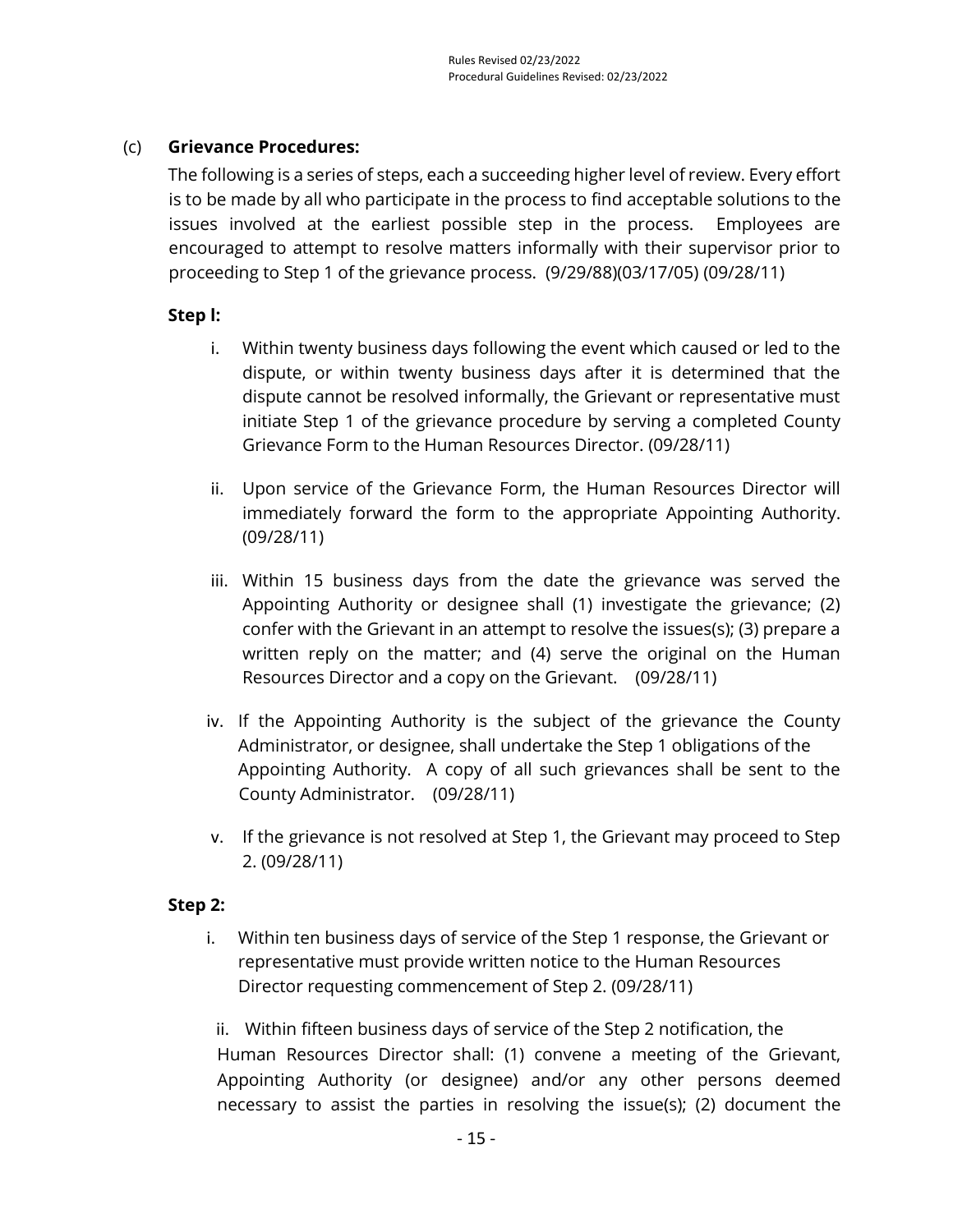(c) **Grievance Procedures:**

The following is a series of steps, each a succeeding higher level of review. Every effort is to be made by all who participate in the process to find acceptable solutions to the issues involved at the earliest possible step in the process. Employees are encouraged to attempt to resolve matters informally with their supervisor prior to proceeding to Step 1 of the grievance process. (9/29/88)(03/17/05) (09/28/11)

**Step l:**

i. Within twenty business days following the event which caused or led to the dispute, or within twenty business days after it is determined that the dispute cannot be resolved informally, the Grievant or representative must initiate Step 1 of the grievance procedure by serving a completed County Grievance Form to the Human Resources Director. (09/28/11)

ii. Upon service of the Grievance Form, the Human Resources Director will immediately forward the form to the appropriate Appointing Authority. (09/28/11)

iii. Within 15 business days from the date the grievance was served the Appointing Authority or designee shall (1) investigate the grievance; (2) confer with the Grievant in an attempt to resolve the issues(s); (3) prepare a written reply on the matter; and (4) serve the original on the Human Resources Director and a copy on the Grievant. (09/28/11)

iv. If the Appointing Authority is the subject of the grievance the County Administrator, or designee, shall undertake the Step 1 obligations of the Appointing Authority. A copy of all such grievances shall be sent to the County Administrator. (09/28/11)

v. If the grievance is not resolved at Step 1, the Grievant may proceed to Step 2. (09/28/11)

**Step 2:**

i. Within ten business days of service of the Step 1 response, the Grievant or representative must provide written notice to the Human Resources Director requesting commencement of Step 2. (09/28/11)

ii. Within fifteen business days of service of the Step 2 notification, the Human Resources Director shall: (1) convene a meeting of the Grievant, Appointing Authority (or designee) and/or any other persons deemed necessary to assist the parties in resolving the issue(s); (2) document the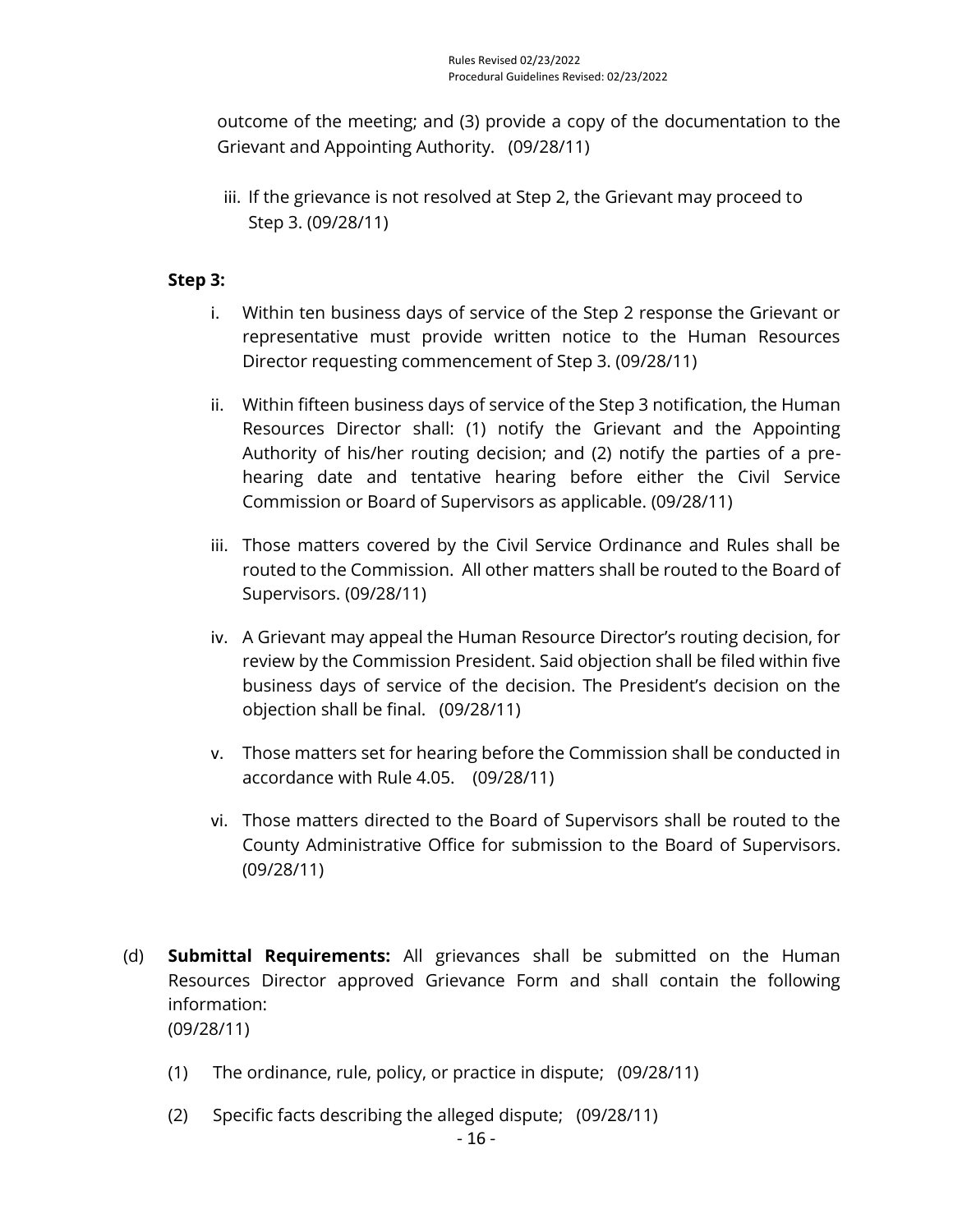outcome of the meeting; and (3) provide a copy of the documentation to the Grievant and Appointing Authority. (09/28/11)

iii. If the grievance is not resolved at Step 2, the Grievant may proceed to Step 3. (09/28/11)

**Step 3:**

i. Within ten business days of service of the Step 2 response the Grievant or representative must provide written notice to the Human Resources Director requesting commencement of Step 3. (09/28/11)

ii. Within fifteen business days of service of the Step 3 notification, the Human Resources Director shall: (1) notify the Grievant and the Appointing Authority of his/her routing decision; and (2) notify the parties of a pre-hearing date and tentative hearing before either the Civil Service Commission or Board of Supervisors as applicable. (09/28/11)

iii. Those matters covered by the Civil Service Ordinance and Rules shall be routed to the Commission. All other matters shall be routed to the Board of Supervisors. (09/28/11)

iv. A Grievant may appeal the Human Resource Director's routing decision, for review by the Commission President. Said objection shall be filed within five business days of service of the decision. The President's decision on the objection shall be final. (09/28/11)

v. Those matters set for hearing before the Commission shall be conducted in accordance with Rule 4.05. (09/28/11)

vi. Those matters directed to the Board of Supervisors shall be routed to the County Administrative Office for submission to the Board of Supervisors. (09/28/11)

(d) **Submittal Requirements:** All grievances shall be submitted on the Human Resources Director approved Grievance Form and shall contain the following information:
(09/28/11)

(1) The ordinance, rule, policy, or practice in dispute; (09/28/11)

(2) Specific facts describing the alleged dispute; (09/28/11)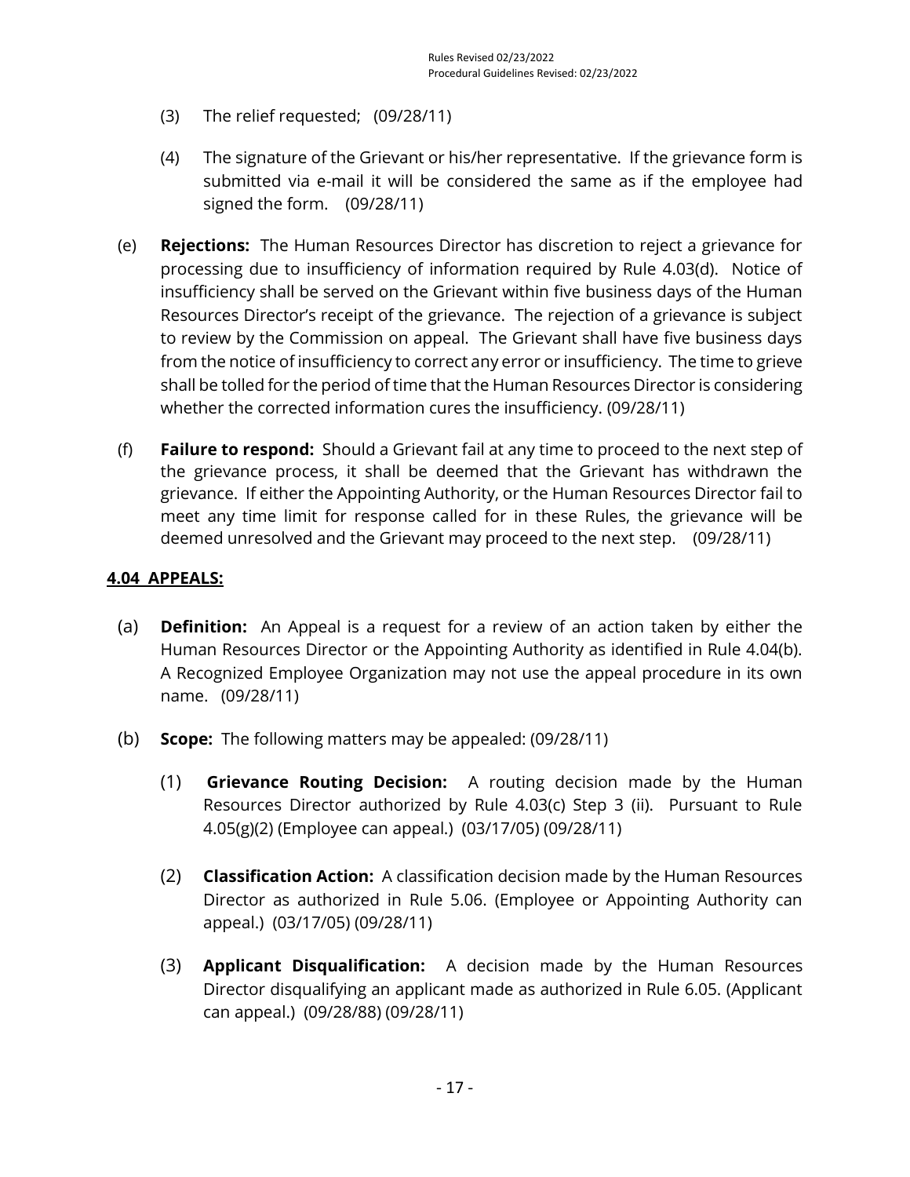(3) The relief requested; (09/28/11)

(4) The signature of the Grievant or his/her representative. If the grievance form is submitted via e-mail it will be considered the same as if the employee had signed the form. (09/28/11)

(e) **Rejections:** The Human Resources Director has discretion to reject a grievance for processing due to insufficiency of information required by Rule 4.03(d). Notice of insufficiency shall be served on the Grievant within five business days of the Human Resources Director's receipt of the grievance. The rejection of a grievance is subject to review by the Commission on appeal. The Grievant shall have five business days from the notice of insufficiency to correct any error or insufficiency. The time to grieve shall be tolled for the period of time that the Human Resources Director is considering whether the corrected information cures the insufficiency. (09/28/11)

(f) **Failure to respond:** Should a Grievant fail at any time to proceed to the next step of the grievance process, it shall be deemed that the Grievant has withdrawn the grievance. If either the Appointing Authority, or the Human Resources Director fail to meet any time limit for response called for in these Rules, the grievance will be deemed unresolved and the Grievant may proceed to the next step. (09/28/11)

## 4.04 APPEALS:

(a) **Definition:** An Appeal is a request for a review of an action taken by either the Human Resources Director or the Appointing Authority as identified in Rule 4.04(b). A Recognized Employee Organization may not use the appeal procedure in its own name. (09/28/11)

(b) **Scope:** The following matters may be appealed: (09/28/11)

(1) **Grievance Routing Decision:** A routing decision made by the Human Resources Director authorized by Rule 4.03(c) Step 3 (ii). Pursuant to Rule 4.05(g)(2) (Employee can appeal.) (03/17/05) (09/28/11)

(2) **Classification Action:** A classification decision made by the Human Resources Director as authorized in Rule 5.06. (Employee or Appointing Authority can appeal.) (03/17/05) (09/28/11)

(3) **Applicant Disqualification:** A decision made by the Human Resources Director disqualifying an applicant made as authorized in Rule 6.05. (Applicant can appeal.) (09/28/88) (09/28/11)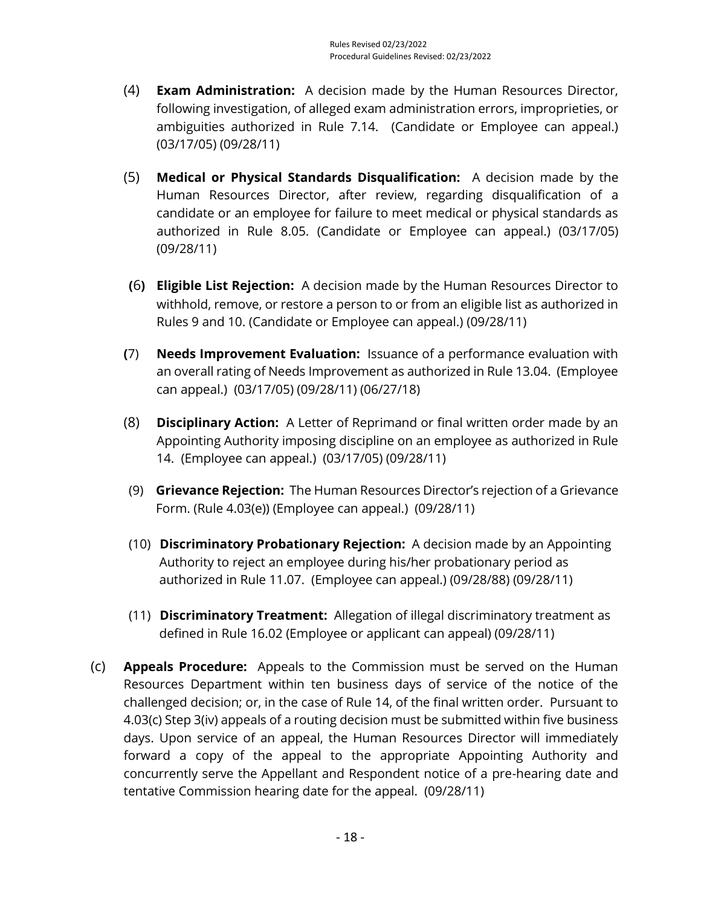(4) **Exam Administration:** A decision made by the Human Resources Director, following investigation, of alleged exam administration errors, improprieties, or ambiguities authorized in Rule 7.14. (Candidate or Employee can appeal.) (03/17/05) (09/28/11)

(5) **Medical or Physical Standards Disqualification:** A decision made by the Human Resources Director, after review, regarding disqualification of a candidate or an employee for failure to meet medical or physical standards as authorized in Rule 8.05. (Candidate or Employee can appeal.) (03/17/05) (09/28/11)

(6) **Eligible List Rejection:** A decision made by the Human Resources Director to withhold, remove, or restore a person to or from an eligible list as authorized in Rules 9 and 10. (Candidate or Employee can appeal.) (09/28/11)

(7) **Needs Improvement Evaluation:** Issuance of a performance evaluation with an overall rating of Needs Improvement as authorized in Rule 13.04. (Employee can appeal.) (03/17/05) (09/28/11) (06/27/18)

(8) **Disciplinary Action:** A Letter of Reprimand or final written order made by an Appointing Authority imposing discipline on an employee as authorized in Rule 14. (Employee can appeal.) (03/17/05) (09/28/11)

(9) **Grievance Rejection:** The Human Resources Director's rejection of a Grievance Form. (Rule 4.03(e)) (Employee can appeal.) (09/28/11)

(10) **Discriminatory Probationary Rejection:** A decision made by an Appointing Authority to reject an employee during his/her probationary period as authorized in Rule 11.07. (Employee can appeal.) (09/28/88) (09/28/11)

(11) **Discriminatory Treatment:** Allegation of illegal discriminatory treatment as defined in Rule 16.02 (Employee or applicant can appeal) (09/28/11)

(c) **Appeals Procedure:** Appeals to the Commission must be served on the Human Resources Department within ten business days of service of the notice of the challenged decision; or, in the case of Rule 14, of the final written order. Pursuant to 4.03(c) Step 3(iv) appeals of a routing decision must be submitted within five business days. Upon service of an appeal, the Human Resources Director will immediately forward a copy of the appeal to the appropriate Appointing Authority and concurrently serve the Appellant and Respondent notice of a pre-hearing date and tentative Commission hearing date for the appeal. (09/28/11)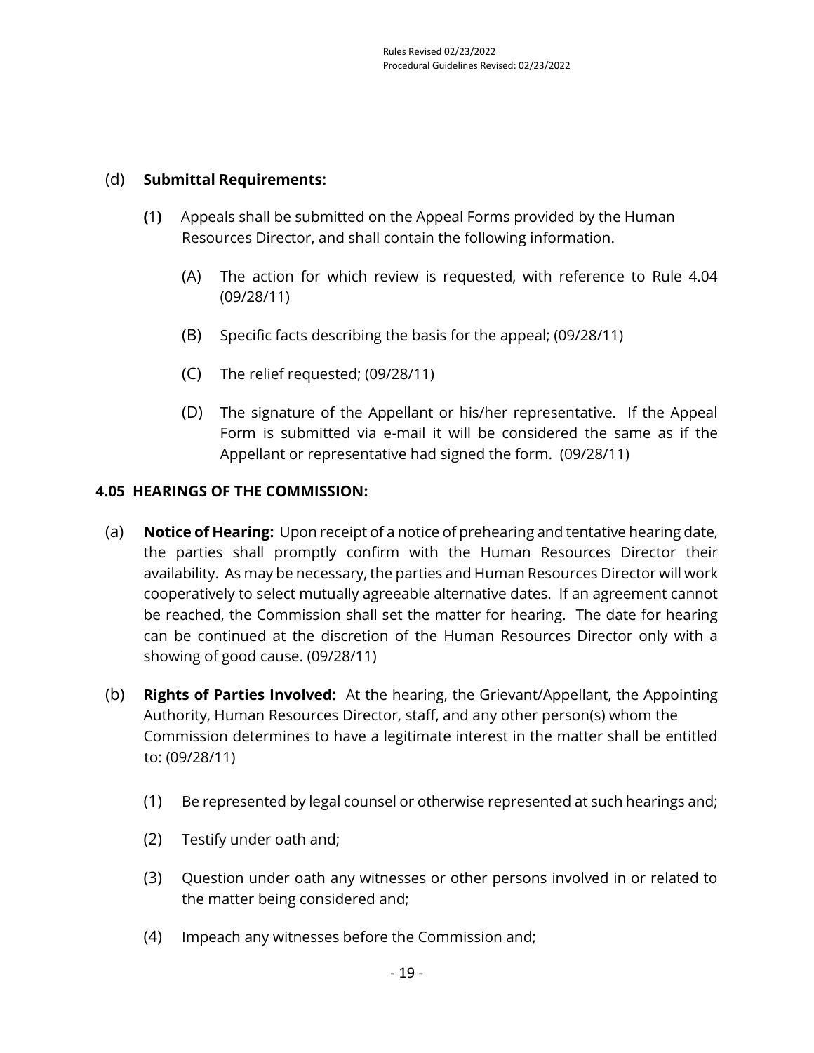(d) **Submittal Requirements:**

(1) Appeals shall be submitted on the Appeal Forms provided by the Human Resources Director, and shall contain the following information.

(A) The action for which review is requested, with reference to Rule 4.04 (09/28/11)

(B) Specific facts describing the basis for the appeal; (09/28/11)

(C) The relief requested; (09/28/11)

(D) The signature of the Appellant or his/her representative. If the Appeal Form is submitted via e-mail it will be considered the same as if the Appellant or representative had signed the form. (09/28/11)

**4.05 HEARINGS OF THE COMMISSION:**

(a) **Notice of Hearing:** Upon receipt of a notice of prehearing and tentative hearing date, the parties shall promptly confirm with the Human Resources Director their availability. As may be necessary, the parties and Human Resources Director will work cooperatively to select mutually agreeable alternative dates. If an agreement cannot be reached, the Commission shall set the matter for hearing. The date for hearing can be continued at the discretion of the Human Resources Director only with a showing of good cause. (09/28/11)

(b) **Rights of Parties Involved:** At the hearing, the Grievant/Appellant, the Appointing Authority, Human Resources Director, staff, and any other person(s) whom the Commission determines to have a legitimate interest in the matter shall be entitled to: (09/28/11)

(1) Be represented by legal counsel or otherwise represented at such hearings and;

(2) Testify under oath and;

(3) Question under oath any witnesses or other persons involved in or related to the matter being considered and;

(4) Impeach any witnesses before the Commission and;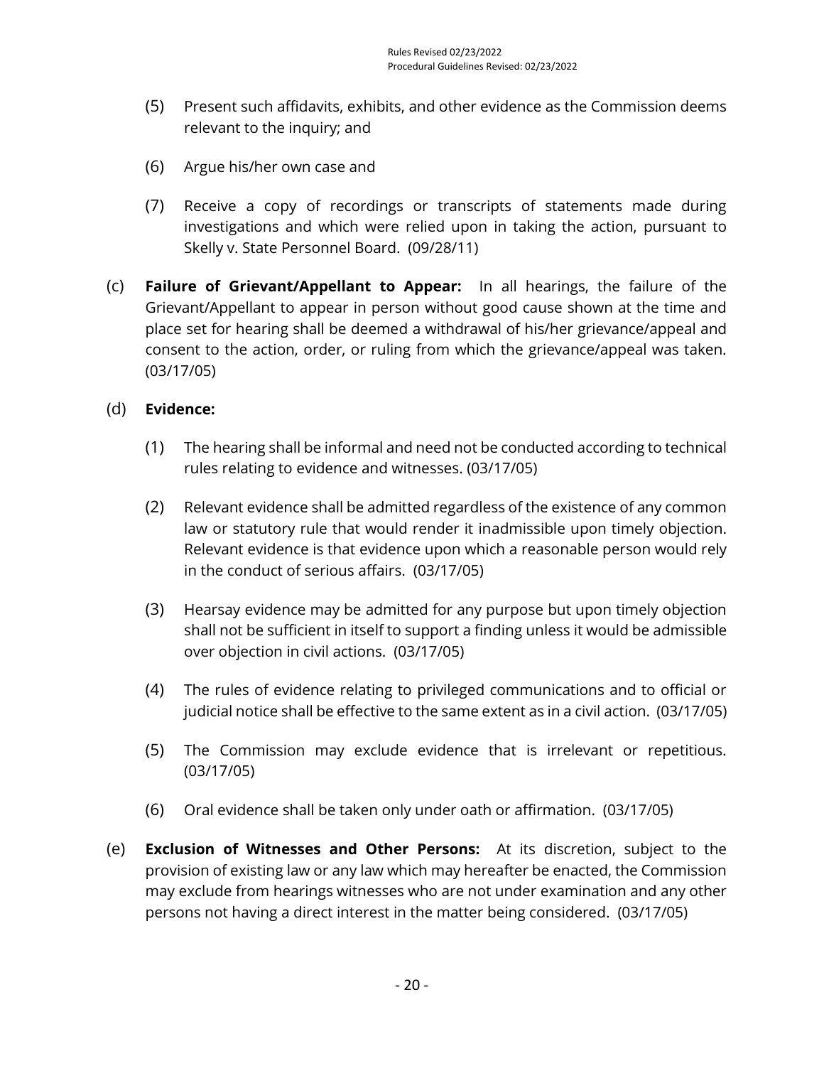(5) Present such affidavits, exhibits, and other evidence as the Commission deems relevant to the inquiry; and

(6) Argue his/her own case and

(7) Receive a copy of recordings or transcripts of statements made during investigations and which were relied upon in taking the action, pursuant to Skelly v. State Personnel Board. (09/28/11)

(c) **Failure of Grievant/Appellant to Appear:** In all hearings, the failure of the Grievant/Appellant to appear in person without good cause shown at the time and place set for hearing shall be deemed a withdrawal of his/her grievance/appeal and consent to the action, order, or ruling from which the grievance/appeal was taken. (03/17/05)

(d) **Evidence:**

(1) The hearing shall be informal and need not be conducted according to technical rules relating to evidence and witnesses. (03/17/05)

(2) Relevant evidence shall be admitted regardless of the existence of any common law or statutory rule that would render it inadmissible upon timely objection. Relevant evidence is that evidence upon which a reasonable person would rely in the conduct of serious affairs. (03/17/05)

(3) Hearsay evidence may be admitted for any purpose but upon timely objection shall not be sufficient in itself to support a finding unless it would be admissible over objection in civil actions. (03/17/05)

(4) The rules of evidence relating to privileged communications and to official or judicial notice shall be effective to the same extent as in a civil action. (03/17/05)

(5) The Commission may exclude evidence that is irrelevant or repetitious. (03/17/05)

(6) Oral evidence shall be taken only under oath or affirmation. (03/17/05)

(e) **Exclusion of Witnesses and Other Persons:** At its discretion, subject to the provision of existing law or any law which may hereafter be enacted, the Commission may exclude from hearings witnesses who are not under examination and any other persons not having a direct interest in the matter being considered. (03/17/05)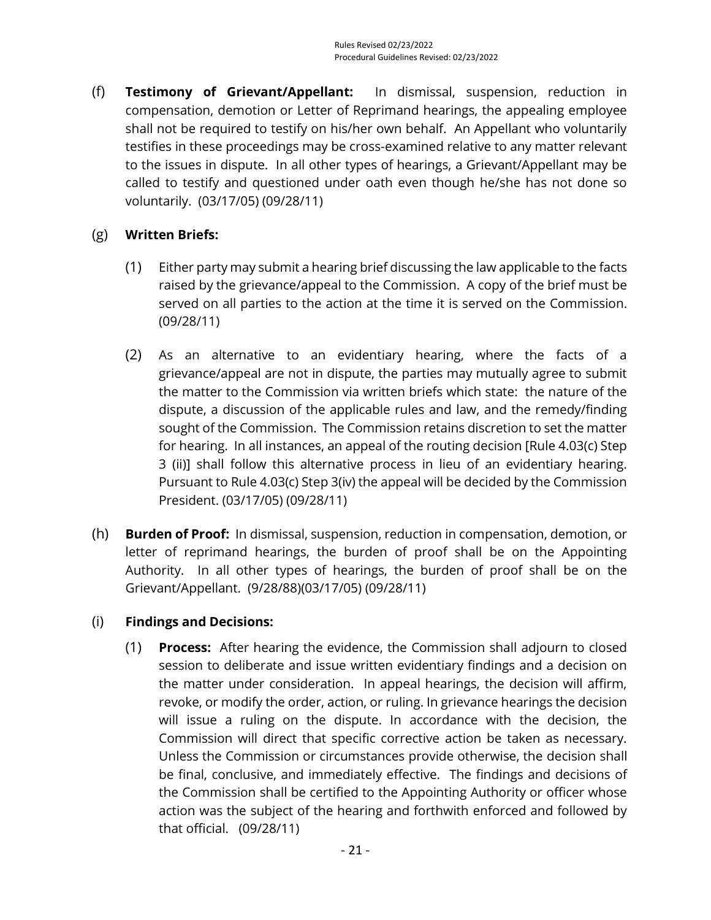(f) **Testimony of Grievant/Appellant:** In dismissal, suspension, reduction in compensation, demotion or Letter of Reprimand hearings, the appealing employee shall not be required to testify on his/her own behalf. An Appellant who voluntarily testifies in these proceedings may be cross-examined relative to any matter relevant to the issues in dispute. In all other types of hearings, a Grievant/Appellant may be called to testify and questioned under oath even though he/she has not done so voluntarily. (03/17/05) (09/28/11)

(g) **Written Briefs:**

(1) Either party may submit a hearing brief discussing the law applicable to the facts raised by the grievance/appeal to the Commission. A copy of the brief must be served on all parties to the action at the time it is served on the Commission. (09/28/11)

(2) As an alternative to an evidentiary hearing, where the facts of a grievance/appeal are not in dispute, the parties may mutually agree to submit the matter to the Commission via written briefs which state: the nature of the dispute, a discussion of the applicable rules and law, and the remedy/finding sought of the Commission. The Commission retains discretion to set the matter for hearing. In all instances, an appeal of the routing decision [Rule 4.03(c) Step 3 (ii)] shall follow this alternative process in lieu of an evidentiary hearing. Pursuant to Rule 4.03(c) Step 3(iv) the appeal will be decided by the Commission President. (03/17/05) (09/28/11)

(h) **Burden of Proof:** In dismissal, suspension, reduction in compensation, demotion, or letter of reprimand hearings, the burden of proof shall be on the Appointing Authority. In all other types of hearings, the burden of proof shall be on the Grievant/Appellant. (9/28/88)(03/17/05) (09/28/11)

(i) **Findings and Decisions:**

(1) **Process:** After hearing the evidence, the Commission shall adjourn to closed session to deliberate and issue written evidentiary findings and a decision on the matter under consideration. In appeal hearings, the decision will affirm, revoke, or modify the order, action, or ruling. In grievance hearings the decision will issue a ruling on the dispute. In accordance with the decision, the Commission will direct that specific corrective action be taken as necessary. Unless the Commission or circumstances provide otherwise, the decision shall be final, conclusive, and immediately effective. The findings and decisions of the Commission shall be certified to the Appointing Authority or officer whose action was the subject of the hearing and forthwith enforced and followed by that official. (09/28/11)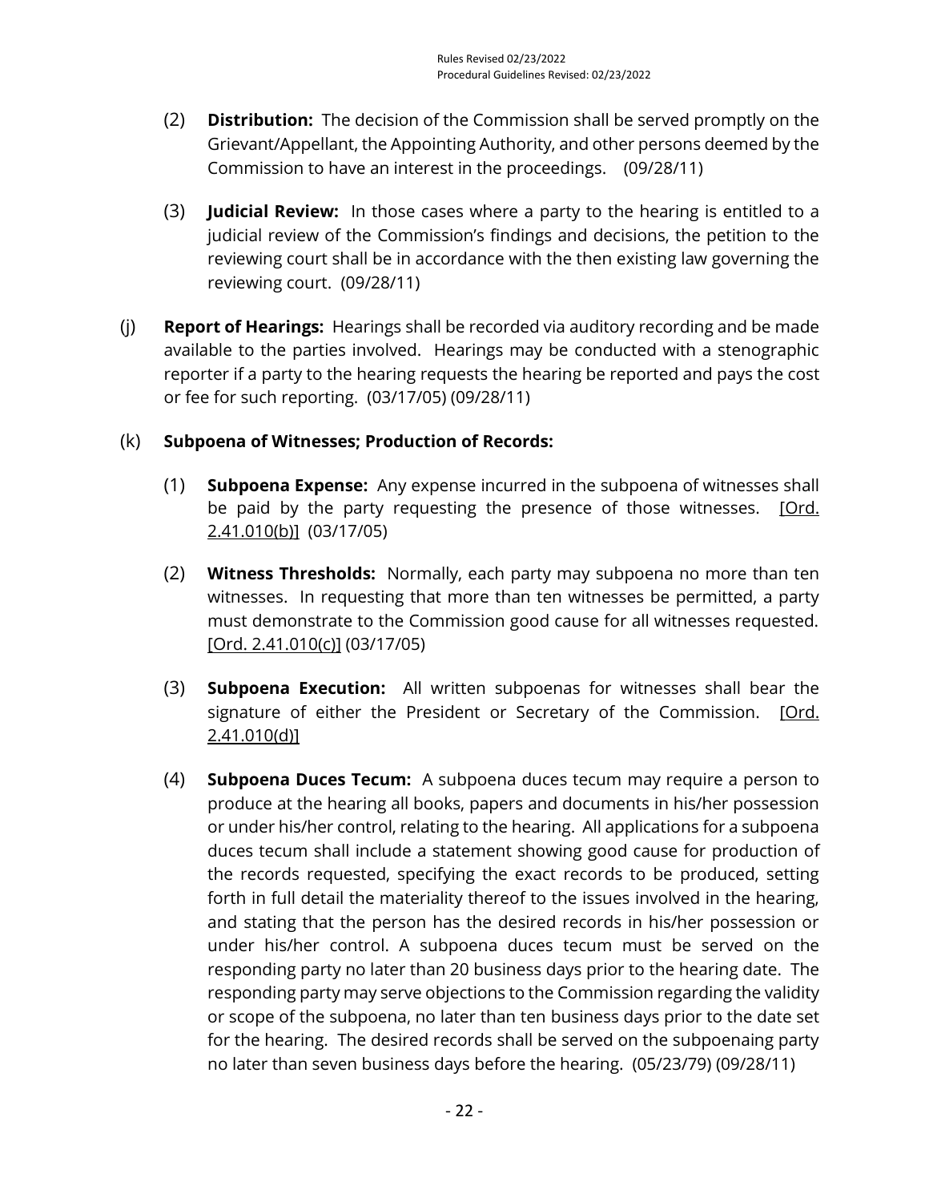(2) **Distribution:** The decision of the Commission shall be served promptly on the Grievant/Appellant, the Appointing Authority, and other persons deemed by the Commission to have an interest in the proceedings. (09/28/11)

(3) **Judicial Review:** In those cases where a party to the hearing is entitled to a judicial review of the Commission's findings and decisions, the petition to the reviewing court shall be in accordance with the then existing law governing the reviewing court. (09/28/11)

(j) **Report of Hearings:** Hearings shall be recorded via auditory recording and be made available to the parties involved. Hearings may be conducted with a stenographic reporter if a party to the hearing requests the hearing be reported and pays the cost or fee for such reporting. (03/17/05) (09/28/11)

(k) **Subpoena of Witnesses; Production of Records:**

(1) **Subpoena Expense:** Any expense incurred in the subpoena of witnesses shall be paid by the party requesting the presence of those witnesses. [Ord. 2.41.010(b)] (03/17/05)

(2) **Witness Thresholds:** Normally, each party may subpoena no more than ten witnesses. In requesting that more than ten witnesses be permitted, a party must demonstrate to the Commission good cause for all witnesses requested. [Ord. 2.41.010(c)] (03/17/05)

(3) **Subpoena Execution:** All written subpoenas for witnesses shall bear the signature of either the President or Secretary of the Commission. [Ord. 2.41.010(d)]

(4) **Subpoena Duces Tecum:** A subpoena duces tecum may require a person to produce at the hearing all books, papers and documents in his/her possession or under his/her control, relating to the hearing. All applications for a subpoena duces tecum shall include a statement showing good cause for production of the records requested, specifying the exact records to be produced, setting forth in full detail the materiality thereof to the issues involved in the hearing, and stating that the person has the desired records in his/her possession or under his/her control. A subpoena duces tecum must be served on the responding party no later than 20 business days prior to the hearing date. The responding party may serve objections to the Commission regarding the validity or scope of the subpoena, no later than ten business days prior to the date set for the hearing. The desired records shall be served on the subpoenaing party no later than seven business days before the hearing. (05/23/79) (09/28/11)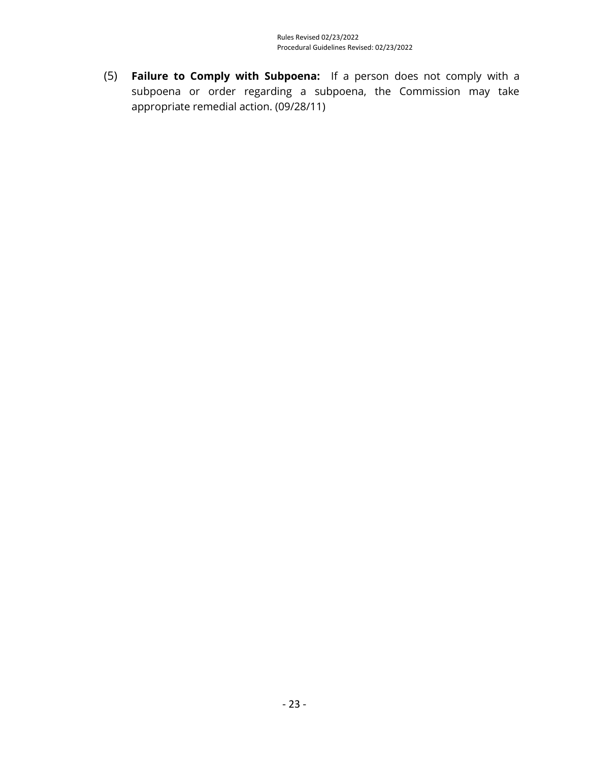(5) **Failure to Comply with Subpoena:** If a person does not comply with a subpoena or order regarding a subpoena, the Commission may take appropriate remedial action. (09/28/11)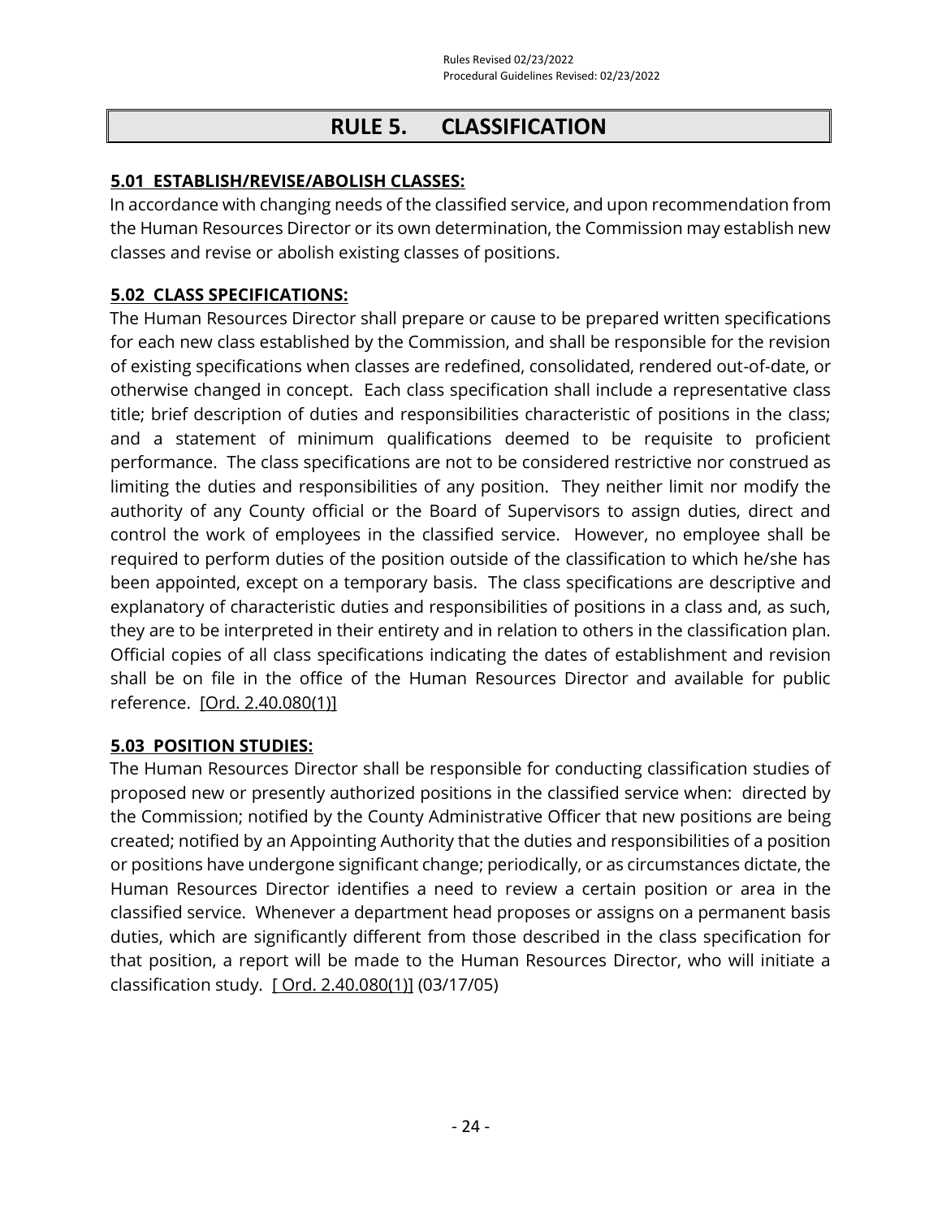# RULE 5. CLASSIFICATION

**5.01 ESTABLISH/REVISE/ABOLISH CLASSES:**

In accordance with changing needs of the classified service, and upon recommendation from the Human Resources Director or its own determination, the Commission may establish new classes and revise or abolish existing classes of positions.

**5.02 CLASS SPECIFICATIONS:**

The Human Resources Director shall prepare or cause to be prepared written specifications for each new class established by the Commission, and shall be responsible for the revision of existing specifications when classes are redefined, consolidated, rendered out-of-date, or otherwise changed in concept. Each class specification shall include a representative class title; brief description of duties and responsibilities characteristic of positions in the class; and a statement of minimum qualifications deemed to be requisite to proficient performance. The class specifications are not to be considered restrictive nor construed as limiting the duties and responsibilities of any position. They neither limit nor modify the authority of any County official or the Board of Supervisors to assign duties, direct and control the work of employees in the classified service. However, no employee shall be required to perform duties of the position outside of the classification to which he/she has been appointed, except on a temporary basis. The class specifications are descriptive and explanatory of characteristic duties and responsibilities of positions in a class and, as such, they are to be interpreted in their entirety and in relation to others in the classification plan. Official copies of all class specifications indicating the dates of establishment and revision shall be on file in the office of the Human Resources Director and available for public reference. [Ord. 2.40.080(1)]

**5.03 POSITION STUDIES:**

The Human Resources Director shall be responsible for conducting classification studies of proposed new or presently authorized positions in the classified service when: directed by the Commission; notified by the County Administrative Officer that new positions are being created; notified by an Appointing Authority that the duties and responsibilities of a position or positions have undergone significant change; periodically, or as circumstances dictate, the Human Resources Director identifies a need to review a certain position or area in the classified service. Whenever a department head proposes or assigns on a permanent basis duties, which are significantly different from those described in the class specification for that position, a report will be made to the Human Resources Director, who will initiate a classification study. [ Ord. 2.40.080(1)] (03/17/05)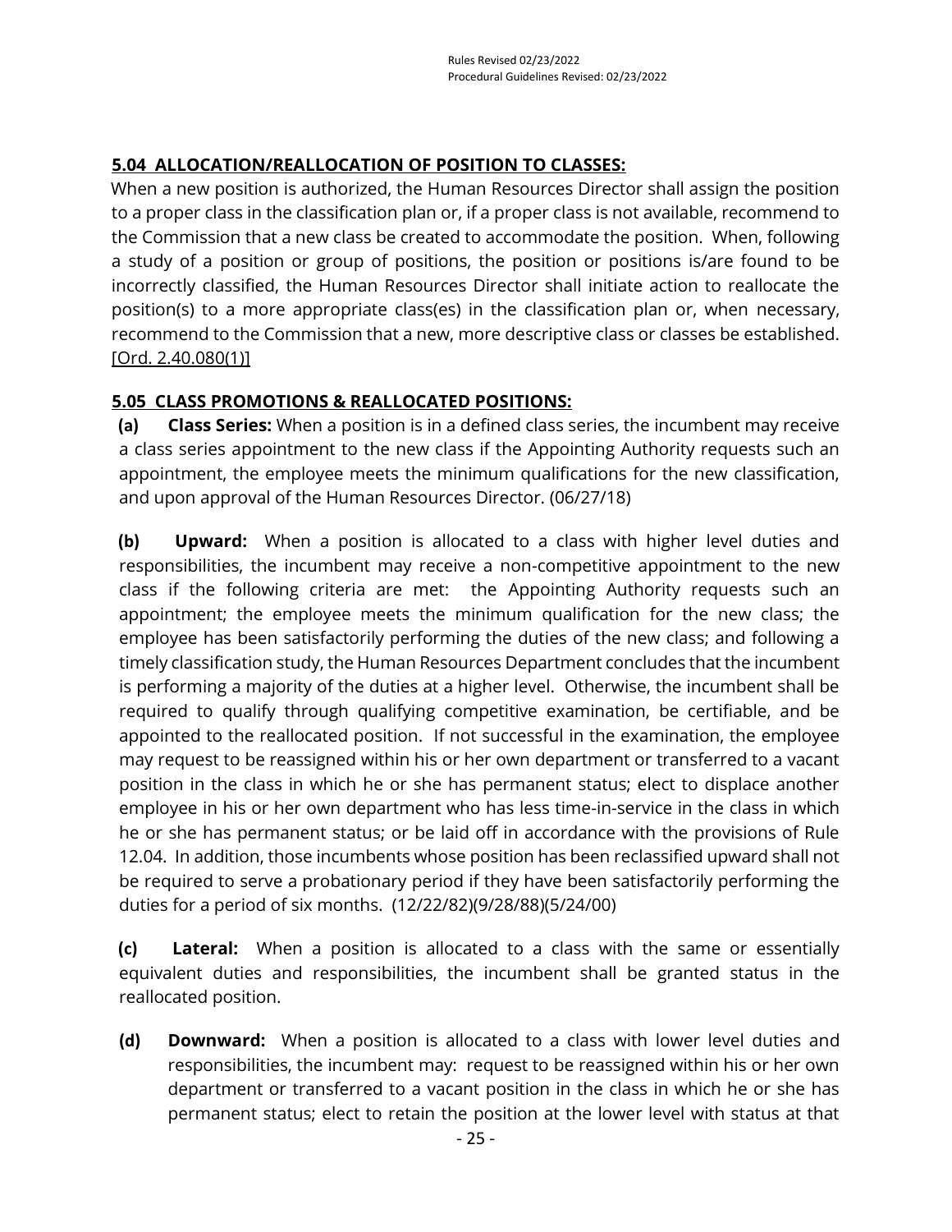**5.04 ALLOCATION/REALLOCATION OF POSITION TO CLASSES:**

When a new position is authorized, the Human Resources Director shall assign the position to a proper class in the classification plan or, if a proper class is not available, recommend to the Commission that a new class be created to accommodate the position. When, following a study of a position or group of positions, the position or positions is/are found to be incorrectly classified, the Human Resources Director shall initiate action to reallocate the position(s) to a more appropriate class(es) in the classification plan or, when necessary, recommend to the Commission that a new, more descriptive class or classes be established. [Ord. 2.40.080(1)]

**5.05 CLASS PROMOTIONS & REALLOCATED POSITIONS:**

**(a) Class Series:** When a position is in a defined class series, the incumbent may receive a class series appointment to the new class if the Appointing Authority requests such an appointment, the employee meets the minimum qualifications for the new classification, and upon approval of the Human Resources Director. (06/27/18)

**(b) Upward:** When a position is allocated to a class with higher level duties and responsibilities, the incumbent may receive a non-competitive appointment to the new class if the following criteria are met: the Appointing Authority requests such an appointment; the employee meets the minimum qualification for the new class; the employee has been satisfactorily performing the duties of the new class; and following a timely classification study, the Human Resources Department concludes that the incumbent is performing a majority of the duties at a higher level. Otherwise, the incumbent shall be required to qualify through qualifying competitive examination, be certifiable, and be appointed to the reallocated position. If not successful in the examination, the employee may request to be reassigned within his or her own department or transferred to a vacant position in the class in which he or she has permanent status; elect to displace another employee in his or her own department who has less time-in-service in the class in which he or she has permanent status; or be laid off in accordance with the provisions of Rule 12.04. In addition, those incumbents whose position has been reclassified upward shall not be required to serve a probationary period if they have been satisfactorily performing the duties for a period of six months. (12/22/82)(9/28/88)(5/24/00)

**(c) Lateral:** When a position is allocated to a class with the same or essentially equivalent duties and responsibilities, the incumbent shall be granted status in the reallocated position.

**(d) Downward:** When a position is allocated to a class with lower level duties and responsibilities, the incumbent may: request to be reassigned within his or her own department or transferred to a vacant position in the class in which he or she has permanent status; elect to retain the position at the lower level with status at that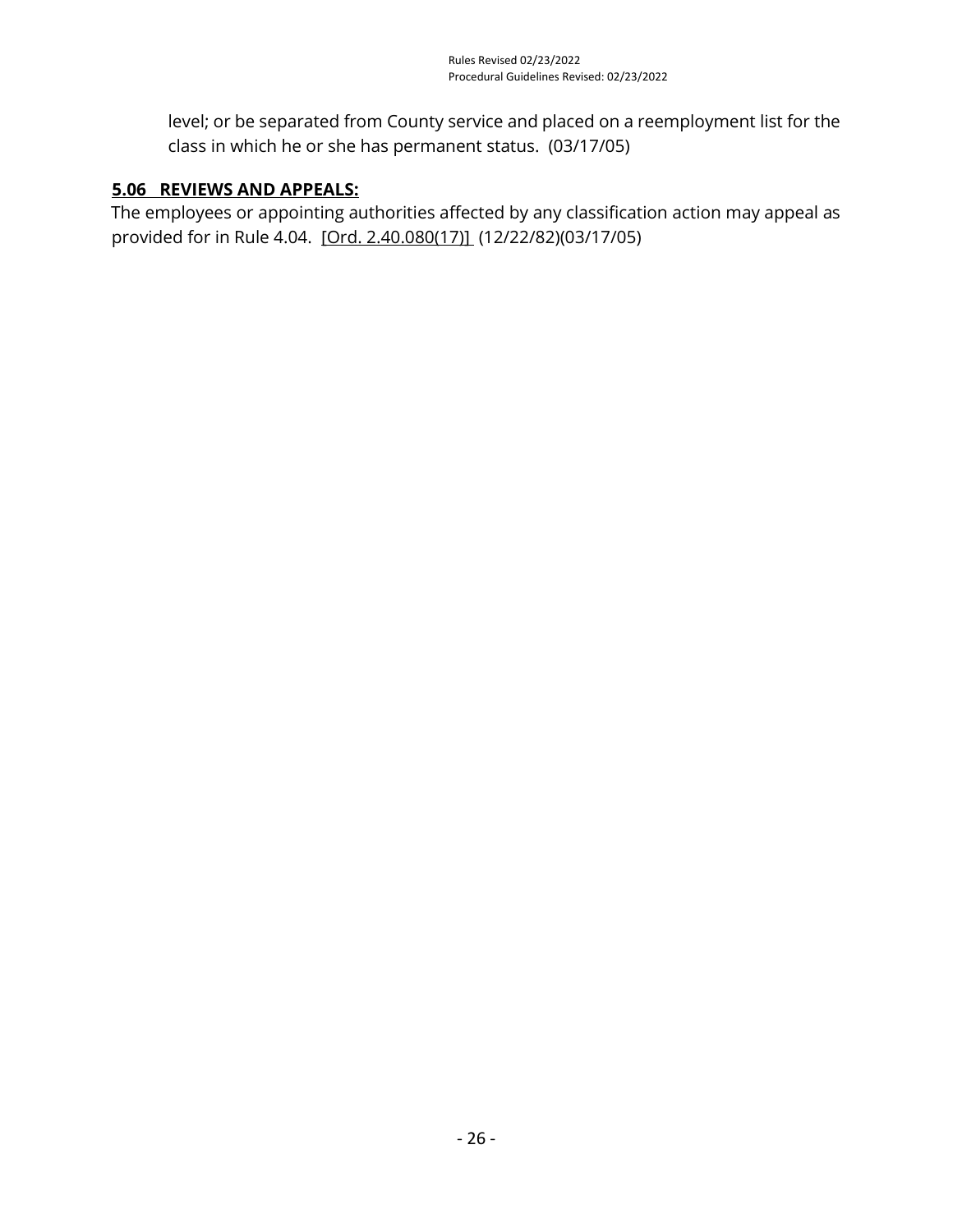level; or be separated from County service and placed on a reemployment list for the class in which he or she has permanent status. (03/17/05)

## **5.06 REVIEWS AND APPEALS:**

The employees or appointing authorities affected by any classification action may appeal as provided for in Rule 4.04. [Ord. 2.40.080(17)] (12/22/82)(03/17/05)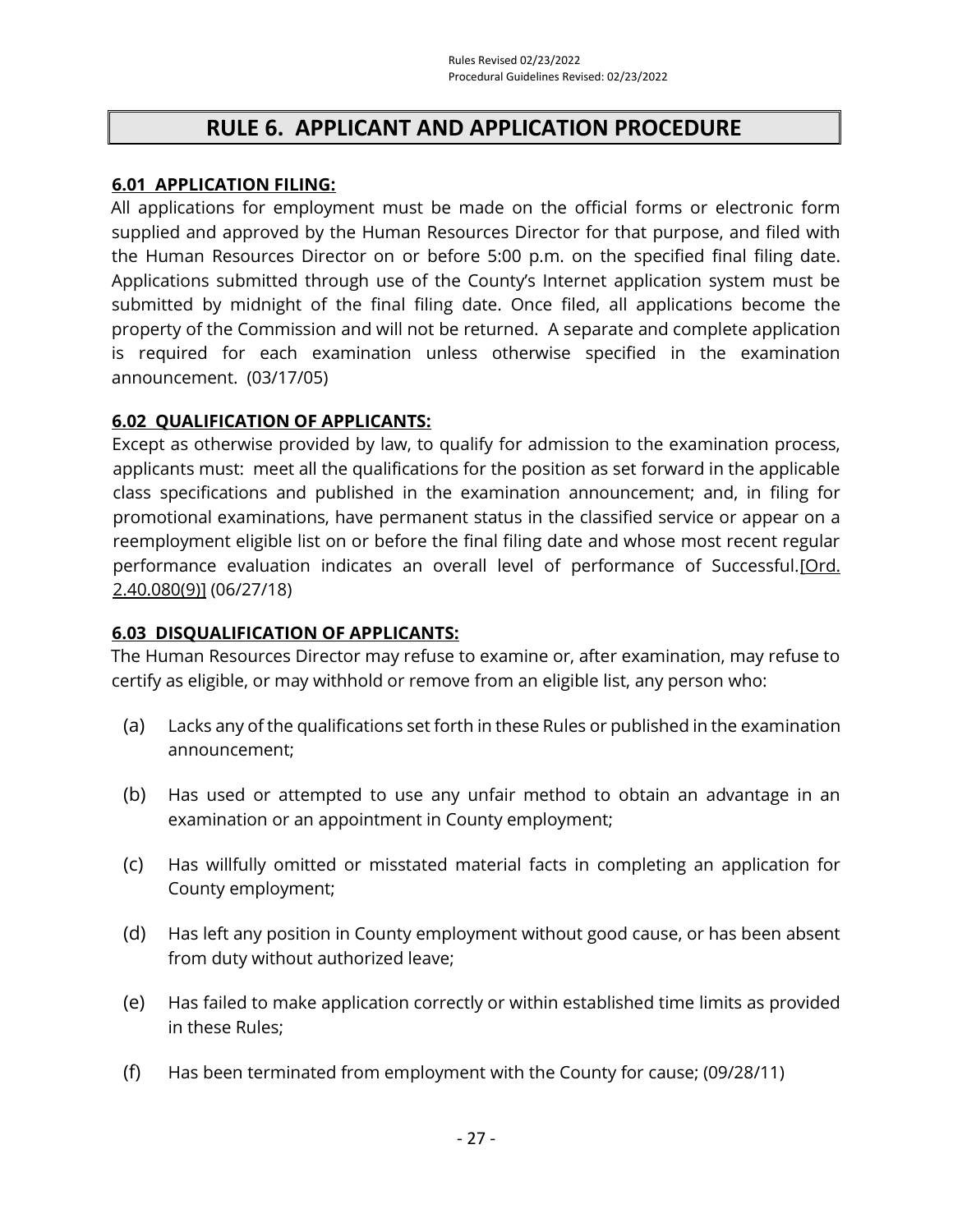# RULE 6. APPLICANT AND APPLICATION PROCEDURE

## 6.01 APPLICATION FILING:

All applications for employment must be made on the official forms or electronic form supplied and approved by the Human Resources Director for that purpose, and filed with the Human Resources Director on or before 5:00 p.m. on the specified final filing date. Applications submitted through use of the County's Internet application system must be submitted by midnight of the final filing date. Once filed, all applications become the property of the Commission and will not be returned. A separate and complete application is required for each examination unless otherwise specified in the examination announcement. (03/17/05)

## 6.02 QUALIFICATION OF APPLICANTS:

Except as otherwise provided by law, to qualify for admission to the examination process, applicants must: meet all the qualifications for the position as set forward in the applicable class specifications and published in the examination announcement; and, in filing for promotional examinations, have permanent status in the classified service or appear on a reemployment eligible list on or before the final filing date and whose most recent regular performance evaluation indicates an overall level of performance of Successful.[Ord. 2.40.080(9)] (06/27/18)

## 6.03 DISQUALIFICATION OF APPLICANTS:

The Human Resources Director may refuse to examine or, after examination, may refuse to certify as eligible, or may withhold or remove from an eligible list, any person who:

(a) Lacks any of the qualifications set forth in these Rules or published in the examination announcement;

(b) Has used or attempted to use any unfair method to obtain an advantage in an examination or an appointment in County employment;

(c) Has willfully omitted or misstated material facts in completing an application for County employment;

(d) Has left any position in County employment without good cause, or has been absent from duty without authorized leave;

(e) Has failed to make application correctly or within established time limits as provided in these Rules;

(f) Has been terminated from employment with the County for cause; (09/28/11)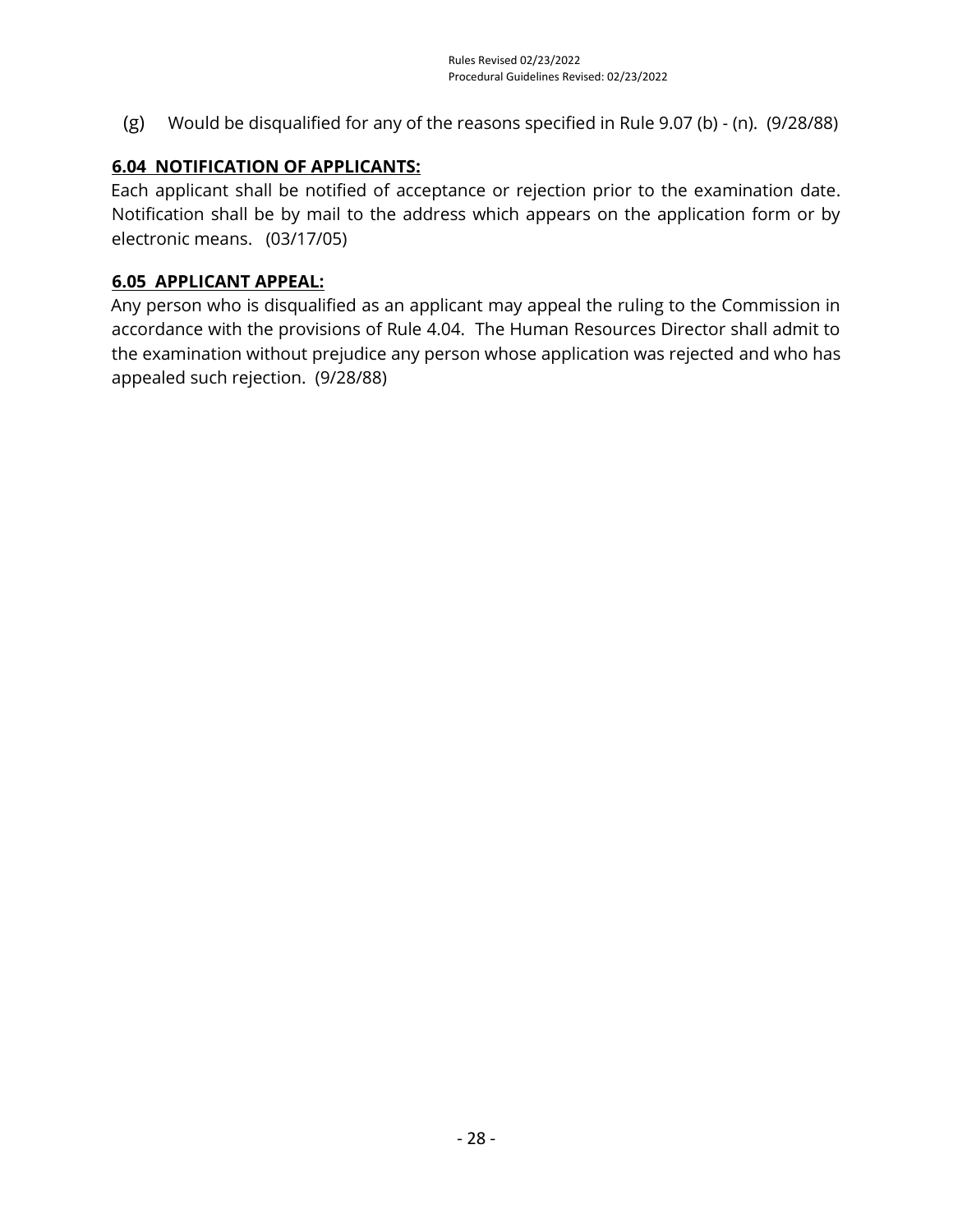(g) Would be disqualified for any of the reasons specified in Rule 9.07 (b) - (n). (9/28/88)

**6.04 NOTIFICATION OF APPLICANTS:**

Each applicant shall be notified of acceptance or rejection prior to the examination date. Notification shall be by mail to the address which appears on the application form or by electronic means. (03/17/05)

**6.05 APPLICANT APPEAL:**

Any person who is disqualified as an applicant may appeal the ruling to the Commission in accordance with the provisions of Rule 4.04. The Human Resources Director shall admit to the examination without prejudice any person whose application was rejected and who has appealed such rejection. (9/28/88)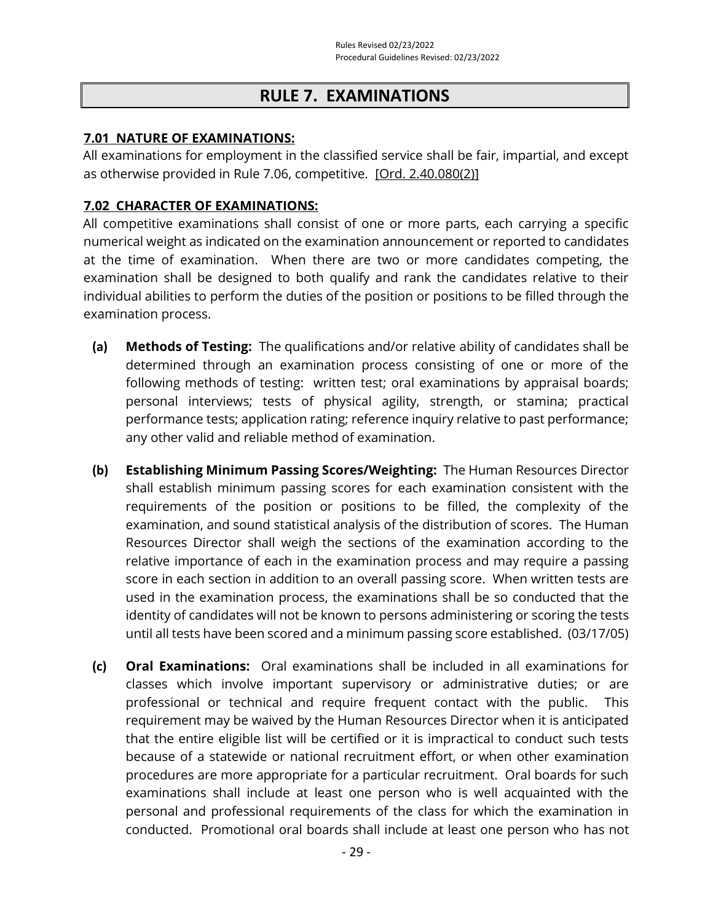# RULE 7. EXAMINATIONS

## 7.01 NATURE OF EXAMINATIONS:

All examinations for employment in the classified service shall be fair, impartial, and except as otherwise provided in Rule 7.06, competitive. [Ord. 2.40.080(2)]

## 7.02 CHARACTER OF EXAMINATIONS:

All competitive examinations shall consist of one or more parts, each carrying a specific numerical weight as indicated on the examination announcement or reported to candidates at the time of examination. When there are two or more candidates competing, the examination shall be designed to both qualify and rank the candidates relative to their individual abilities to perform the duties of the position or positions to be filled through the examination process.

**(a) Methods of Testing:** The qualifications and/or relative ability of candidates shall be determined through an examination process consisting of one or more of the following methods of testing: written test; oral examinations by appraisal boards; personal interviews; tests of physical agility, strength, or stamina; practical performance tests; application rating; reference inquiry relative to past performance; any other valid and reliable method of examination.

**(b) Establishing Minimum Passing Scores/Weighting:** The Human Resources Director shall establish minimum passing scores for each examination consistent with the requirements of the position or positions to be filled, the complexity of the examination, and sound statistical analysis of the distribution of scores. The Human Resources Director shall weigh the sections of the examination according to the relative importance of each in the examination process and may require a passing score in each section in addition to an overall passing score. When written tests are used in the examination process, the examinations shall be so conducted that the identity of candidates will not be known to persons administering or scoring the tests until all tests have been scored and a minimum passing score established. (03/17/05)

**(c) Oral Examinations:** Oral examinations shall be included in all examinations for classes which involve important supervisory or administrative duties; or are professional or technical and require frequent contact with the public. This requirement may be waived by the Human Resources Director when it is anticipated that the entire eligible list will be certified or it is impractical to conduct such tests because of a statewide or national recruitment effort, or when other examination procedures are more appropriate for a particular recruitment. Oral boards for such examinations shall include at least one person who is well acquainted with the personal and professional requirements of the class for which the examination in conducted. Promotional oral boards shall include at least one person who has not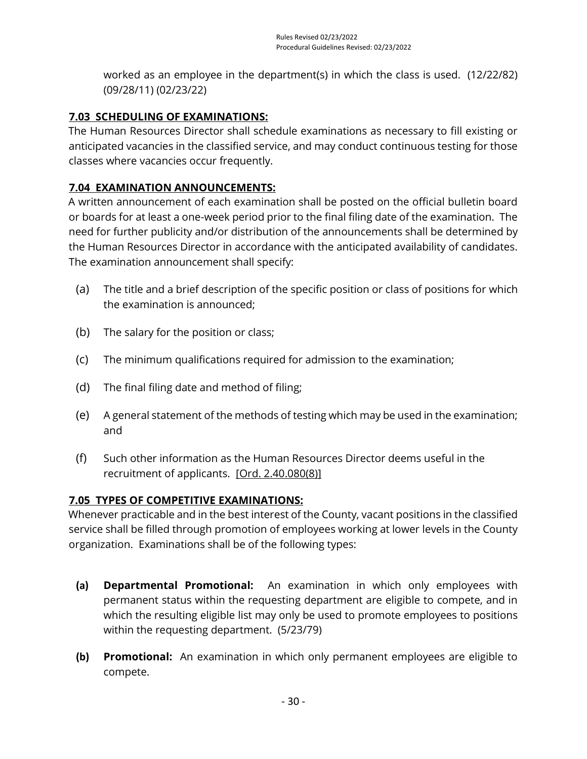worked as an employee in the department(s) in which the class is used. (12/22/82) (09/28/11) (02/23/22)

## 7.03 SCHEDULING OF EXAMINATIONS:

The Human Resources Director shall schedule examinations as necessary to fill existing or anticipated vacancies in the classified service, and may conduct continuous testing for those classes where vacancies occur frequently.

## 7.04 EXAMINATION ANNOUNCEMENTS:

A written announcement of each examination shall be posted on the official bulletin board or boards for at least a one-week period prior to the final filing date of the examination. The need for further publicity and/or distribution of the announcements shall be determined by the Human Resources Director in accordance with the anticipated availability of candidates. The examination announcement shall specify:

(a) The title and a brief description of the specific position or class of positions for which the examination is announced;

(b) The salary for the position or class;

(c) The minimum qualifications required for admission to the examination;

(d) The final filing date and method of filing;

(e) A general statement of the methods of testing which may be used in the examination; and

(f) Such other information as the Human Resources Director deems useful in the recruitment of applicants. [Ord. 2.40.080(8)]

## 7.05 TYPES OF COMPETITIVE EXAMINATIONS:

Whenever practicable and in the best interest of the County, vacant positions in the classified service shall be filled through promotion of employees working at lower levels in the County organization. Examinations shall be of the following types:

**(a) Departmental Promotional:** An examination in which only employees with permanent status within the requesting department are eligible to compete, and in which the resulting eligible list may only be used to promote employees to positions within the requesting department. (5/23/79)

**(b) Promotional:** An examination in which only permanent employees are eligible to compete.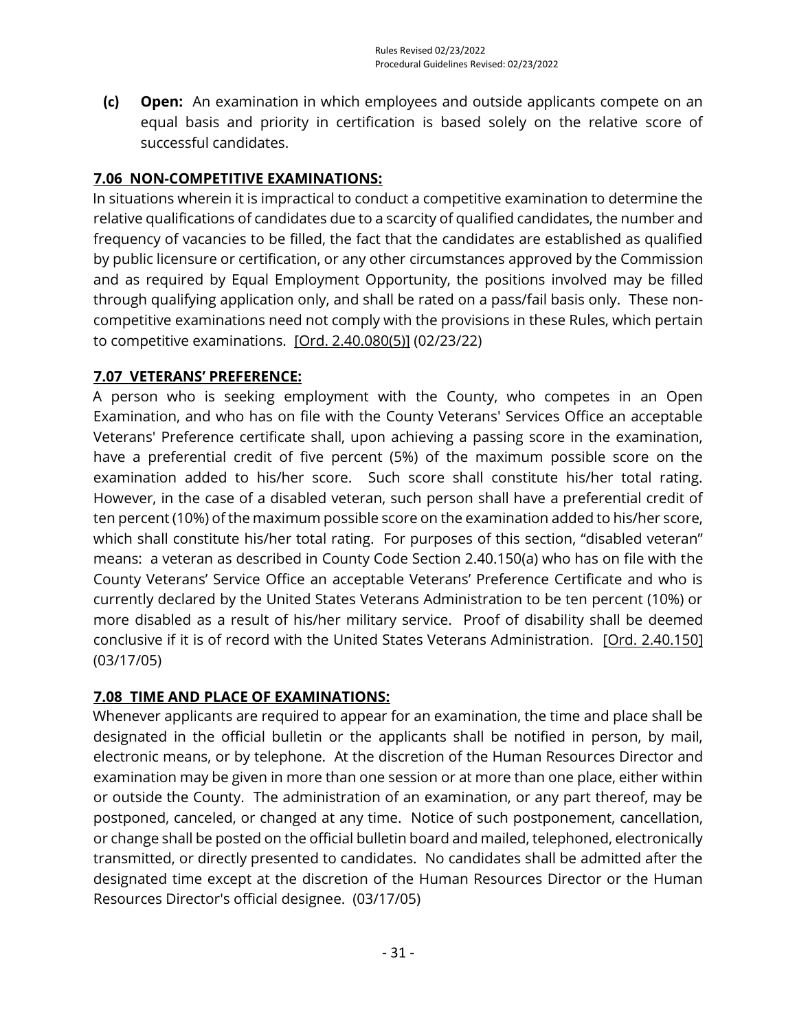**(c) Open:** An examination in which employees and outside applicants compete on an equal basis and priority in certification is based solely on the relative score of successful candidates.

## 7.06 NON-COMPETITIVE EXAMINATIONS:

In situations wherein it is impractical to conduct a competitive examination to determine the relative qualifications of candidates due to a scarcity of qualified candidates, the number and frequency of vacancies to be filled, the fact that the candidates are established as qualified by public licensure or certification, or any other circumstances approved by the Commission and as required by Equal Employment Opportunity, the positions involved may be filled through qualifying application only, and shall be rated on a pass/fail basis only. These non-competitive examinations need not comply with the provisions in these Rules, which pertain to competitive examinations. [Ord. 2.40.080(5)] (02/23/22)

## 7.07 VETERANS' PREFERENCE:

A person who is seeking employment with the County, who competes in an Open Examination, and who has on file with the County Veterans' Services Office an acceptable Veterans' Preference certificate shall, upon achieving a passing score in the examination, have a preferential credit of five percent (5%) of the maximum possible score on the examination added to his/her score. Such score shall constitute his/her total rating. However, in the case of a disabled veteran, such person shall have a preferential credit of ten percent (10%) of the maximum possible score on the examination added to his/her score, which shall constitute his/her total rating. For purposes of this section, "disabled veteran" means: a veteran as described in County Code Section 2.40.150(a) who has on file with the County Veterans' Service Office an acceptable Veterans' Preference Certificate and who is currently declared by the United States Veterans Administration to be ten percent (10%) or more disabled as a result of his/her military service. Proof of disability shall be deemed conclusive if it is of record with the United States Veterans Administration. [Ord. 2.40.150] (03/17/05)

## 7.08 TIME AND PLACE OF EXAMINATIONS:

Whenever applicants are required to appear for an examination, the time and place shall be designated in the official bulletin or the applicants shall be notified in person, by mail, electronic means, or by telephone. At the discretion of the Human Resources Director and examination may be given in more than one session or at more than one place, either within or outside the County. The administration of an examination, or any part thereof, may be postponed, canceled, or changed at any time. Notice of such postponement, cancellation, or change shall be posted on the official bulletin board and mailed, telephoned, electronically transmitted, or directly presented to candidates. No candidates shall be admitted after the designated time except at the discretion of the Human Resources Director or the Human Resources Director's official designee. (03/17/05)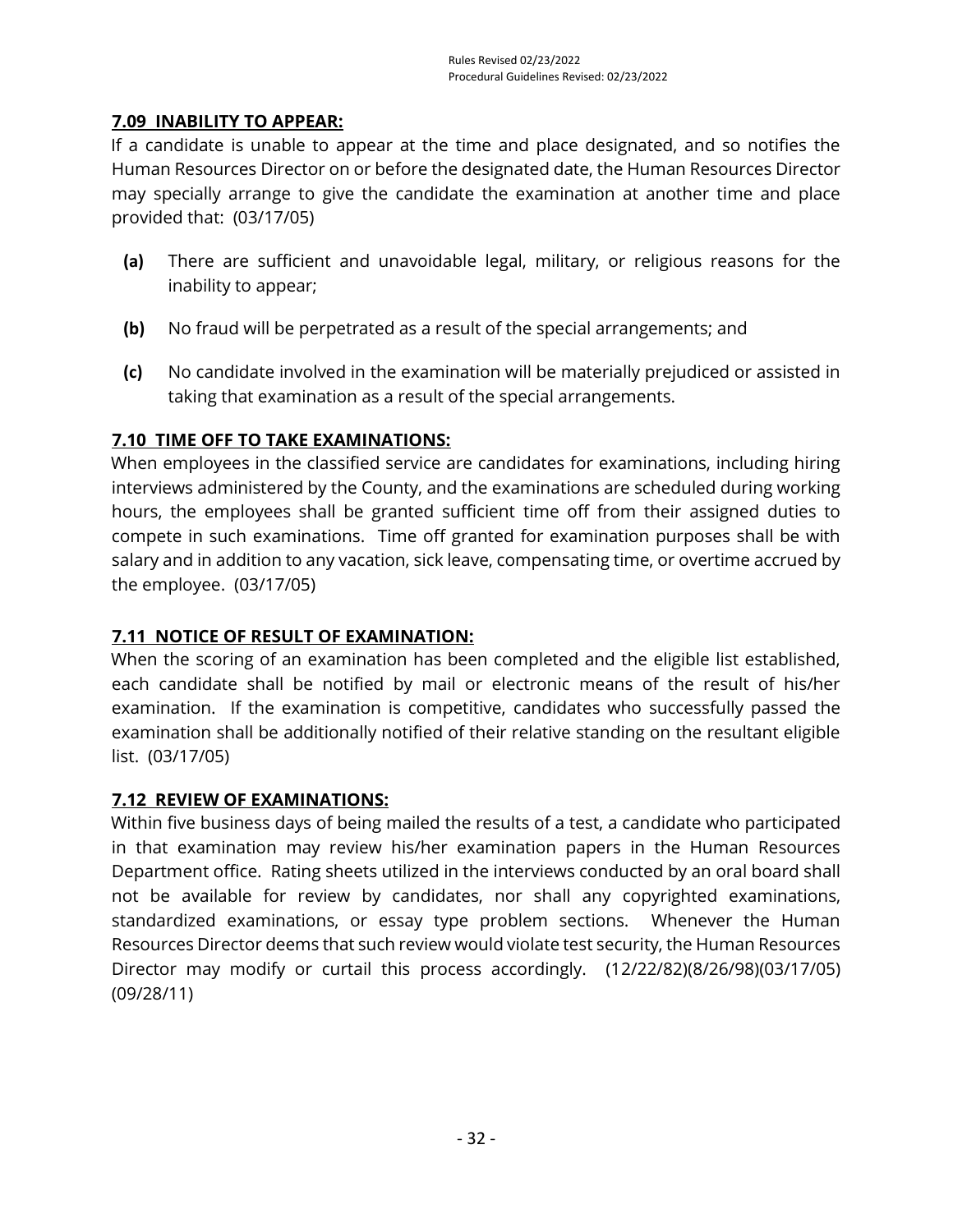## 7.09 INABILITY TO APPEAR:

If a candidate is unable to appear at the time and place designated, and so notifies the Human Resources Director on or before the designated date, the Human Resources Director may specially arrange to give the candidate the examination at another time and place provided that: (03/17/05)

- **(a)** There are sufficient and unavoidable legal, military, or religious reasons for the inability to appear;
- **(b)** No fraud will be perpetrated as a result of the special arrangements; and
- **(c)** No candidate involved in the examination will be materially prejudiced or assisted in taking that examination as a result of the special arrangements.

## 7.10 TIME OFF TO TAKE EXAMINATIONS:

When employees in the classified service are candidates for examinations, including hiring interviews administered by the County, and the examinations are scheduled during working hours, the employees shall be granted sufficient time off from their assigned duties to compete in such examinations. Time off granted for examination purposes shall be with salary and in addition to any vacation, sick leave, compensating time, or overtime accrued by the employee. (03/17/05)

## 7.11 NOTICE OF RESULT OF EXAMINATION:

When the scoring of an examination has been completed and the eligible list established, each candidate shall be notified by mail or electronic means of the result of his/her examination. If the examination is competitive, candidates who successfully passed the examination shall be additionally notified of their relative standing on the resultant eligible list. (03/17/05)

## 7.12 REVIEW OF EXAMINATIONS:

Within five business days of being mailed the results of a test, a candidate who participated in that examination may review his/her examination papers in the Human Resources Department office. Rating sheets utilized in the interviews conducted by an oral board shall not be available for review by candidates, nor shall any copyrighted examinations, standardized examinations, or essay type problem sections. Whenever the Human Resources Director deems that such review would violate test security, the Human Resources Director may modify or curtail this process accordingly. (12/22/82)(8/26/98)(03/17/05)(09/28/11)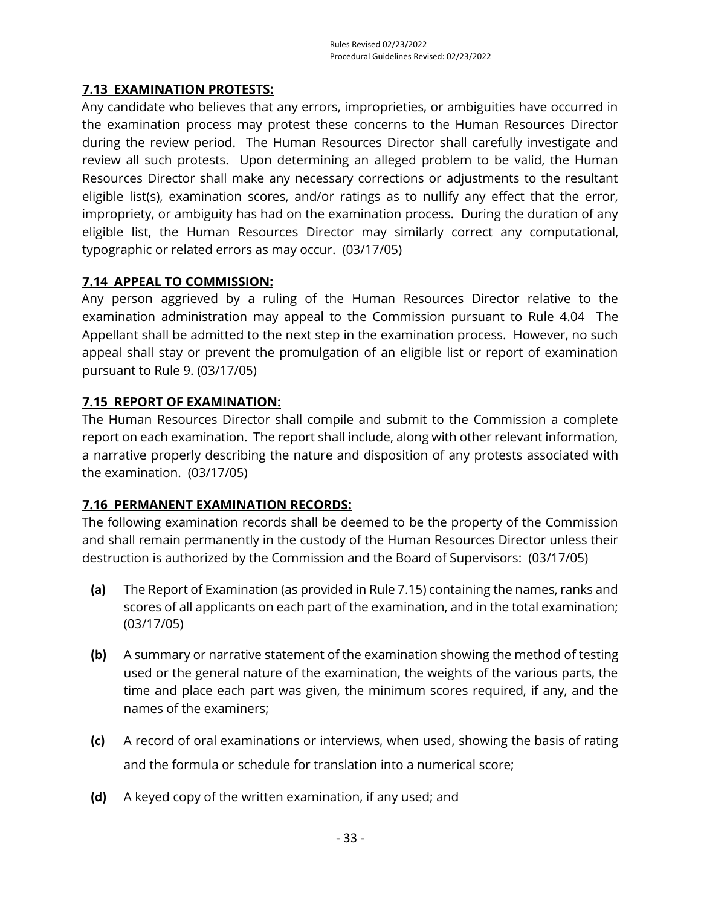## 7.13 EXAMINATION PROTESTS:

Any candidate who believes that any errors, improprieties, or ambiguities have occurred in the examination process may protest these concerns to the Human Resources Director during the review period. The Human Resources Director shall carefully investigate and review all such protests. Upon determining an alleged problem to be valid, the Human Resources Director shall make any necessary corrections or adjustments to the resultant eligible list(s), examination scores, and/or ratings as to nullify any effect that the error, impropriety, or ambiguity has had on the examination process. During the duration of any eligible list, the Human Resources Director may similarly correct any computational, typographic or related errors as may occur. (03/17/05)

## 7.14 APPEAL TO COMMISSION:

Any person aggrieved by a ruling of the Human Resources Director relative to the examination administration may appeal to the Commission pursuant to Rule 4.04 The Appellant shall be admitted to the next step in the examination process. However, no such appeal shall stay or prevent the promulgation of an eligible list or report of examination pursuant to Rule 9. (03/17/05)

## 7.15 REPORT OF EXAMINATION:

The Human Resources Director shall compile and submit to the Commission a complete report on each examination. The report shall include, along with other relevant information, a narrative properly describing the nature and disposition of any protests associated with the examination. (03/17/05)

## 7.16 PERMANENT EXAMINATION RECORDS:

The following examination records shall be deemed to be the property of the Commission and shall remain permanently in the custody of the Human Resources Director unless their destruction is authorized by the Commission and the Board of Supervisors: (03/17/05)

- **(a)** The Report of Examination (as provided in Rule 7.15) containing the names, ranks and scores of all applicants on each part of the examination, and in the total examination; (03/17/05)
- **(b)** A summary or narrative statement of the examination showing the method of testing used or the general nature of the examination, the weights of the various parts, the time and place each part was given, the minimum scores required, if any, and the names of the examiners;
- **(c)** A record of oral examinations or interviews, when used, showing the basis of rating and the formula or schedule for translation into a numerical score;
- **(d)** A keyed copy of the written examination, if any used; and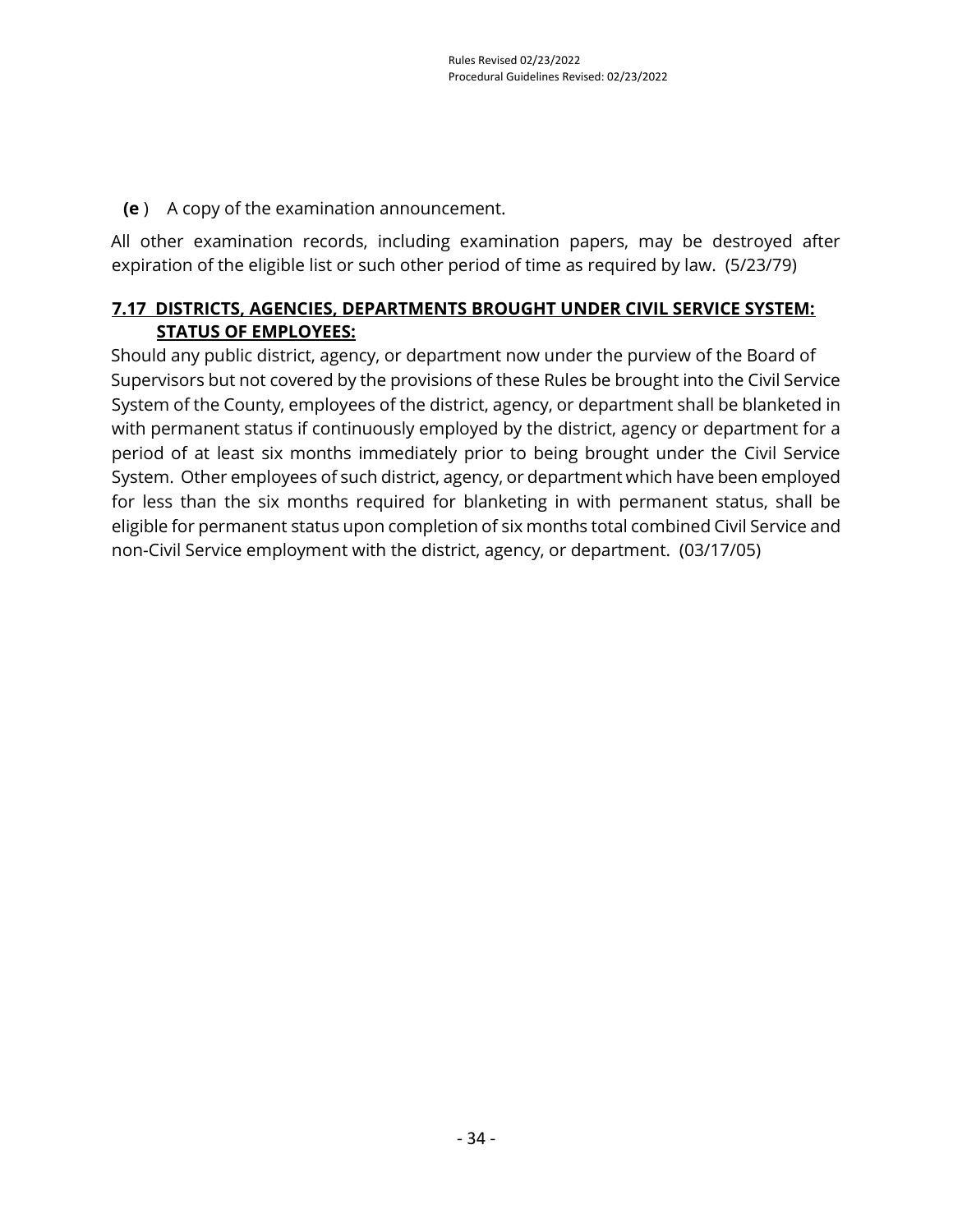**(e)** A copy of the examination announcement.

All other examination records, including examination papers, may be destroyed after expiration of the eligible list or such other period of time as required by law. (5/23/79)

## 7.17 DISTRICTS, AGENCIES, DEPARTMENTS BROUGHT UNDER CIVIL SERVICE SYSTEM: STATUS OF EMPLOYEES:

Should any public district, agency, or department now under the purview of the Board of Supervisors but not covered by the provisions of these Rules be brought into the Civil Service System of the County, employees of the district, agency, or department shall be blanketed in with permanent status if continuously employed by the district, agency or department for a period of at least six months immediately prior to being brought under the Civil Service System. Other employees of such district, agency, or department which have been employed for less than the six months required for blanketing in with permanent status, shall be eligible for permanent status upon completion of six months total combined Civil Service and non-Civil Service employment with the district, agency, or department. (03/17/05)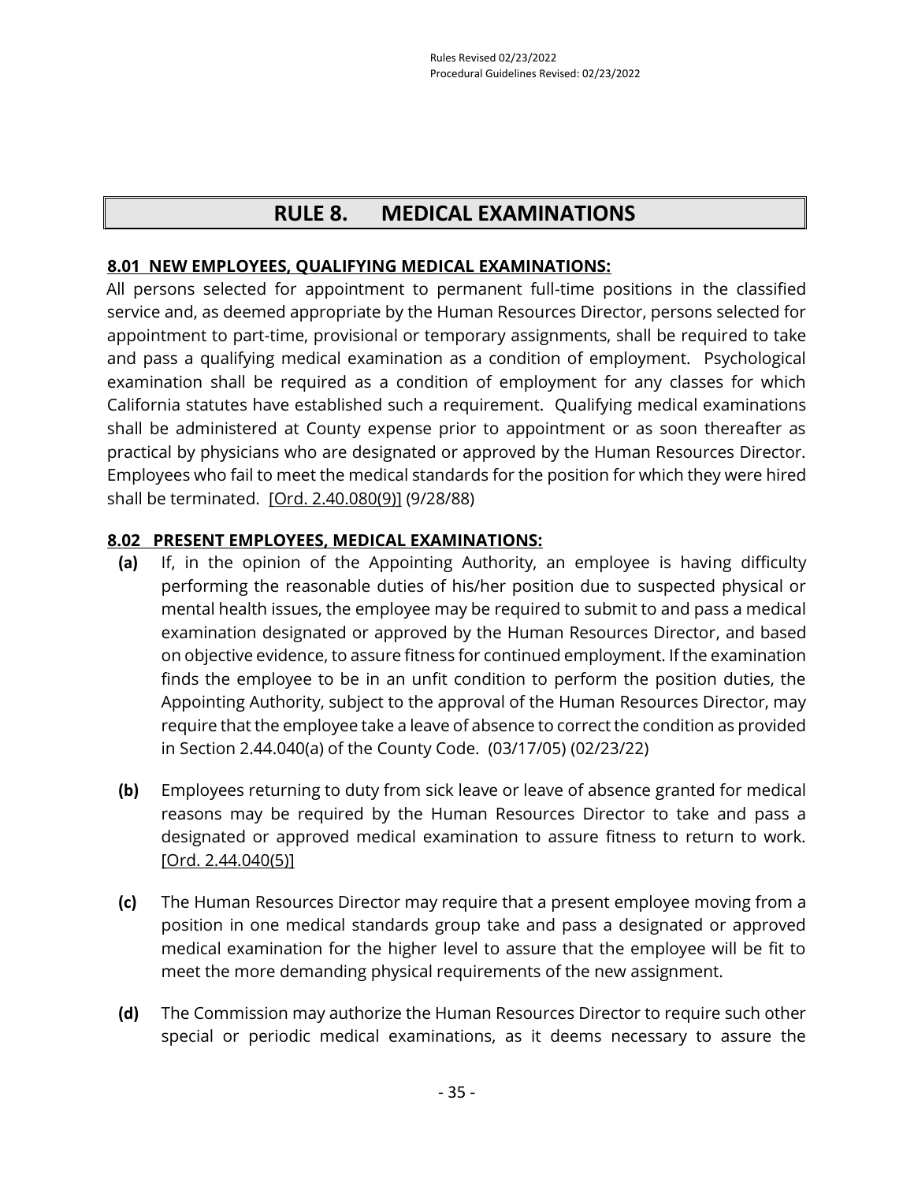# RULE 8. MEDICAL EXAMINATIONS

**8.01 NEW EMPLOYEES, QUALIFYING MEDICAL EXAMINATIONS:**

All persons selected for appointment to permanent full-time positions in the classified service and, as deemed appropriate by the Human Resources Director, persons selected for appointment to part-time, provisional or temporary assignments, shall be required to take and pass a qualifying medical examination as a condition of employment. Psychological examination shall be required as a condition of employment for any classes for which California statutes have established such a requirement. Qualifying medical examinations shall be administered at County expense prior to appointment or as soon thereafter as practical by physicians who are designated or approved by the Human Resources Director. Employees who fail to meet the medical standards for the position for which they were hired shall be terminated. [Ord. 2.40.080(9)] (9/28/88)

**8.02 PRESENT EMPLOYEES, MEDICAL EXAMINATIONS:**

**(a)** If, in the opinion of the Appointing Authority, an employee is having difficulty performing the reasonable duties of his/her position due to suspected physical or mental health issues, the employee may be required to submit to and pass a medical examination designated or approved by the Human Resources Director, and based on objective evidence, to assure fitness for continued employment. If the examination finds the employee to be in an unfit condition to perform the position duties, the Appointing Authority, subject to the approval of the Human Resources Director, may require that the employee take a leave of absence to correct the condition as provided in Section 2.44.040(a) of the County Code. (03/17/05) (02/23/22)

**(b)** Employees returning to duty from sick leave or leave of absence granted for medical reasons may be required by the Human Resources Director to take and pass a designated or approved medical examination to assure fitness to return to work. [Ord. 2.44.040(5)]

**(c)** The Human Resources Director may require that a present employee moving from a position in one medical standards group take and pass a designated or approved medical examination for the higher level to assure that the employee will be fit to meet the more demanding physical requirements of the new assignment.

**(d)** The Commission may authorize the Human Resources Director to require such other special or periodic medical examinations, as it deems necessary to assure the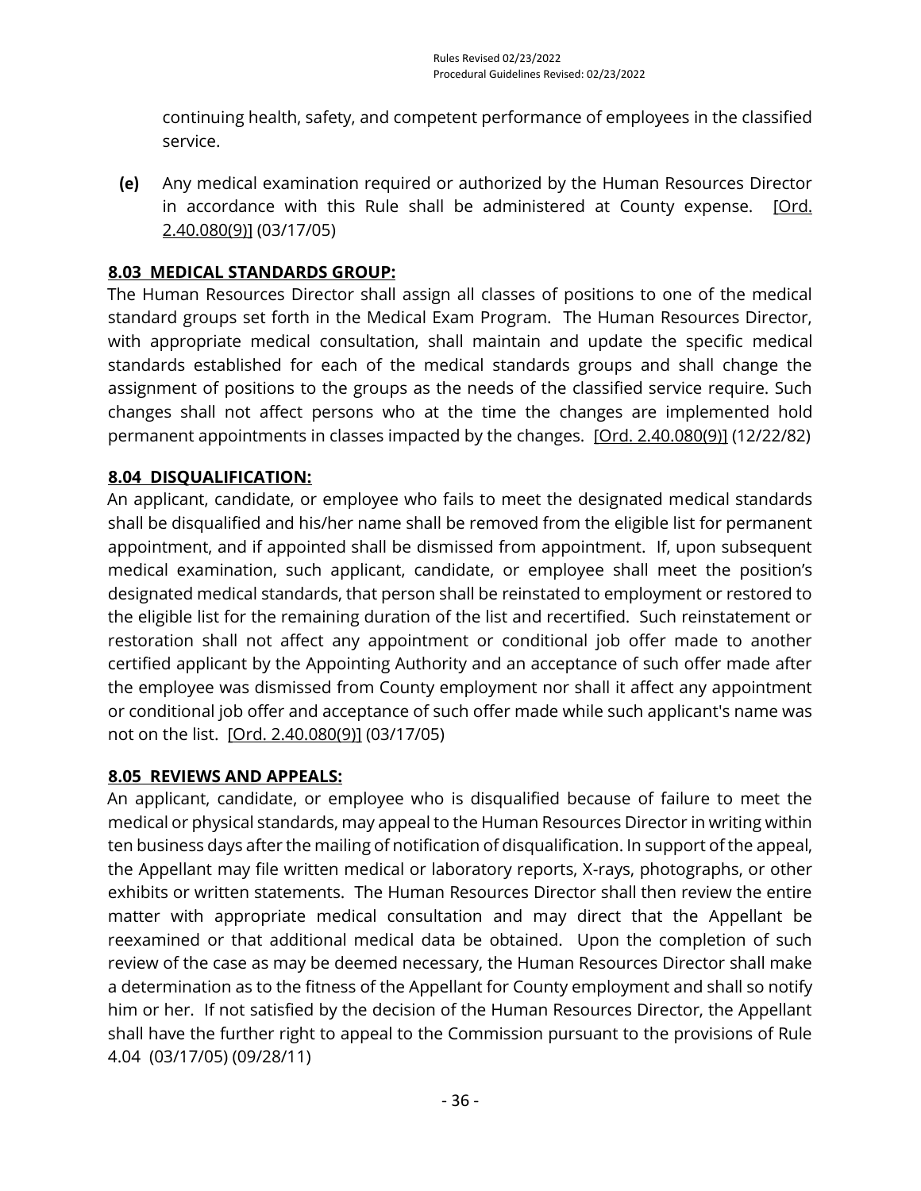continuing health, safety, and competent performance of employees in the classified service.

**(e)** Any medical examination required or authorized by the Human Resources Director in accordance with this Rule shall be administered at County expense. [Ord. 2.40.080(9)] (03/17/05)

## 8.03 MEDICAL STANDARDS GROUP:

The Human Resources Director shall assign all classes of positions to one of the medical standard groups set forth in the Medical Exam Program. The Human Resources Director, with appropriate medical consultation, shall maintain and update the specific medical standards established for each of the medical standards groups and shall change the assignment of positions to the groups as the needs of the classified service require. Such changes shall not affect persons who at the time the changes are implemented hold permanent appointments in classes impacted by the changes. [Ord. 2.40.080(9)] (12/22/82)

## 8.04 DISQUALIFICATION:

An applicant, candidate, or employee who fails to meet the designated medical standards shall be disqualified and his/her name shall be removed from the eligible list for permanent appointment, and if appointed shall be dismissed from appointment. If, upon subsequent medical examination, such applicant, candidate, or employee shall meet the position's designated medical standards, that person shall be reinstated to employment or restored to the eligible list for the remaining duration of the list and recertified. Such reinstatement or restoration shall not affect any appointment or conditional job offer made to another certified applicant by the Appointing Authority and an acceptance of such offer made after the employee was dismissed from County employment nor shall it affect any appointment or conditional job offer and acceptance of such offer made while such applicant's name was not on the list. [Ord. 2.40.080(9)] (03/17/05)

## 8.05 REVIEWS AND APPEALS:

An applicant, candidate, or employee who is disqualified because of failure to meet the medical or physical standards, may appeal to the Human Resources Director in writing within ten business days after the mailing of notification of disqualification. In support of the appeal, the Appellant may file written medical or laboratory reports, X-rays, photographs, or other exhibits or written statements. The Human Resources Director shall then review the entire matter with appropriate medical consultation and may direct that the Appellant be reexamined or that additional medical data be obtained. Upon the completion of such review of the case as may be deemed necessary, the Human Resources Director shall make a determination as to the fitness of the Appellant for County employment and shall so notify him or her. If not satisfied by the decision of the Human Resources Director, the Appellant shall have the further right to appeal to the Commission pursuant to the provisions of Rule 4.04 (03/17/05) (09/28/11)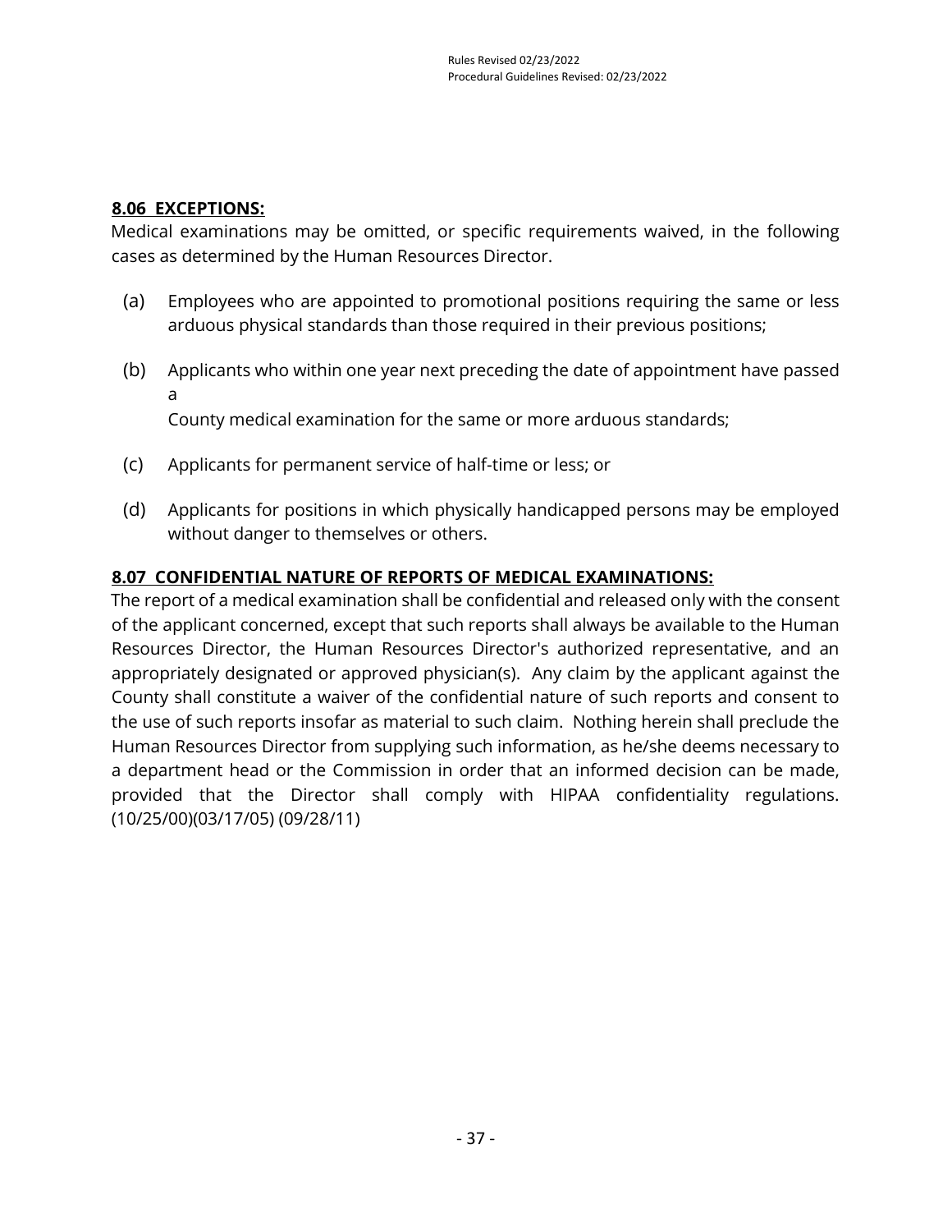## 8.06 EXCEPTIONS:

Medical examinations may be omitted, or specific requirements waived, in the following cases as determined by the Human Resources Director.

(a) Employees who are appointed to promotional positions requiring the same or less arduous physical standards than those required in their previous positions;

(b) Applicants who within one year next preceding the date of appointment have passed a County medical examination for the same or more arduous standards;

(c) Applicants for permanent service of half-time or less; or

(d) Applicants for positions in which physically handicapped persons may be employed without danger to themselves or others.

## 8.07 CONFIDENTIAL NATURE OF REPORTS OF MEDICAL EXAMINATIONS:

The report of a medical examination shall be confidential and released only with the consent of the applicant concerned, except that such reports shall always be available to the Human Resources Director, the Human Resources Director's authorized representative, and an appropriately designated or approved physician(s). Any claim by the applicant against the County shall constitute a waiver of the confidential nature of such reports and consent to the use of such reports insofar as material to such claim. Nothing herein shall preclude the Human Resources Director from supplying such information, as he/she deems necessary to a department head or the Commission in order that an informed decision can be made, provided that the Director shall comply with HIPAA confidentiality regulations. (10/25/00)(03/17/05) (09/28/11)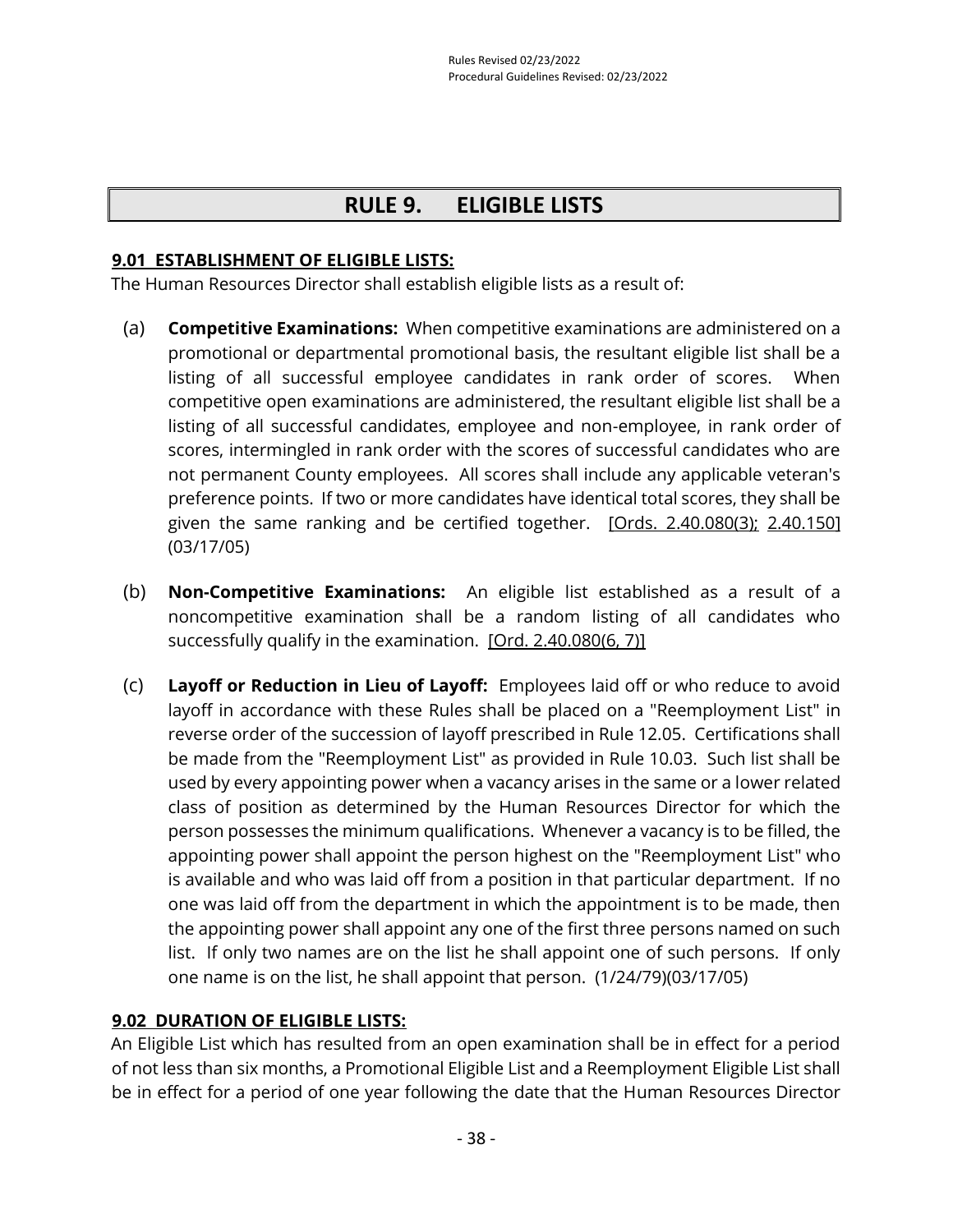# RULE 9. ELIGIBLE LISTS

## 9.01 ESTABLISHMENT OF ELIGIBLE LISTS:

The Human Resources Director shall establish eligible lists as a result of:

(a) **Competitive Examinations:** When competitive examinations are administered on a promotional or departmental promotional basis, the resultant eligible list shall be a listing of all successful employee candidates in rank order of scores. When competitive open examinations are administered, the resultant eligible list shall be a listing of all successful candidates, employee and non-employee, in rank order of scores, intermingled in rank order with the scores of successful candidates who are not permanent County employees. All scores shall include any applicable veteran's preference points. If two or more candidates have identical total scores, they shall be given the same ranking and be certified together. [Ords. 2.40.080(3); 2.40.150] (03/17/05)

(b) **Non-Competitive Examinations:** An eligible list established as a result of a noncompetitive examination shall be a random listing of all candidates who successfully qualify in the examination. [Ord. 2.40.080(6, 7)]

(c) **Layoff or Reduction in Lieu of Layoff:** Employees laid off or who reduce to avoid layoff in accordance with these Rules shall be placed on a "Reemployment List" in reverse order of the succession of layoff prescribed in Rule 12.05. Certifications shall be made from the "Reemployment List" as provided in Rule 10.03. Such list shall be used by every appointing power when a vacancy arises in the same or a lower related class of position as determined by the Human Resources Director for which the person possesses the minimum qualifications. Whenever a vacancy is to be filled, the appointing power shall appoint the person highest on the "Reemployment List" who is available and who was laid off from a position in that particular department. If no one was laid off from the department in which the appointment is to be made, then the appointing power shall appoint any one of the first three persons named on such list. If only two names are on the list he shall appoint one of such persons. If only one name is on the list, he shall appoint that person. (1/24/79)(03/17/05)

## 9.02 DURATION OF ELIGIBLE LISTS:

An Eligible List which has resulted from an open examination shall be in effect for a period of not less than six months, a Promotional Eligible List and a Reemployment Eligible List shall be in effect for a period of one year following the date that the Human Resources Director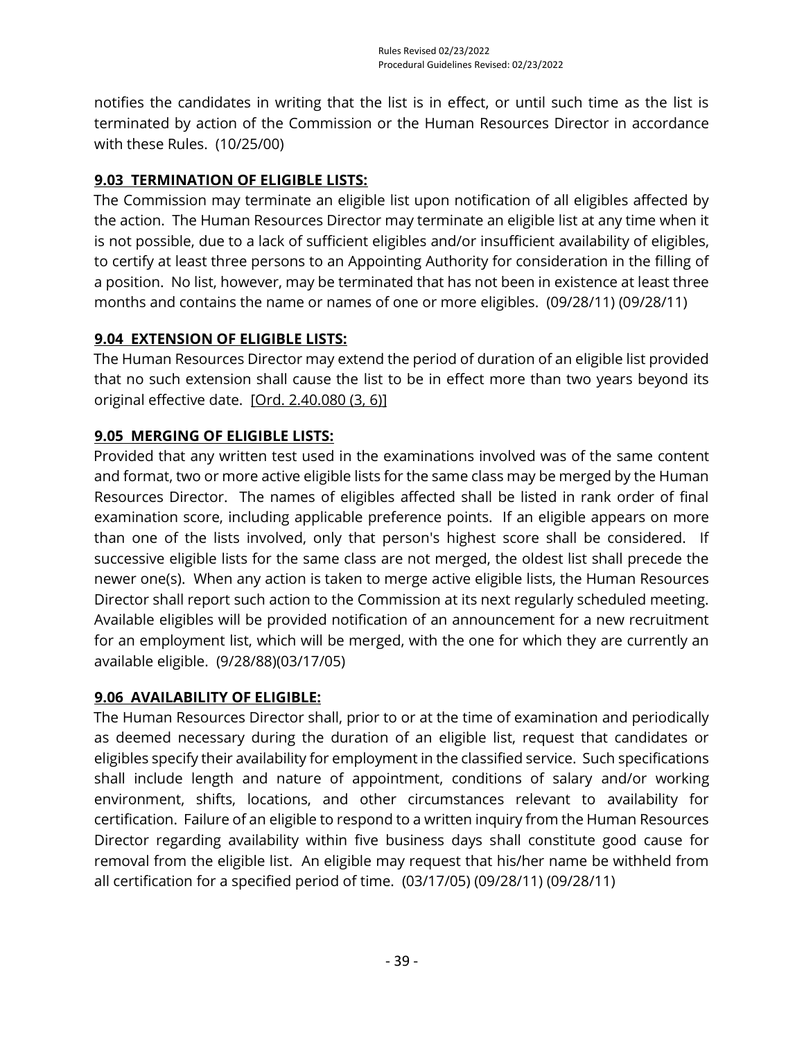notifies the candidates in writing that the list is in effect, or until such time as the list is terminated by action of the Commission or the Human Resources Director in accordance with these Rules. (10/25/00)

## **9.03 TERMINATION OF ELIGIBLE LISTS:**

The Commission may terminate an eligible list upon notification of all eligibles affected by the action. The Human Resources Director may terminate an eligible list at any time when it is not possible, due to a lack of sufficient eligibles and/or insufficient availability of eligibles, to certify at least three persons to an Appointing Authority for consideration in the filling of a position. No list, however, may be terminated that has not been in existence at least three months and contains the name or names of one or more eligibles. (09/28/11) (09/28/11)

## **9.04 EXTENSION OF ELIGIBLE LISTS:**

The Human Resources Director may extend the period of duration of an eligible list provided that no such extension shall cause the list to be in effect more than two years beyond its original effective date. [Ord. 2.40.080 (3, 6)]

## **9.05 MERGING OF ELIGIBLE LISTS:**

Provided that any written test used in the examinations involved was of the same content and format, two or more active eligible lists for the same class may be merged by the Human Resources Director. The names of eligibles affected shall be listed in rank order of final examination score, including applicable preference points. If an eligible appears on more than one of the lists involved, only that person's highest score shall be considered. If successive eligible lists for the same class are not merged, the oldest list shall precede the newer one(s). When any action is taken to merge active eligible lists, the Human Resources Director shall report such action to the Commission at its next regularly scheduled meeting. Available eligibles will be provided notification of an announcement for a new recruitment for an employment list, which will be merged, with the one for which they are currently an available eligible. (9/28/88)(03/17/05)

## **9.06 AVAILABILITY OF ELIGIBLE:**

The Human Resources Director shall, prior to or at the time of examination and periodically as deemed necessary during the duration of an eligible list, request that candidates or eligibles specify their availability for employment in the classified service. Such specifications shall include length and nature of appointment, conditions of salary and/or working environment, shifts, locations, and other circumstances relevant to availability for certification. Failure of an eligible to respond to a written inquiry from the Human Resources Director regarding availability within five business days shall constitute good cause for removal from the eligible list. An eligible may request that his/her name be withheld from all certification for a specified period of time. (03/17/05) (09/28/11) (09/28/11)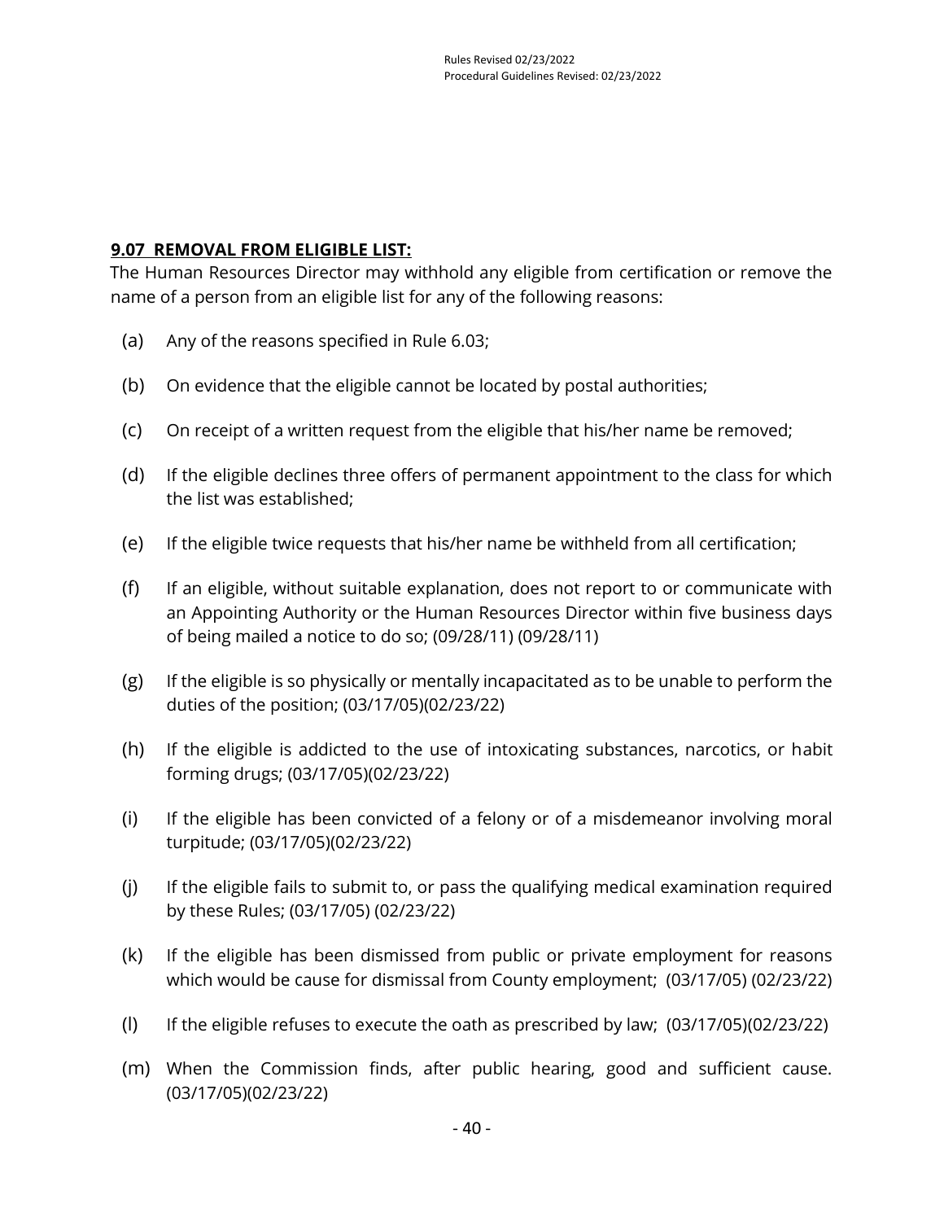## 9.07 REMOVAL FROM ELIGIBLE LIST:

The Human Resources Director may withhold any eligible from certification or remove the name of a person from an eligible list for any of the following reasons:

(a) Any of the reasons specified in Rule 6.03;

(b) On evidence that the eligible cannot be located by postal authorities;

(c) On receipt of a written request from the eligible that his/her name be removed;

(d) If the eligible declines three offers of permanent appointment to the class for which the list was established;

(e) If the eligible twice requests that his/her name be withheld from all certification;

(f) If an eligible, without suitable explanation, does not report to or communicate with an Appointing Authority or the Human Resources Director within five business days of being mailed a notice to do so; (09/28/11) (09/28/11)

(g) If the eligible is so physically or mentally incapacitated as to be unable to perform the duties of the position; (03/17/05)(02/23/22)

(h) If the eligible is addicted to the use of intoxicating substances, narcotics, or habit forming drugs; (03/17/05)(02/23/22)

(i) If the eligible has been convicted of a felony or of a misdemeanor involving moral turpitude; (03/17/05)(02/23/22)

(j) If the eligible fails to submit to, or pass the qualifying medical examination required by these Rules; (03/17/05) (02/23/22)

(k) If the eligible has been dismissed from public or private employment for reasons which would be cause for dismissal from County employment; (03/17/05) (02/23/22)

(l) If the eligible refuses to execute the oath as prescribed by law; (03/17/05)(02/23/22)

(m) When the Commission finds, after public hearing, good and sufficient cause. (03/17/05)(02/23/22)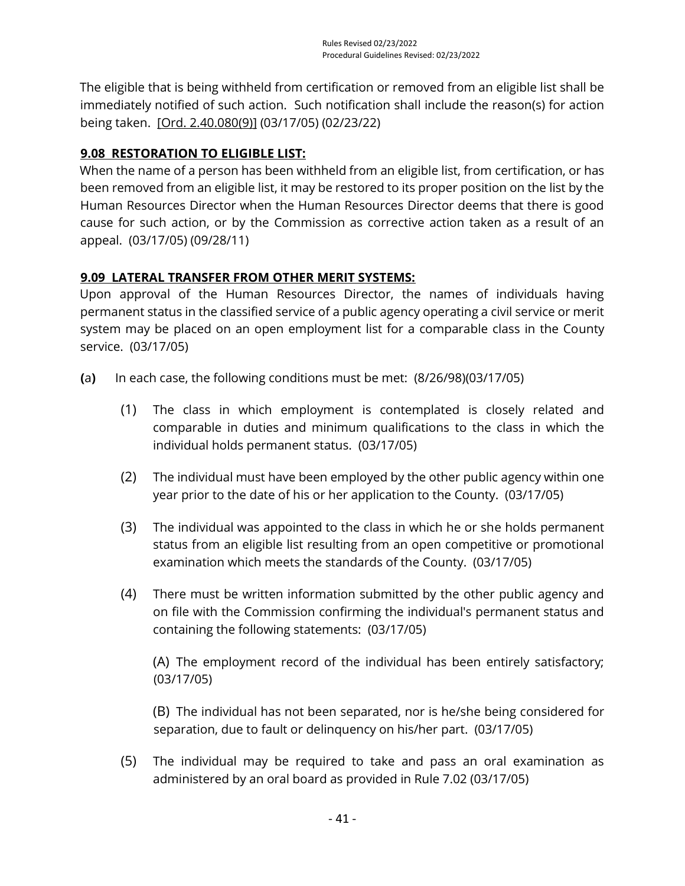The eligible that is being withheld from certification or removed from an eligible list shall be immediately notified of such action. Such notification shall include the reason(s) for action being taken. [Ord. 2.40.080(9)] (03/17/05) (02/23/22)

**9.08 RESTORATION TO ELIGIBLE LIST:**

When the name of a person has been withheld from an eligible list, from certification, or has been removed from an eligible list, it may be restored to its proper position on the list by the Human Resources Director when the Human Resources Director deems that there is good cause for such action, or by the Commission as corrective action taken as a result of an appeal. (03/17/05) (09/28/11)

**9.09 LATERAL TRANSFER FROM OTHER MERIT SYSTEMS:**

Upon approval of the Human Resources Director, the names of individuals having permanent status in the classified service of a public agency operating a civil service or merit system may be placed on an open employment list for a comparable class in the County service. (03/17/05)

**(a)** In each case, the following conditions must be met: (8/26/98)(03/17/05)

(1) The class in which employment is contemplated is closely related and comparable in duties and minimum qualifications to the class in which the individual holds permanent status. (03/17/05)

(2) The individual must have been employed by the other public agency within one year prior to the date of his or her application to the County. (03/17/05)

(3) The individual was appointed to the class in which he or she holds permanent status from an eligible list resulting from an open competitive or promotional examination which meets the standards of the County. (03/17/05)

(4) There must be written information submitted by the other public agency and on file with the Commission confirming the individual's permanent status and containing the following statements: (03/17/05)

(A) The employment record of the individual has been entirely satisfactory; (03/17/05)

(B) The individual has not been separated, nor is he/she being considered for separation, due to fault or delinquency on his/her part. (03/17/05)

(5) The individual may be required to take and pass an oral examination as administered by an oral board as provided in Rule 7.02 (03/17/05)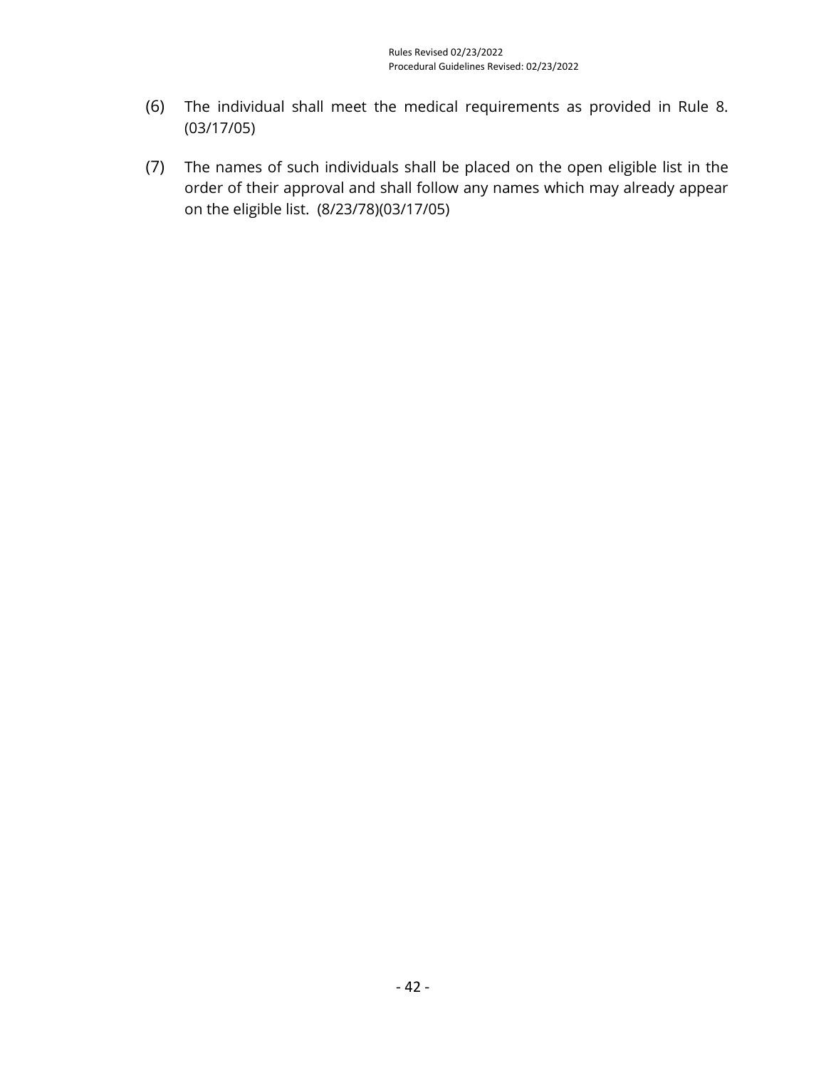(6) The individual shall meet the medical requirements as provided in Rule 8. (03/17/05)

(7) The names of such individuals shall be placed on the open eligible list in the order of their approval and shall follow any names which may already appear on the eligible list. (8/23/78)(03/17/05)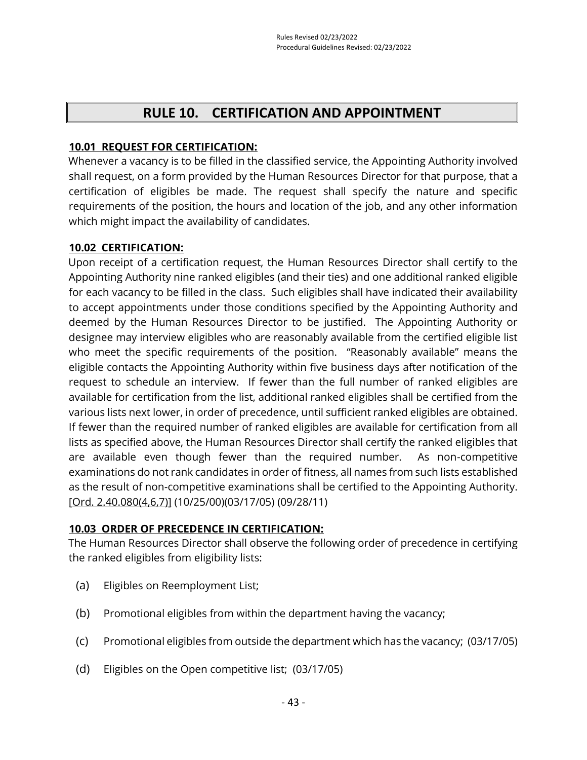# RULE 10. CERTIFICATION AND APPOINTMENT

## 10.01 REQUEST FOR CERTIFICATION:

Whenever a vacancy is to be filled in the classified service, the Appointing Authority involved shall request, on a form provided by the Human Resources Director for that purpose, that a certification of eligibles be made. The request shall specify the nature and specific requirements of the position, the hours and location of the job, and any other information which might impact the availability of candidates.

## 10.02 CERTIFICATION:

Upon receipt of a certification request, the Human Resources Director shall certify to the Appointing Authority nine ranked eligibles (and their ties) and one additional ranked eligible for each vacancy to be filled in the class. Such eligibles shall have indicated their availability to accept appointments under those conditions specified by the Appointing Authority and deemed by the Human Resources Director to be justified. The Appointing Authority or designee may interview eligibles who are reasonably available from the certified eligible list who meet the specific requirements of the position. "Reasonably available" means the eligible contacts the Appointing Authority within five business days after notification of the request to schedule an interview. If fewer than the full number of ranked eligibles are available for certification from the list, additional ranked eligibles shall be certified from the various lists next lower, in order of precedence, until sufficient ranked eligibles are obtained. If fewer than the required number of ranked eligibles are available for certification from all lists as specified above, the Human Resources Director shall certify the ranked eligibles that are available even though fewer than the required number. As non-competitive examinations do not rank candidates in order of fitness, all names from such lists established as the result of non-competitive examinations shall be certified to the Appointing Authority. [Ord. 2.40.080(4,6,7)] (10/25/00)(03/17/05) (09/28/11)

## 10.03 ORDER OF PRECEDENCE IN CERTIFICATION:

The Human Resources Director shall observe the following order of precedence in certifying the ranked eligibles from eligibility lists:

(a) Eligibles on Reemployment List;

(b) Promotional eligibles from within the department having the vacancy;

(c) Promotional eligibles from outside the department which has the vacancy; (03/17/05)

(d) Eligibles on the Open competitive list; (03/17/05)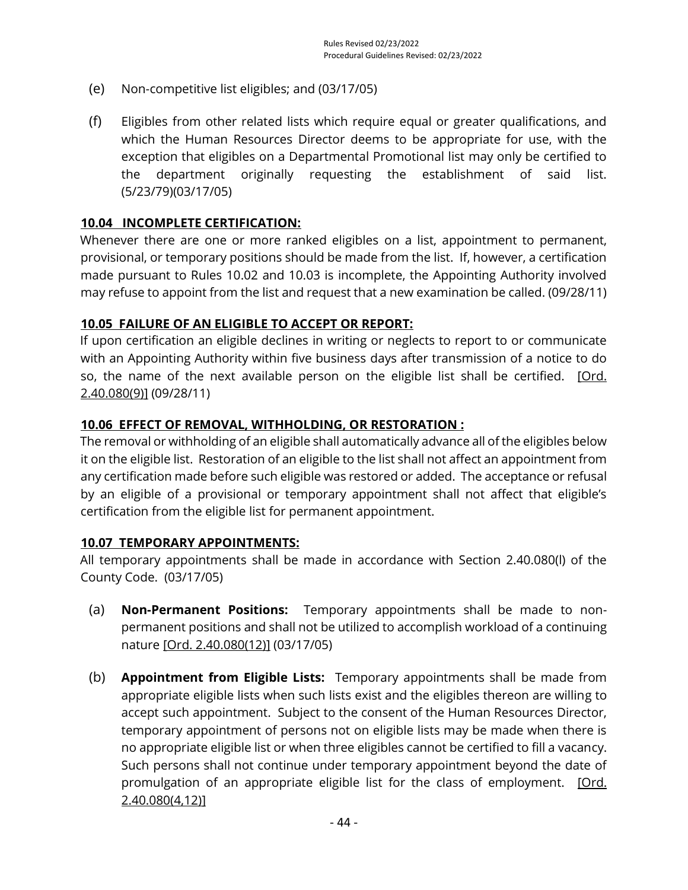(e) Non-competitive list eligibles; and (03/17/05)

(f) Eligibles from other related lists which require equal or greater qualifications, and which the Human Resources Director deems to be appropriate for use, with the exception that eligibles on a Departmental Promotional list may only be certified to the department originally requesting the establishment of said list. (5/23/79)(03/17/05)

**10.04 INCOMPLETE CERTIFICATION:**

Whenever there are one or more ranked eligibles on a list, appointment to permanent, provisional, or temporary positions should be made from the list. If, however, a certification made pursuant to Rules 10.02 and 10.03 is incomplete, the Appointing Authority involved may refuse to appoint from the list and request that a new examination be called. (09/28/11)

**10.05 FAILURE OF AN ELIGIBLE TO ACCEPT OR REPORT:**

If upon certification an eligible declines in writing or neglects to report to or communicate with an Appointing Authority within five business days after transmission of a notice to do so, the name of the next available person on the eligible list shall be certified. [Ord. 2.40.080(9)] (09/28/11)

**10.06 EFFECT OF REMOVAL, WITHHOLDING, OR RESTORATION :**

The removal or withholding of an eligible shall automatically advance all of the eligibles below it on the eligible list. Restoration of an eligible to the list shall not affect an appointment from any certification made before such eligible was restored or added. The acceptance or refusal by an eligible of a provisional or temporary appointment shall not affect that eligible's certification from the eligible list for permanent appointment.

**10.07 TEMPORARY APPOINTMENTS:**

All temporary appointments shall be made in accordance with Section 2.40.080(l) of the County Code. (03/17/05)

(a) **Non-Permanent Positions:** Temporary appointments shall be made to non-permanent positions and shall not be utilized to accomplish workload of a continuing nature [Ord. 2.40.080(12)] (03/17/05)

(b) **Appointment from Eligible Lists:** Temporary appointments shall be made from appropriate eligible lists when such lists exist and the eligibles thereon are willing to accept such appointment. Subject to the consent of the Human Resources Director, temporary appointment of persons not on eligible lists may be made when there is no appropriate eligible list or when three eligibles cannot be certified to fill a vacancy. Such persons shall not continue under temporary appointment beyond the date of promulgation of an appropriate eligible list for the class of employment. [Ord. 2.40.080(4,12)]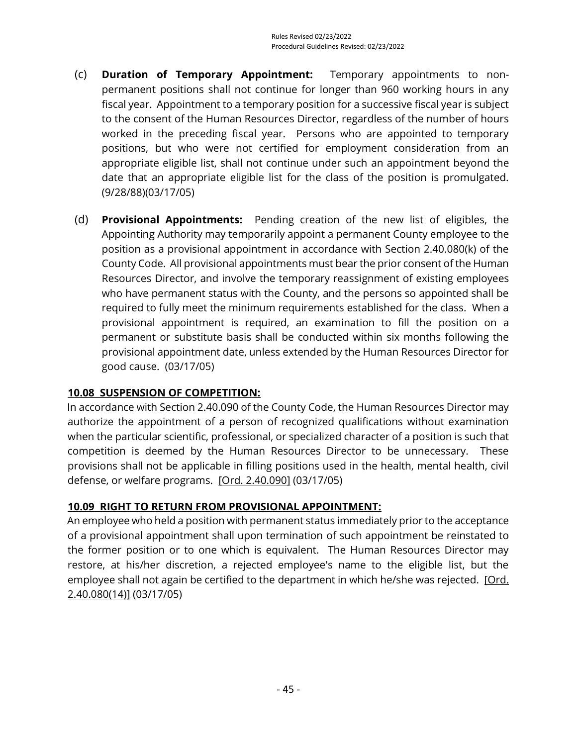(c) **Duration of Temporary Appointment:** Temporary appointments to non-permanent positions shall not continue for longer than 960 working hours in any fiscal year. Appointment to a temporary position for a successive fiscal year is subject to the consent of the Human Resources Director, regardless of the number of hours worked in the preceding fiscal year. Persons who are appointed to temporary positions, but who were not certified for employment consideration from an appropriate eligible list, shall not continue under such an appointment beyond the date that an appropriate eligible list for the class of the position is promulgated. (9/28/88)(03/17/05)

(d) **Provisional Appointments:** Pending creation of the new list of eligibles, the Appointing Authority may temporarily appoint a permanent County employee to the position as a provisional appointment in accordance with Section 2.40.080(k) of the County Code. All provisional appointments must bear the prior consent of the Human Resources Director, and involve the temporary reassignment of existing employees who have permanent status with the County, and the persons so appointed shall be required to fully meet the minimum requirements established for the class. When a provisional appointment is required, an examination to fill the position on a permanent or substitute basis shall be conducted within six months following the provisional appointment date, unless extended by the Human Resources Director for good cause. (03/17/05)

## 10.08 SUSPENSION OF COMPETITION:

In accordance with Section 2.40.090 of the County Code, the Human Resources Director may authorize the appointment of a person of recognized qualifications without examination when the particular scientific, professional, or specialized character of a position is such that competition is deemed by the Human Resources Director to be unnecessary. These provisions shall not be applicable in filling positions used in the health, mental health, civil defense, or welfare programs. [Ord. 2.40.090] (03/17/05)

## 10.09 RIGHT TO RETURN FROM PROVISIONAL APPOINTMENT:

An employee who held a position with permanent status immediately prior to the acceptance of a provisional appointment shall upon termination of such appointment be reinstated to the former position or to one which is equivalent. The Human Resources Director may restore, at his/her discretion, a rejected employee's name to the eligible list, but the employee shall not again be certified to the department in which he/she was rejected. [Ord. 2.40.080(14)] (03/17/05)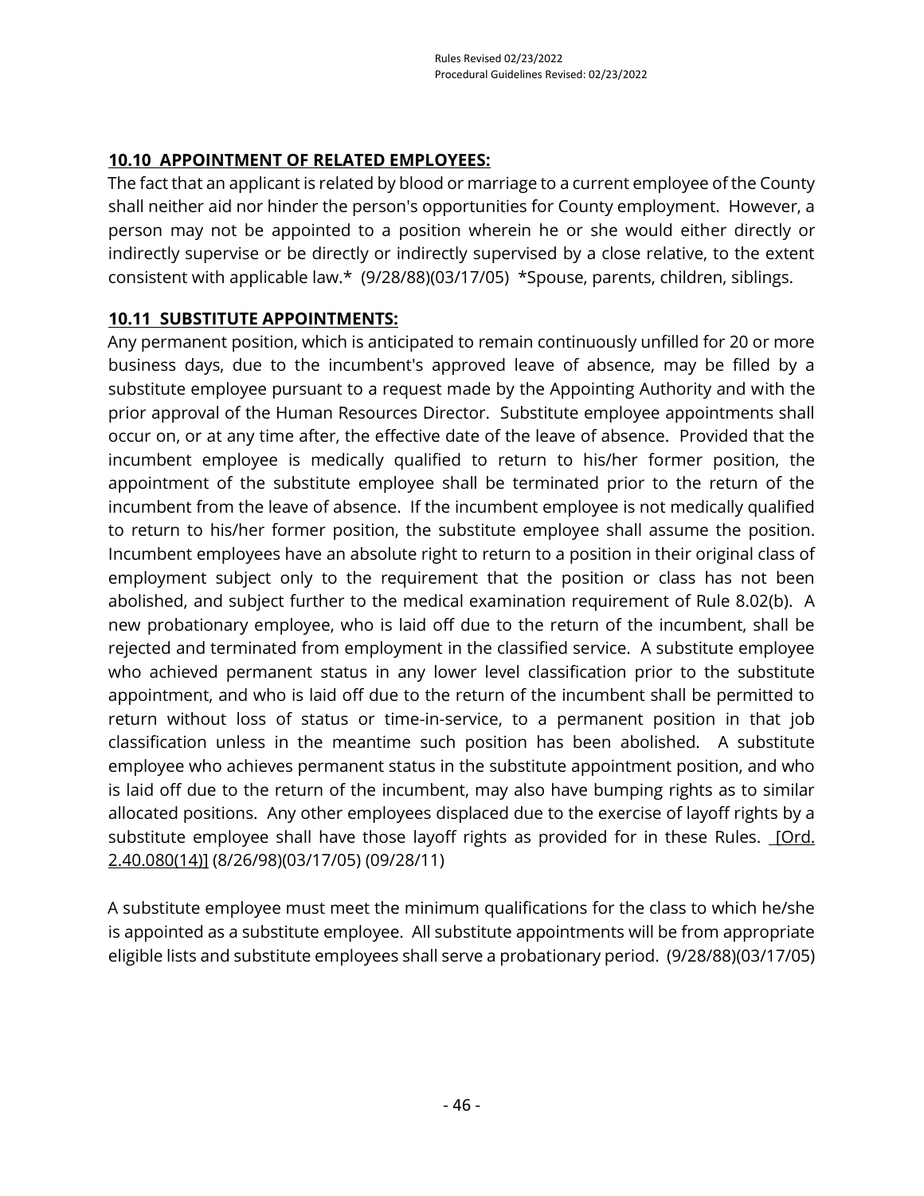## 10.10 APPOINTMENT OF RELATED EMPLOYEES:

The fact that an applicant is related by blood or marriage to a current employee of the County shall neither aid nor hinder the person's opportunities for County employment. However, a person may not be appointed to a position wherein he or she would either directly or indirectly supervise or be directly or indirectly supervised by a close relative, to the extent consistent with applicable law.* (9/28/88)(03/17/05) *Spouse, parents, children, siblings.

## 10.11 SUBSTITUTE APPOINTMENTS:

Any permanent position, which is anticipated to remain continuously unfilled for 20 or more business days, due to the incumbent's approved leave of absence, may be filled by a substitute employee pursuant to a request made by the Appointing Authority and with the prior approval of the Human Resources Director. Substitute employee appointments shall occur on, or at any time after, the effective date of the leave of absence. Provided that the incumbent employee is medically qualified to return to his/her former position, the appointment of the substitute employee shall be terminated prior to the return of the incumbent from the leave of absence. If the incumbent employee is not medically qualified to return to his/her former position, the substitute employee shall assume the position. Incumbent employees have an absolute right to return to a position in their original class of employment subject only to the requirement that the position or class has not been abolished, and subject further to the medical examination requirement of Rule 8.02(b). A new probationary employee, who is laid off due to the return of the incumbent, shall be rejected and terminated from employment in the classified service. A substitute employee who achieved permanent status in any lower level classification prior to the substitute appointment, and who is laid off due to the return of the incumbent shall be permitted to return without loss of status or time-in-service, to a permanent position in that job classification unless in the meantime such position has been abolished. A substitute employee who achieves permanent status in the substitute appointment position, and who is laid off due to the return of the incumbent, may also have bumping rights as to similar allocated positions. Any other employees displaced due to the exercise of layoff rights by a substitute employee shall have those layoff rights as provided for in these Rules. [Ord. 2.40.080(14)] (8/26/98)(03/17/05) (09/28/11)

A substitute employee must meet the minimum qualifications for the class to which he/she is appointed as a substitute employee. All substitute appointments will be from appropriate eligible lists and substitute employees shall serve a probationary period. (9/28/88)(03/17/05)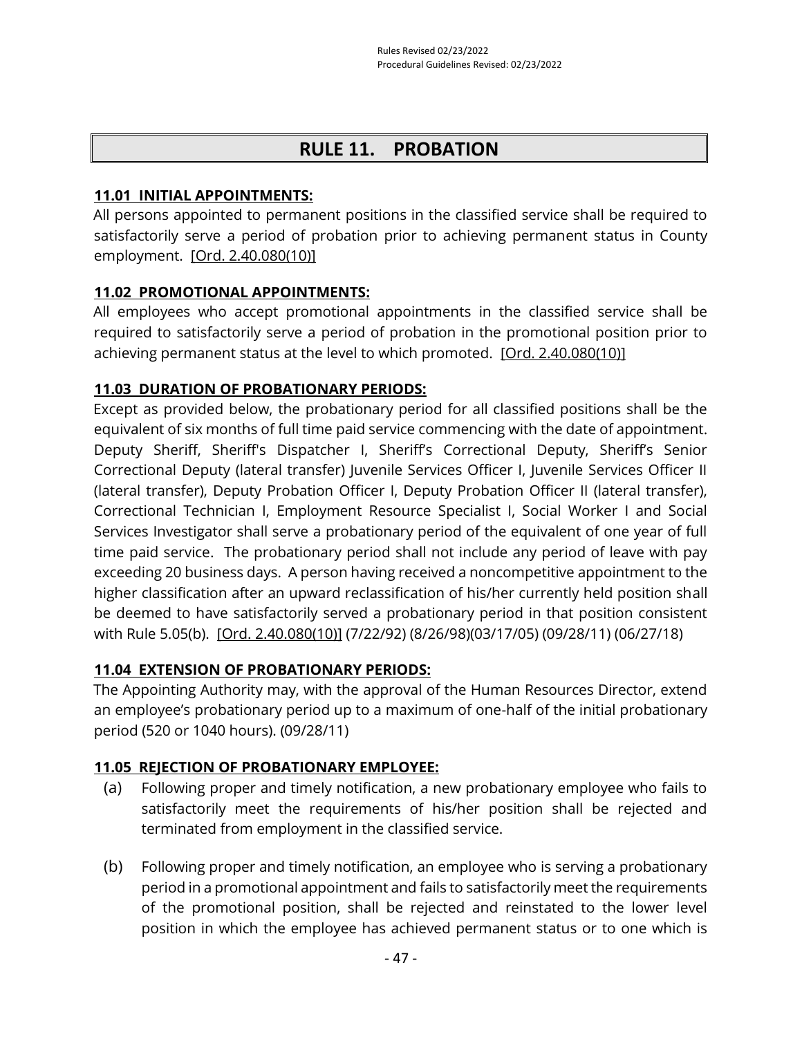# RULE 11. PROBATION

**11.01 INITIAL APPOINTMENTS:**

All persons appointed to permanent positions in the classified service shall be required to satisfactorily serve a period of probation prior to achieving permanent status in County employment. [Ord. 2.40.080(10)]

**11.02 PROMOTIONAL APPOINTMENTS:**

All employees who accept promotional appointments in the classified service shall be required to satisfactorily serve a period of probation in the promotional position prior to achieving permanent status at the level to which promoted. [Ord. 2.40.080(10)]

**11.03 DURATION OF PROBATIONARY PERIODS:**

Except as provided below, the probationary period for all classified positions shall be the equivalent of six months of full time paid service commencing with the date of appointment. Deputy Sheriff, Sheriff's Dispatcher I, Sheriff's Correctional Deputy, Sheriff's Senior Correctional Deputy (lateral transfer) Juvenile Services Officer I, Juvenile Services Officer II (lateral transfer), Deputy Probation Officer I, Deputy Probation Officer II (lateral transfer), Correctional Technician I, Employment Resource Specialist I, Social Worker I and Social Services Investigator shall serve a probationary period of the equivalent of one year of full time paid service. The probationary period shall not include any period of leave with pay exceeding 20 business days. A person having received a noncompetitive appointment to the higher classification after an upward reclassification of his/her currently held position shall be deemed to have satisfactorily served a probationary period in that position consistent with Rule 5.05(b). [Ord. 2.40.080(10)] (7/22/92) (8/26/98)(03/17/05) (09/28/11) (06/27/18)

**11.04 EXTENSION OF PROBATIONARY PERIODS:**

The Appointing Authority may, with the approval of the Human Resources Director, extend an employee's probationary period up to a maximum of one-half of the initial probationary period (520 or 1040 hours). (09/28/11)

**11.05 REJECTION OF PROBATIONARY EMPLOYEE:**

(a) Following proper and timely notification, a new probationary employee who fails to satisfactorily meet the requirements of his/her position shall be rejected and terminated from employment in the classified service.

(b) Following proper and timely notification, an employee who is serving a probationary period in a promotional appointment and fails to satisfactorily meet the requirements of the promotional position, shall be rejected and reinstated to the lower level position in which the employee has achieved permanent status or to one which is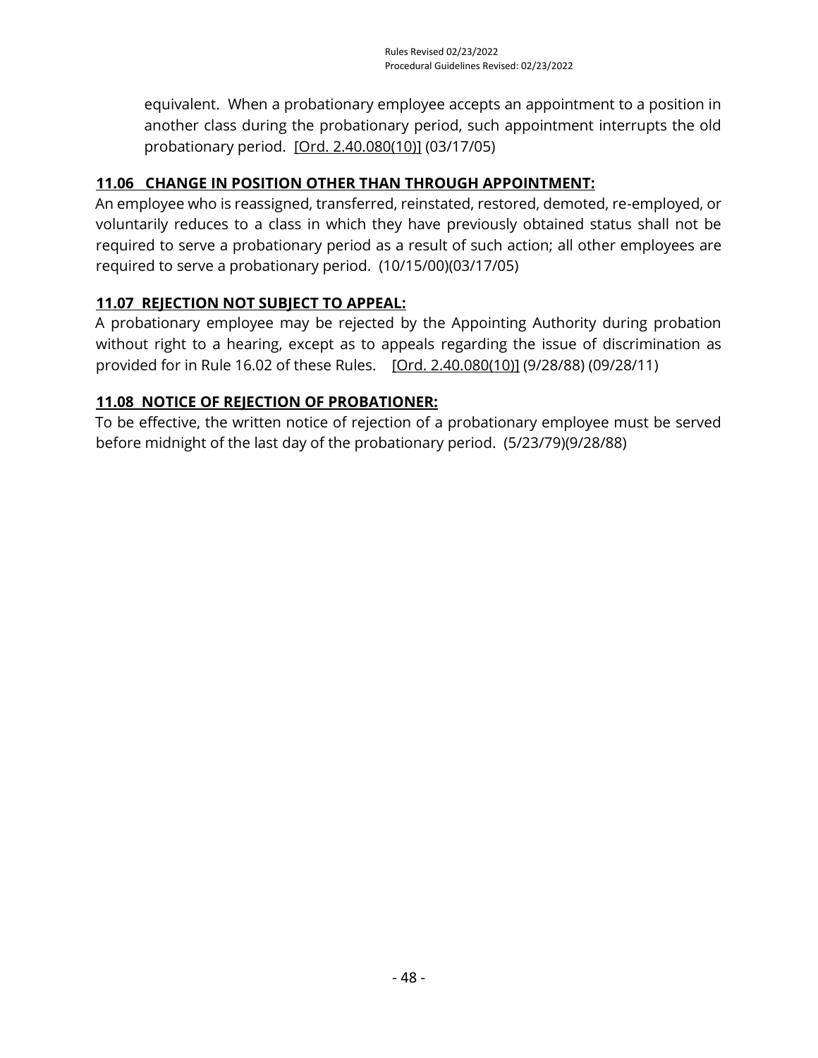equivalent. When a probationary employee accepts an appointment to a position in another class during the probationary period, such appointment interrupts the old probationary period. [Ord. 2.40.080(10)] (03/17/05)

### 11.06 CHANGE IN POSITION OTHER THAN THROUGH APPOINTMENT:

An employee who is reassigned, transferred, reinstated, restored, demoted, re-employed, or voluntarily reduces to a class in which they have previously obtained status shall not be required to serve a probationary period as a result of such action; all other employees are required to serve a probationary period. (10/15/00)(03/17/05)

### 11.07 REJECTION NOT SUBJECT TO APPEAL:

A probationary employee may be rejected by the Appointing Authority during probation without right to a hearing, except as to appeals regarding the issue of discrimination as provided for in Rule 16.02 of these Rules. [Ord. 2.40.080(10)] (9/28/88) (09/28/11)

### 11.08 NOTICE OF REJECTION OF PROBATIONER:

To be effective, the written notice of rejection of a probationary employee must be served before midnight of the last day of the probationary period. (5/23/79)(9/28/88)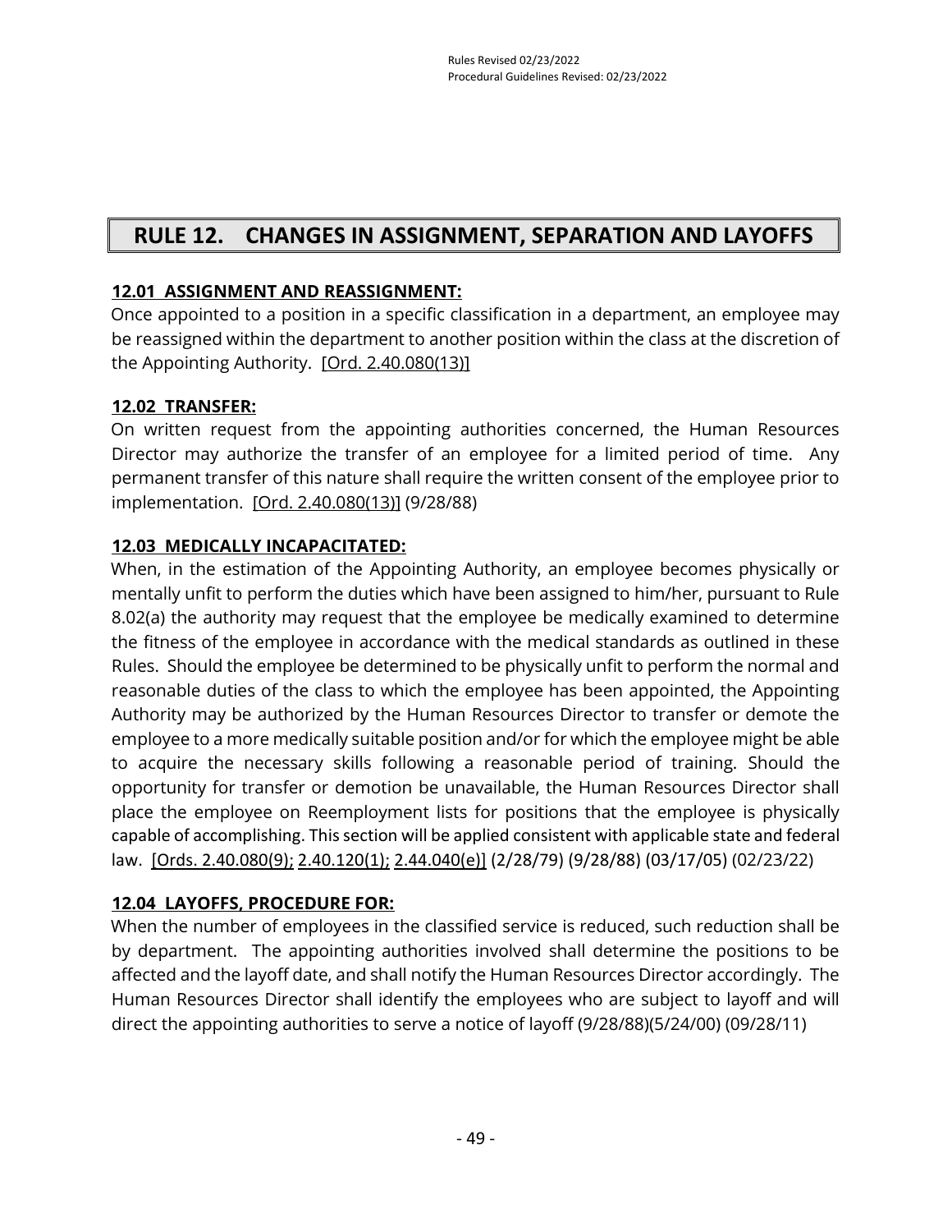# RULE 12. CHANGES IN ASSIGNMENT, SEPARATION AND LAYOFFS

**12.01 ASSIGNMENT AND REASSIGNMENT:**

Once appointed to a position in a specific classification in a department, an employee may be reassigned within the department to another position within the class at the discretion of the Appointing Authority. [Ord. 2.40.080(13)]

**12.02 TRANSFER:**

On written request from the appointing authorities concerned, the Human Resources Director may authorize the transfer of an employee for a limited period of time. Any permanent transfer of this nature shall require the written consent of the employee prior to implementation. [Ord. 2.40.080(13)] (9/28/88)

**12.03 MEDICALLY INCAPACITATED:**

When, in the estimation of the Appointing Authority, an employee becomes physically or mentally unfit to perform the duties which have been assigned to him/her, pursuant to Rule 8.02(a) the authority may request that the employee be medically examined to determine the fitness of the employee in accordance with the medical standards as outlined in these Rules. Should the employee be determined to be physically unfit to perform the normal and reasonable duties of the class to which the employee has been appointed, the Appointing Authority may be authorized by the Human Resources Director to transfer or demote the employee to a more medically suitable position and/or for which the employee might be able to acquire the necessary skills following a reasonable period of training. Should the opportunity for transfer or demotion be unavailable, the Human Resources Director shall place the employee on Reemployment lists for positions that the employee is physically capable of accomplishing. This section will be applied consistent with applicable state and federal law. [Ords. 2.40.080(9); 2.40.120(1); 2.44.040(e)] (2/28/79) (9/28/88) (03/17/05) (02/23/22)

**12.04 LAYOFFS, PROCEDURE FOR:**

When the number of employees in the classified service is reduced, such reduction shall be by department. The appointing authorities involved shall determine the positions to be affected and the layoff date, and shall notify the Human Resources Director accordingly. The Human Resources Director shall identify the employees who are subject to layoff and will direct the appointing authorities to serve a notice of layoff (9/28/88)(5/24/00) (09/28/11)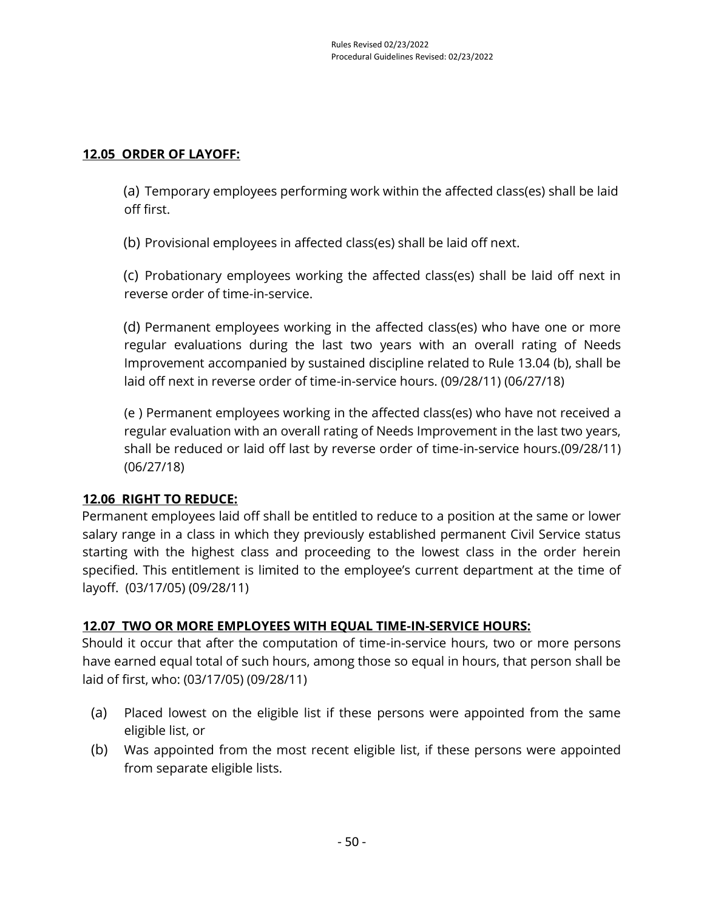**12.05 ORDER OF LAYOFF:**

(a) Temporary employees performing work within the affected class(es) shall be laid off first.

(b) Provisional employees in affected class(es) shall be laid off next.

(c) Probationary employees working the affected class(es) shall be laid off next in reverse order of time-in-service.

(d) Permanent employees working in the affected class(es) who have one or more regular evaluations during the last two years with an overall rating of Needs Improvement accompanied by sustained discipline related to Rule 13.04 (b), shall be laid off next in reverse order of time-in-service hours. (09/28/11) (06/27/18)

(e ) Permanent employees working in the affected class(es) who have not received a regular evaluation with an overall rating of Needs Improvement in the last two years, shall be reduced or laid off last by reverse order of time-in-service hours.(09/28/11) (06/27/18)

**12.06 RIGHT TO REDUCE:**

Permanent employees laid off shall be entitled to reduce to a position at the same or lower salary range in a class in which they previously established permanent Civil Service status starting with the highest class and proceeding to the lowest class in the order herein specified. This entitlement is limited to the employee's current department at the time of layoff. (03/17/05) (09/28/11)

**12.07 TWO OR MORE EMPLOYEES WITH EQUAL TIME-IN-SERVICE HOURS:**

Should it occur that after the computation of time-in-service hours, two or more persons have earned equal total of such hours, among those so equal in hours, that person shall be laid of first, who: (03/17/05) (09/28/11)

(a) Placed lowest on the eligible list if these persons were appointed from the same eligible list, or

(b) Was appointed from the most recent eligible list, if these persons were appointed from separate eligible lists.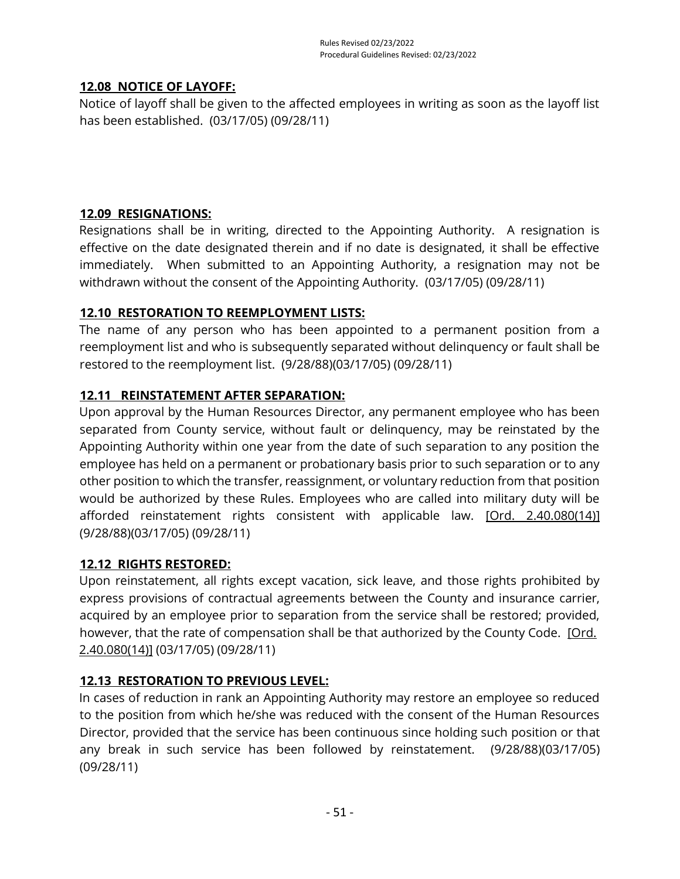## 12.08 NOTICE OF LAYOFF:

Notice of layoff shall be given to the affected employees in writing as soon as the layoff list has been established. (03/17/05) (09/28/11)

## 12.09 RESIGNATIONS:

Resignations shall be in writing, directed to the Appointing Authority. A resignation is effective on the date designated therein and if no date is designated, it shall be effective immediately. When submitted to an Appointing Authority, a resignation may not be withdrawn without the consent of the Appointing Authority. (03/17/05) (09/28/11)

## 12.10 RESTORATION TO REEMPLOYMENT LISTS:

The name of any person who has been appointed to a permanent position from a reemployment list and who is subsequently separated without delinquency or fault shall be restored to the reemployment list. (9/28/88)(03/17/05) (09/28/11)

## 12.11 REINSTATEMENT AFTER SEPARATION:

Upon approval by the Human Resources Director, any permanent employee who has been separated from County service, without fault or delinquency, may be reinstated by the Appointing Authority within one year from the date of such separation to any position the employee has held on a permanent or probationary basis prior to such separation or to any other position to which the transfer, reassignment, or voluntary reduction from that position would be authorized by these Rules. Employees who are called into military duty will be afforded reinstatement rights consistent with applicable law. [Ord. 2.40.080(14)] (9/28/88)(03/17/05) (09/28/11)

## 12.12 RIGHTS RESTORED:

Upon reinstatement, all rights except vacation, sick leave, and those rights prohibited by express provisions of contractual agreements between the County and insurance carrier, acquired by an employee prior to separation from the service shall be restored; provided, however, that the rate of compensation shall be that authorized by the County Code. [Ord. 2.40.080(14)] (03/17/05) (09/28/11)

## 12.13 RESTORATION TO PREVIOUS LEVEL:

In cases of reduction in rank an Appointing Authority may restore an employee so reduced to the position from which he/she was reduced with the consent of the Human Resources Director, provided that the service has been continuous since holding such position or that any break in such service has been followed by reinstatement. (9/28/88)(03/17/05) (09/28/11)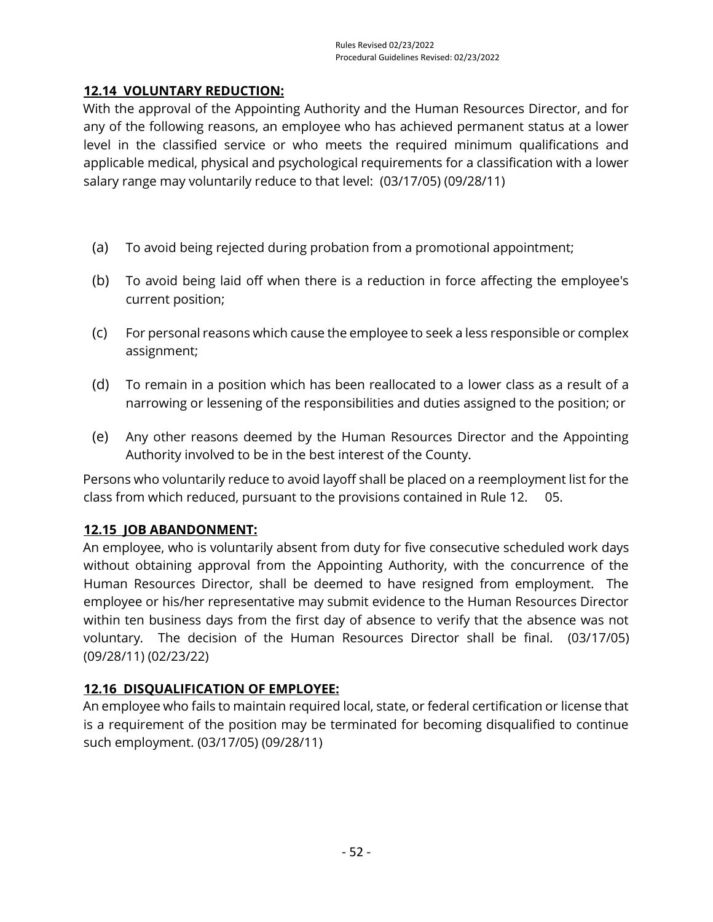### 12.14 VOLUNTARY REDUCTION:

With the approval of the Appointing Authority and the Human Resources Director, and for any of the following reasons, an employee who has achieved permanent status at a lower level in the classified service or who meets the required minimum qualifications and applicable medical, physical and psychological requirements for a classification with a lower salary range may voluntarily reduce to that level: (03/17/05) (09/28/11)

(a) To avoid being rejected during probation from a promotional appointment;

(b) To avoid being laid off when there is a reduction in force affecting the employee's current position;

(c) For personal reasons which cause the employee to seek a less responsible or complex assignment;

(d) To remain in a position which has been reallocated to a lower class as a result of a narrowing or lessening of the responsibilities and duties assigned to the position; or

(e) Any other reasons deemed by the Human Resources Director and the Appointing Authority involved to be in the best interest of the County.

Persons who voluntarily reduce to avoid layoff shall be placed on a reemployment list for the class from which reduced, pursuant to the provisions contained in Rule 12. 05.

### 12.15 JOB ABANDONMENT:

An employee, who is voluntarily absent from duty for five consecutive scheduled work days without obtaining approval from the Appointing Authority, with the concurrence of the Human Resources Director, shall be deemed to have resigned from employment. The employee or his/her representative may submit evidence to the Human Resources Director within ten business days from the first day of absence to verify that the absence was not voluntary. The decision of the Human Resources Director shall be final. (03/17/05) (09/28/11) (02/23/22)

### 12.16 DISQUALIFICATION OF EMPLOYEE:

An employee who fails to maintain required local, state, or federal certification or license that is a requirement of the position may be terminated for becoming disqualified to continue such employment. (03/17/05) (09/28/11)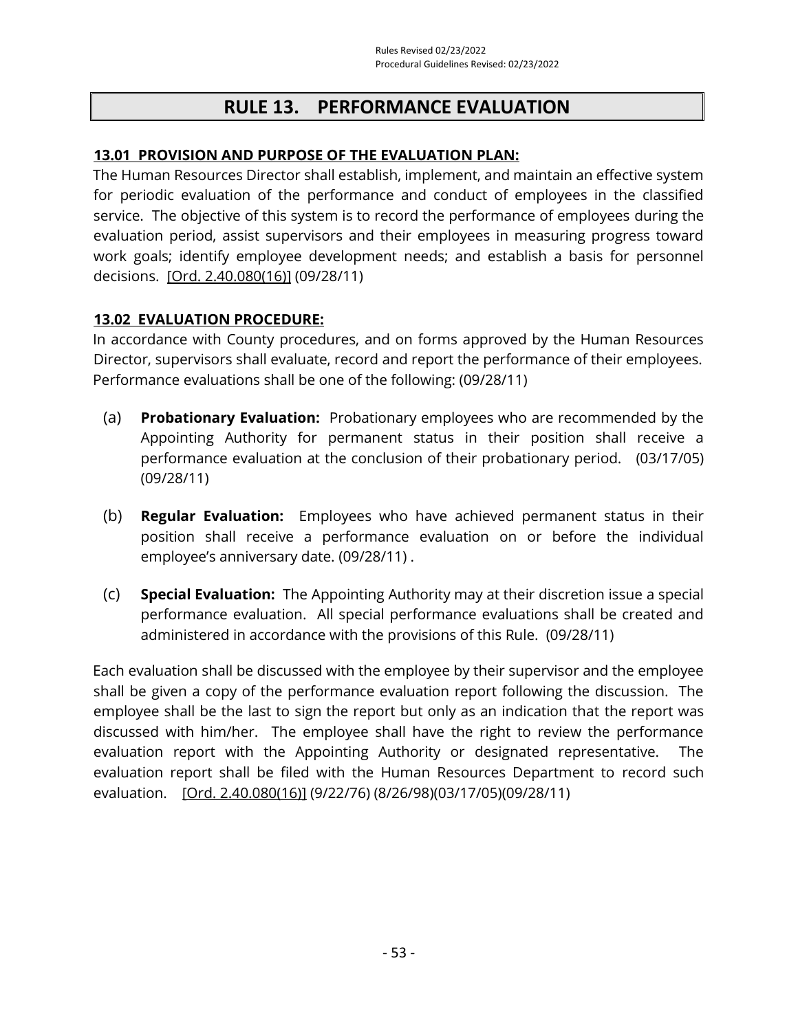# RULE 13. PERFORMANCE EVALUATION

## 13.01 PROVISION AND PURPOSE OF THE EVALUATION PLAN:

The Human Resources Director shall establish, implement, and maintain an effective system for periodic evaluation of the performance and conduct of employees in the classified service. The objective of this system is to record the performance of employees during the evaluation period, assist supervisors and their employees in measuring progress toward work goals; identify employee development needs; and establish a basis for personnel decisions. [Ord. 2.40.080(16)] (09/28/11)

## 13.02 EVALUATION PROCEDURE:

In accordance with County procedures, and on forms approved by the Human Resources Director, supervisors shall evaluate, record and report the performance of their employees. Performance evaluations shall be one of the following: (09/28/11)

(a) **Probationary Evaluation:** Probationary employees who are recommended by the Appointing Authority for permanent status in their position shall receive a performance evaluation at the conclusion of their probationary period. (03/17/05) (09/28/11)

(b) **Regular Evaluation:** Employees who have achieved permanent status in their position shall receive a performance evaluation on or before the individual employee's anniversary date. (09/28/11) .

(c) **Special Evaluation:** The Appointing Authority may at their discretion issue a special performance evaluation. All special performance evaluations shall be created and administered in accordance with the provisions of this Rule. (09/28/11)

Each evaluation shall be discussed with the employee by their supervisor and the employee shall be given a copy of the performance evaluation report following the discussion. The employee shall be the last to sign the report but only as an indication that the report was discussed with him/her. The employee shall have the right to review the performance evaluation report with the Appointing Authority or designated representative. The evaluation report shall be filed with the Human Resources Department to record such evaluation. [Ord. 2.40.080(16)] (9/22/76) (8/26/98)(03/17/05)(09/28/11)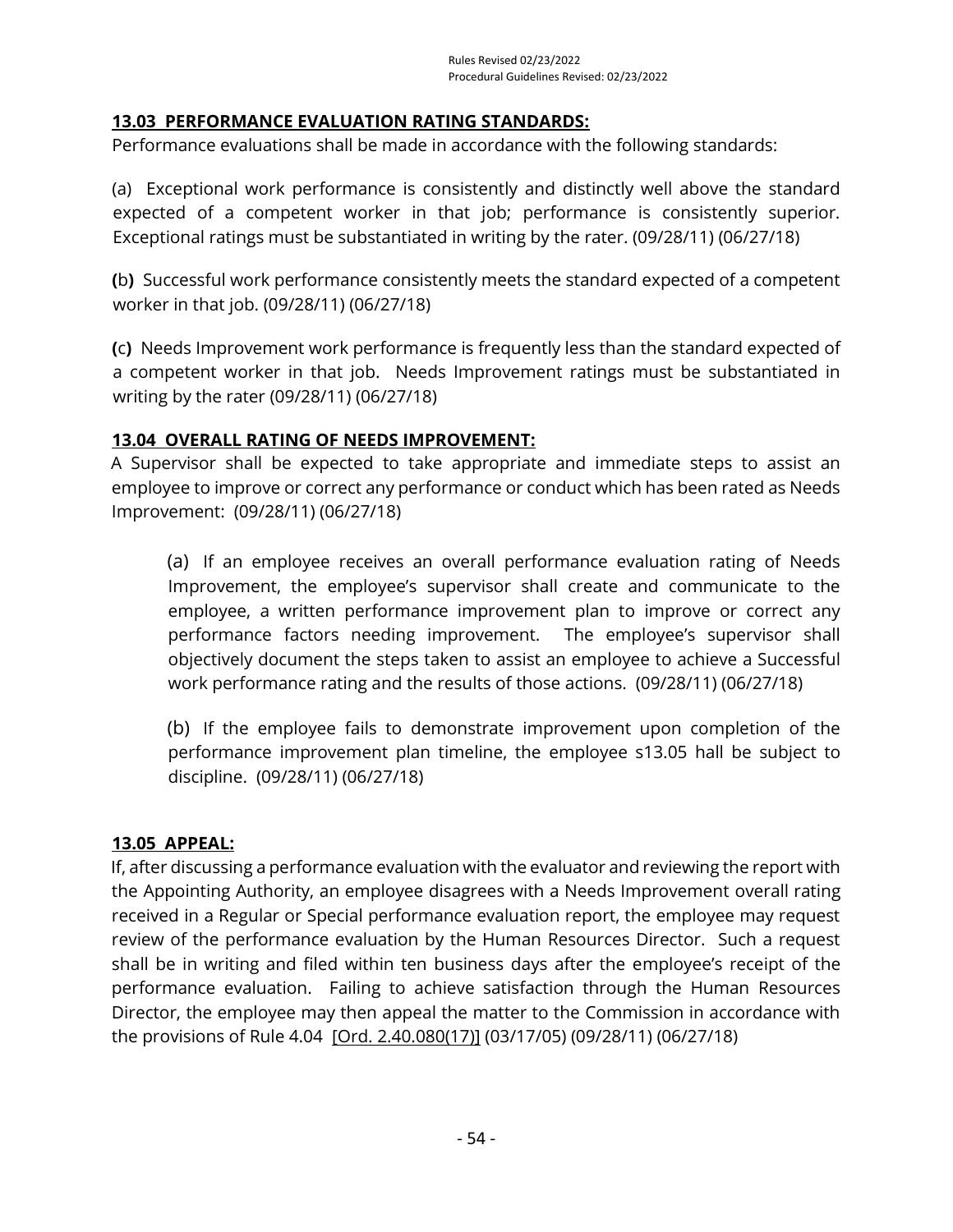## 13.03 PERFORMANCE EVALUATION RATING STANDARDS:

Performance evaluations shall be made in accordance with the following standards:

(a) Exceptional work performance is consistently and distinctly well above the standard expected of a competent worker in that job; performance is consistently superior. Exceptional ratings must be substantiated in writing by the rater. (09/28/11) (06/27/18)

**(**b**)** Successful work performance consistently meets the standard expected of a competent worker in that job. (09/28/11) (06/27/18)

**(**c**)** Needs Improvement work performance is frequently less than the standard expected of a competent worker in that job. Needs Improvement ratings must be substantiated in writing by the rater (09/28/11) (06/27/18)

## 13.04 OVERALL RATING OF NEEDS IMPROVEMENT:

A Supervisor shall be expected to take appropriate and immediate steps to assist an employee to improve or correct any performance or conduct which has been rated as Needs Improvement: (09/28/11) (06/27/18)

(a) If an employee receives an overall performance evaluation rating of Needs Improvement, the employee's supervisor shall create and communicate to the employee, a written performance improvement plan to improve or correct any performance factors needing improvement. The employee's supervisor shall objectively document the steps taken to assist an employee to achieve a Successful work performance rating and the results of those actions. (09/28/11) (06/27/18)

(b) If the employee fails to demonstrate improvement upon completion of the performance improvement plan timeline, the employee s13.05 hall be subject to discipline. (09/28/11) (06/27/18)

## 13.05 APPEAL:

If, after discussing a performance evaluation with the evaluator and reviewing the report with the Appointing Authority, an employee disagrees with a Needs Improvement overall rating received in a Regular or Special performance evaluation report, the employee may request review of the performance evaluation by the Human Resources Director. Such a request shall be in writing and filed within ten business days after the employee's receipt of the performance evaluation. Failing to achieve satisfaction through the Human Resources Director, the employee may then appeal the matter to the Commission in accordance with the provisions of Rule 4.04 [Ord. 2.40.080(17)] (03/17/05) (09/28/11) (06/27/18)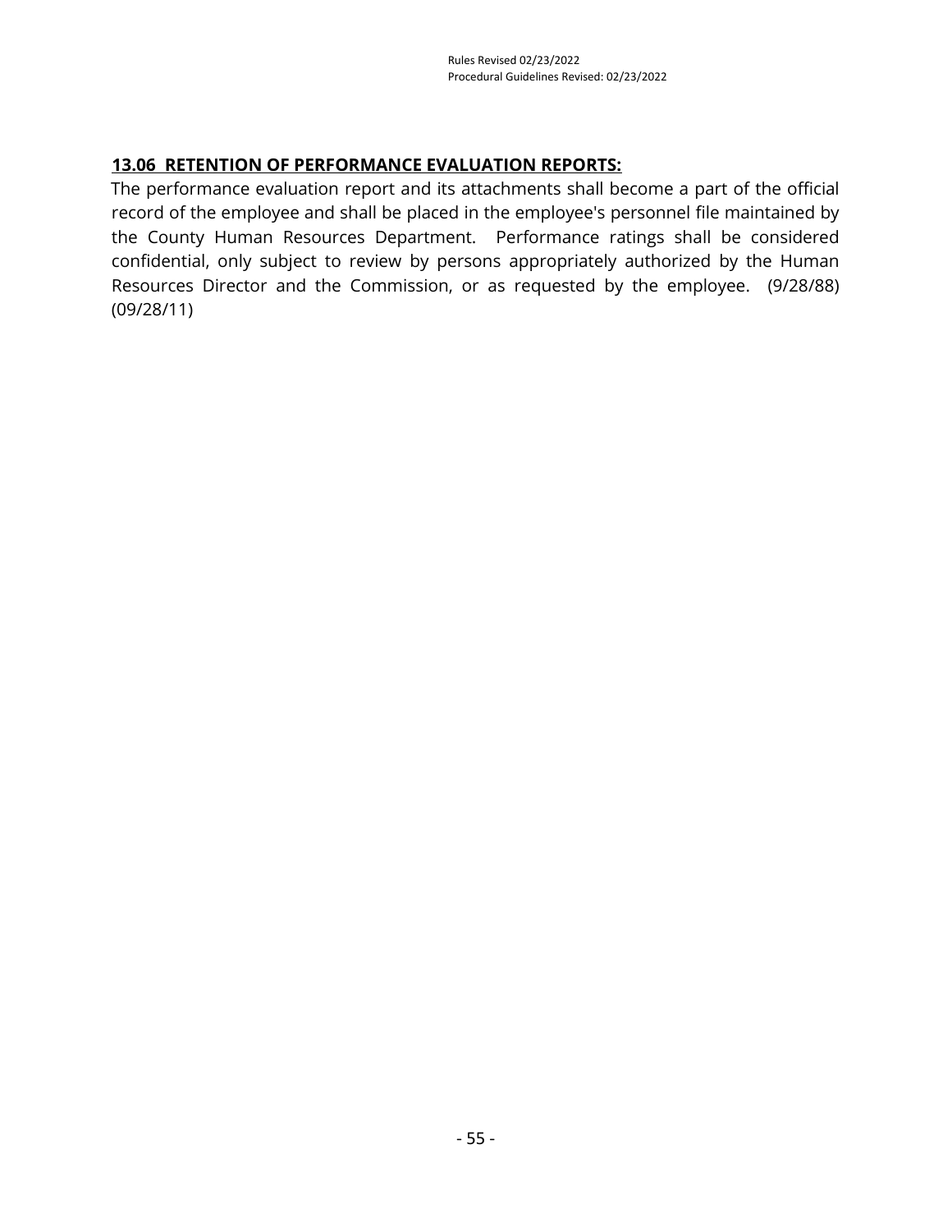### 13.06 RETENTION OF PERFORMANCE EVALUATION REPORTS:

The performance evaluation report and its attachments shall become a part of the official record of the employee and shall be placed in the employee's personnel file maintained by the County Human Resources Department. Performance ratings shall be considered confidential, only subject to review by persons appropriately authorized by the Human Resources Director and the Commission, or as requested by the employee. (9/28/88) (09/28/11)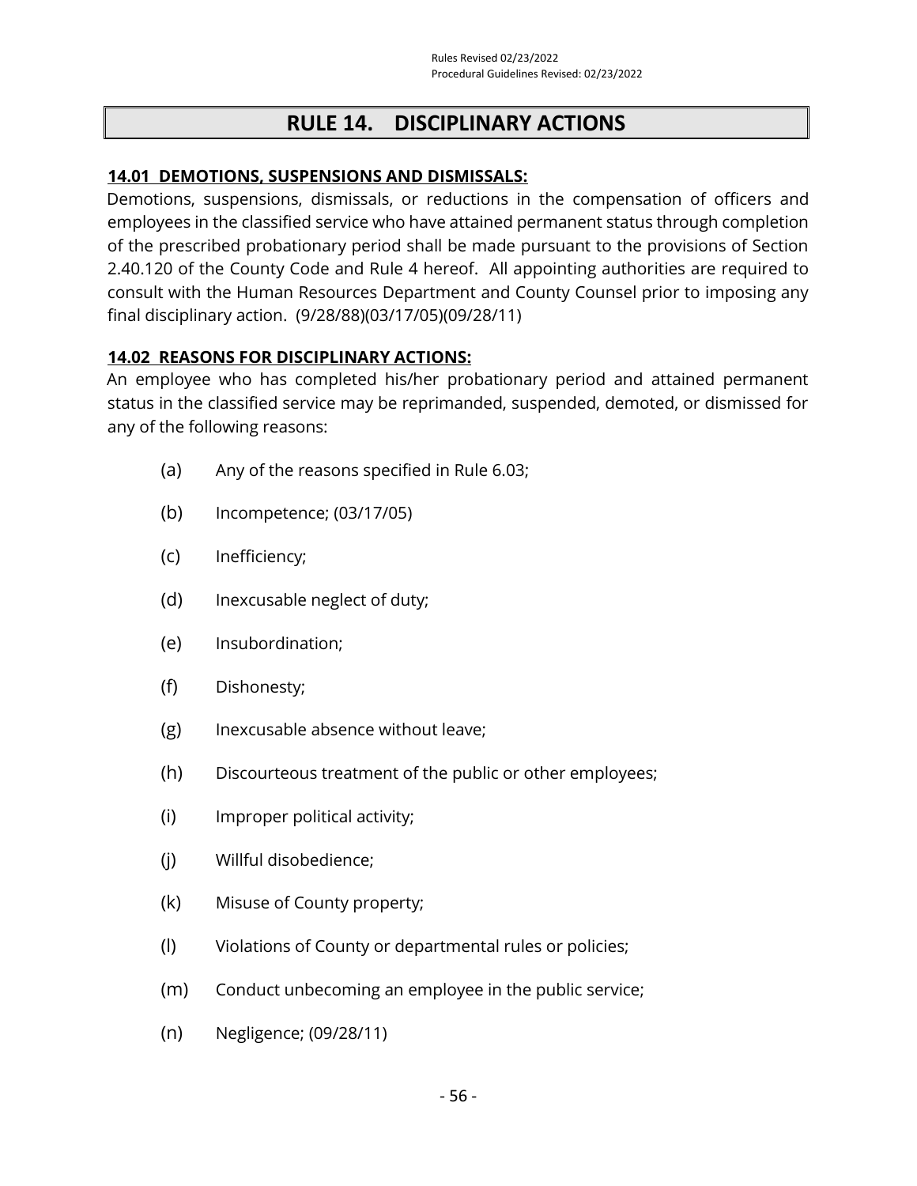# RULE 14. DISCIPLINARY ACTIONS

## 14.01 DEMOTIONS, SUSPENSIONS AND DISMISSALS:

Demotions, suspensions, dismissals, or reductions in the compensation of officers and employees in the classified service who have attained permanent status through completion of the prescribed probationary period shall be made pursuant to the provisions of Section 2.40.120 of the County Code and Rule 4 hereof. All appointing authorities are required to consult with the Human Resources Department and County Counsel prior to imposing any final disciplinary action. (9/28/88)(03/17/05)(09/28/11)

## 14.02 REASONS FOR DISCIPLINARY ACTIONS:

An employee who has completed his/her probationary period and attained permanent status in the classified service may be reprimanded, suspended, demoted, or dismissed for any of the following reasons:

(a) Any of the reasons specified in Rule 6.03;

(b) Incompetence; (03/17/05)

(c) Inefficiency;

(d) Inexcusable neglect of duty;

(e) Insubordination;

(f) Dishonesty;

(g) Inexcusable absence without leave;

(h) Discourteous treatment of the public or other employees;

(i) Improper political activity;

(j) Willful disobedience;

(k) Misuse of County property;

(l) Violations of County or departmental rules or policies;

(m) Conduct unbecoming an employee in the public service;

(n) Negligence; (09/28/11)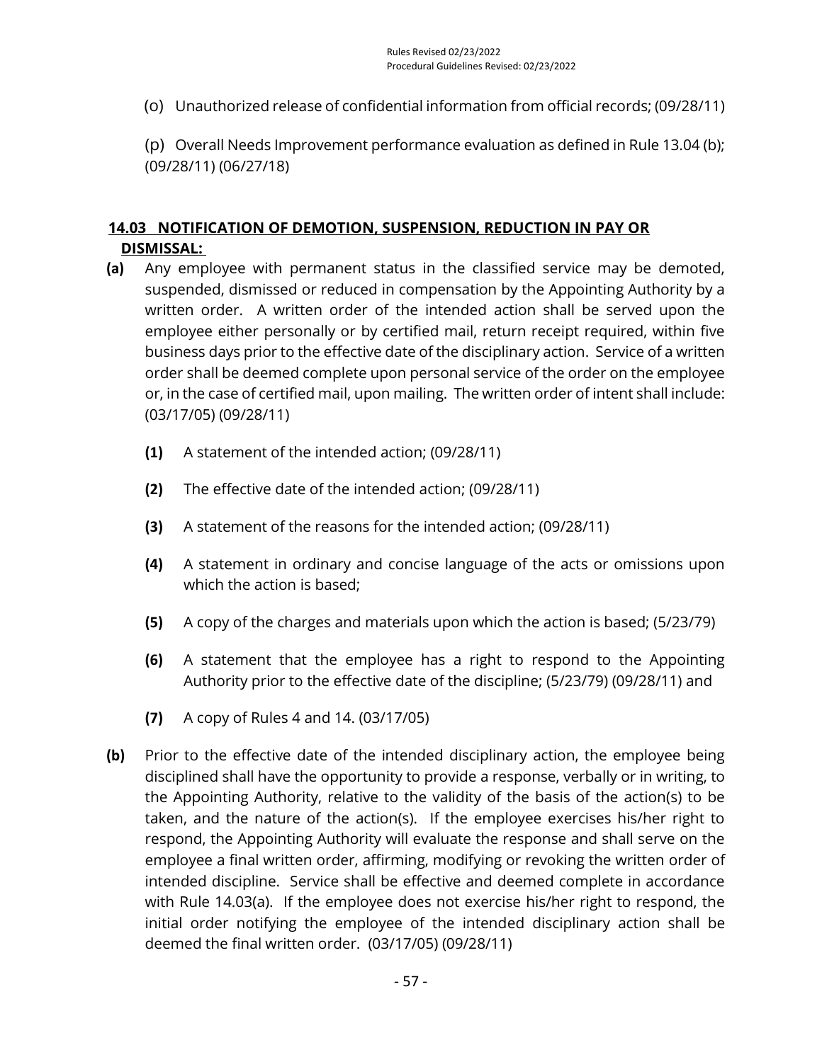(o) Unauthorized release of confidential information from official records; (09/28/11)

(p) Overall Needs Improvement performance evaluation as defined in Rule 13.04 (b); (09/28/11) (06/27/18)

## 14.03 NOTIFICATION OF DEMOTION, SUSPENSION, REDUCTION IN PAY OR DISMISSAL:

**(a)** Any employee with permanent status in the classified service may be demoted, suspended, dismissed or reduced in compensation by the Appointing Authority by a written order. A written order of the intended action shall be served upon the employee either personally or by certified mail, return receipt required, within five business days prior to the effective date of the disciplinary action. Service of a written order shall be deemed complete upon personal service of the order on the employee or, in the case of certified mail, upon mailing. The written order of intent shall include: (03/17/05) (09/28/11)

- **(1)** A statement of the intended action; (09/28/11)
- **(2)** The effective date of the intended action; (09/28/11)
- **(3)** A statement of the reasons for the intended action; (09/28/11)
- **(4)** A statement in ordinary and concise language of the acts or omissions upon which the action is based;
- **(5)** A copy of the charges and materials upon which the action is based; (5/23/79)
- **(6)** A statement that the employee has a right to respond to the Appointing Authority prior to the effective date of the discipline; (5/23/79) (09/28/11) and
- **(7)** A copy of Rules 4 and 14. (03/17/05)

**(b)** Prior to the effective date of the intended disciplinary action, the employee being disciplined shall have the opportunity to provide a response, verbally or in writing, to the Appointing Authority, relative to the validity of the basis of the action(s) to be taken, and the nature of the action(s). If the employee exercises his/her right to respond, the Appointing Authority will evaluate the response and shall serve on the employee a final written order, affirming, modifying or revoking the written order of intended discipline. Service shall be effective and deemed complete in accordance with Rule 14.03(a). If the employee does not exercise his/her right to respond, the initial order notifying the employee of the intended disciplinary action shall be deemed the final written order. (03/17/05) (09/28/11)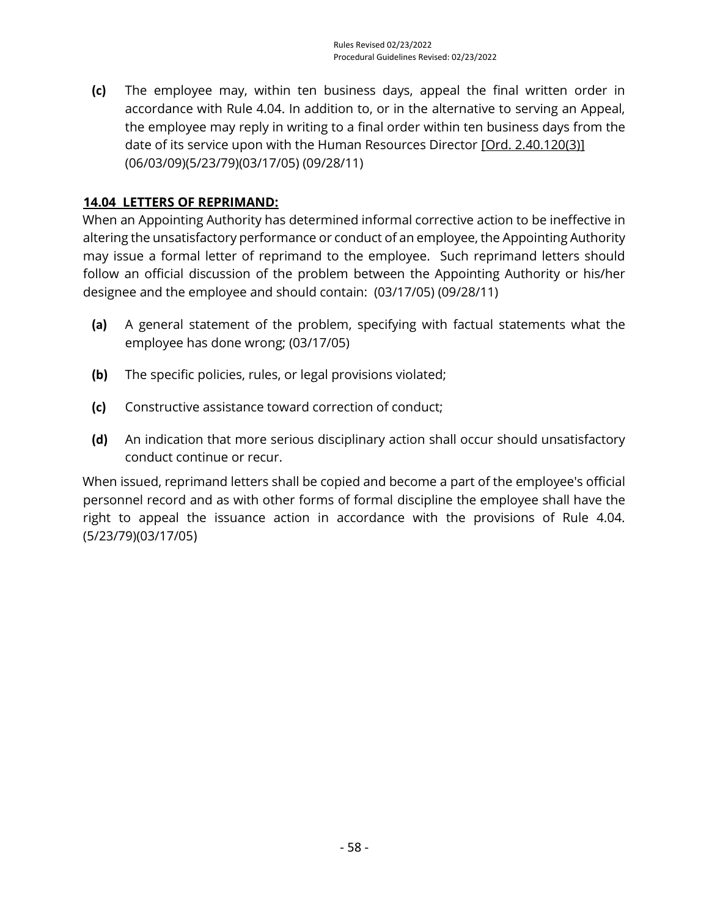**(c)** The employee may, within ten business days, appeal the final written order in accordance with Rule 4.04. In addition to, or in the alternative to serving an Appeal, the employee may reply in writing to a final order within ten business days from the date of its service upon with the Human Resources Director [Ord. 2.40.120(3)] (06/03/09)(5/23/79)(03/17/05) (09/28/11)

## 14.04 LETTERS OF REPRIMAND:

When an Appointing Authority has determined informal corrective action to be ineffective in altering the unsatisfactory performance or conduct of an employee, the Appointing Authority may issue a formal letter of reprimand to the employee. Such reprimand letters should follow an official discussion of the problem between the Appointing Authority or his/her designee and the employee and should contain: (03/17/05) (09/28/11)

**(a)** A general statement of the problem, specifying with factual statements what the employee has done wrong; (03/17/05)

**(b)** The specific policies, rules, or legal provisions violated;

**(c)** Constructive assistance toward correction of conduct;

**(d)** An indication that more serious disciplinary action shall occur should unsatisfactory conduct continue or recur.

When issued, reprimand letters shall be copied and become a part of the employee's official personnel record and as with other forms of formal discipline the employee shall have the right to appeal the issuance action in accordance with the provisions of Rule 4.04. (5/23/79)(03/17/05)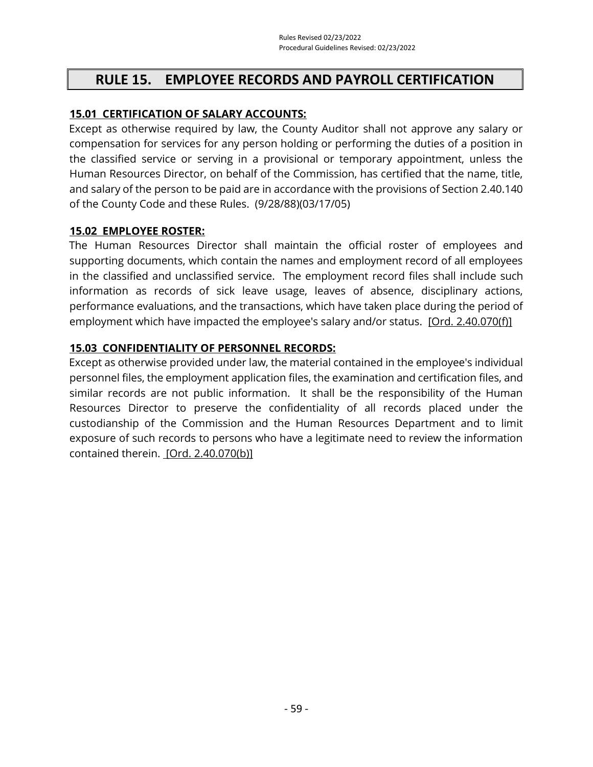# RULE 15. EMPLOYEE RECORDS AND PAYROLL CERTIFICATION

## 15.01 CERTIFICATION OF SALARY ACCOUNTS:

Except as otherwise required by law, the County Auditor shall not approve any salary or compensation for services for any person holding or performing the duties of a position in the classified service or serving in a provisional or temporary appointment, unless the Human Resources Director, on behalf of the Commission, has certified that the name, title, and salary of the person to be paid are in accordance with the provisions of Section 2.40.140 of the County Code and these Rules. (9/28/88)(03/17/05)

## 15.02 EMPLOYEE ROSTER:

The Human Resources Director shall maintain the official roster of employees and supporting documents, which contain the names and employment record of all employees in the classified and unclassified service. The employment record files shall include such information as records of sick leave usage, leaves of absence, disciplinary actions, performance evaluations, and the transactions, which have taken place during the period of employment which have impacted the employee's salary and/or status. [Ord. 2.40.070(f)]

## 15.03 CONFIDENTIALITY OF PERSONNEL RECORDS:

Except as otherwise provided under law, the material contained in the employee's individual personnel files, the employment application files, the examination and certification files, and similar records are not public information. It shall be the responsibility of the Human Resources Director to preserve the confidentiality of all records placed under the custodianship of the Commission and the Human Resources Department and to limit exposure of such records to persons who have a legitimate need to review the information contained therein. [Ord. 2.40.070(b)]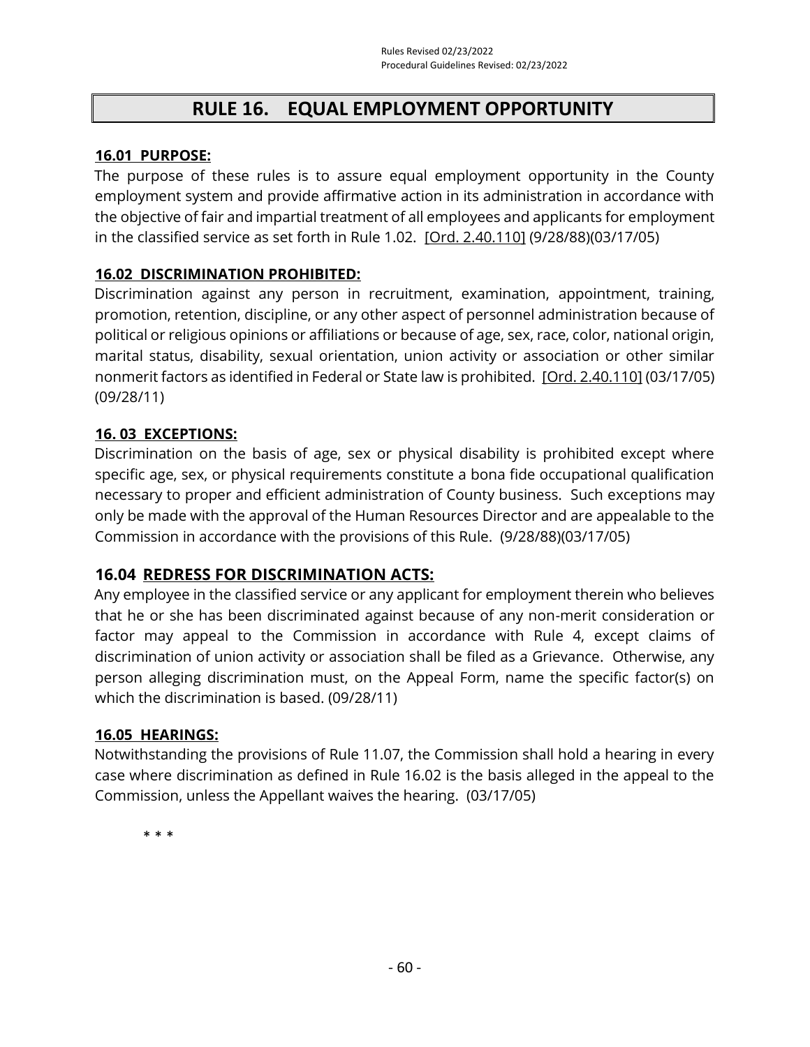# RULE 16. EQUAL EMPLOYMENT OPPORTUNITY

**16.01 PURPOSE:**

The purpose of these rules is to assure equal employment opportunity in the County employment system and provide affirmative action in its administration in accordance with the objective of fair and impartial treatment of all employees and applicants for employment in the classified service as set forth in Rule 1.02. [Ord. 2.40.110] (9/28/88)(03/17/05)

**16.02 DISCRIMINATION PROHIBITED:**

Discrimination against any person in recruitment, examination, appointment, training, promotion, retention, discipline, or any other aspect of personnel administration because of political or religious opinions or affiliations or because of age, sex, race, color, national origin, marital status, disability, sexual orientation, union activity or association or other similar nonmerit factors as identified in Federal or State law is prohibited. [Ord. 2.40.110] (03/17/05)(09/28/11)

**16. 03 EXCEPTIONS:**

Discrimination on the basis of age, sex or physical disability is prohibited except where specific age, sex, or physical requirements constitute a bona fide occupational qualification necessary to proper and efficient administration of County business. Such exceptions may only be made with the approval of the Human Resources Director and are appealable to the Commission in accordance with the provisions of this Rule. (9/28/88)(03/17/05)

**16.04 REDRESS FOR DISCRIMINATION ACTS:**

Any employee in the classified service or any applicant for employment therein who believes that he or she has been discriminated against because of any non-merit consideration or factor may appeal to the Commission in accordance with Rule 4, except claims of discrimination of union activity or association shall be filed as a Grievance. Otherwise, any person alleging discrimination must, on the Appeal Form, name the specific factor(s) on which the discrimination is based. (09/28/11)

**16.05 HEARINGS:**

Notwithstanding the provisions of Rule 11.07, the Commission shall hold a hearing in every case where discrimination as defined in Rule 16.02 is the basis alleged in the appeal to the Commission, unless the Appellant waives the hearing. (03/17/05)

\* \* \*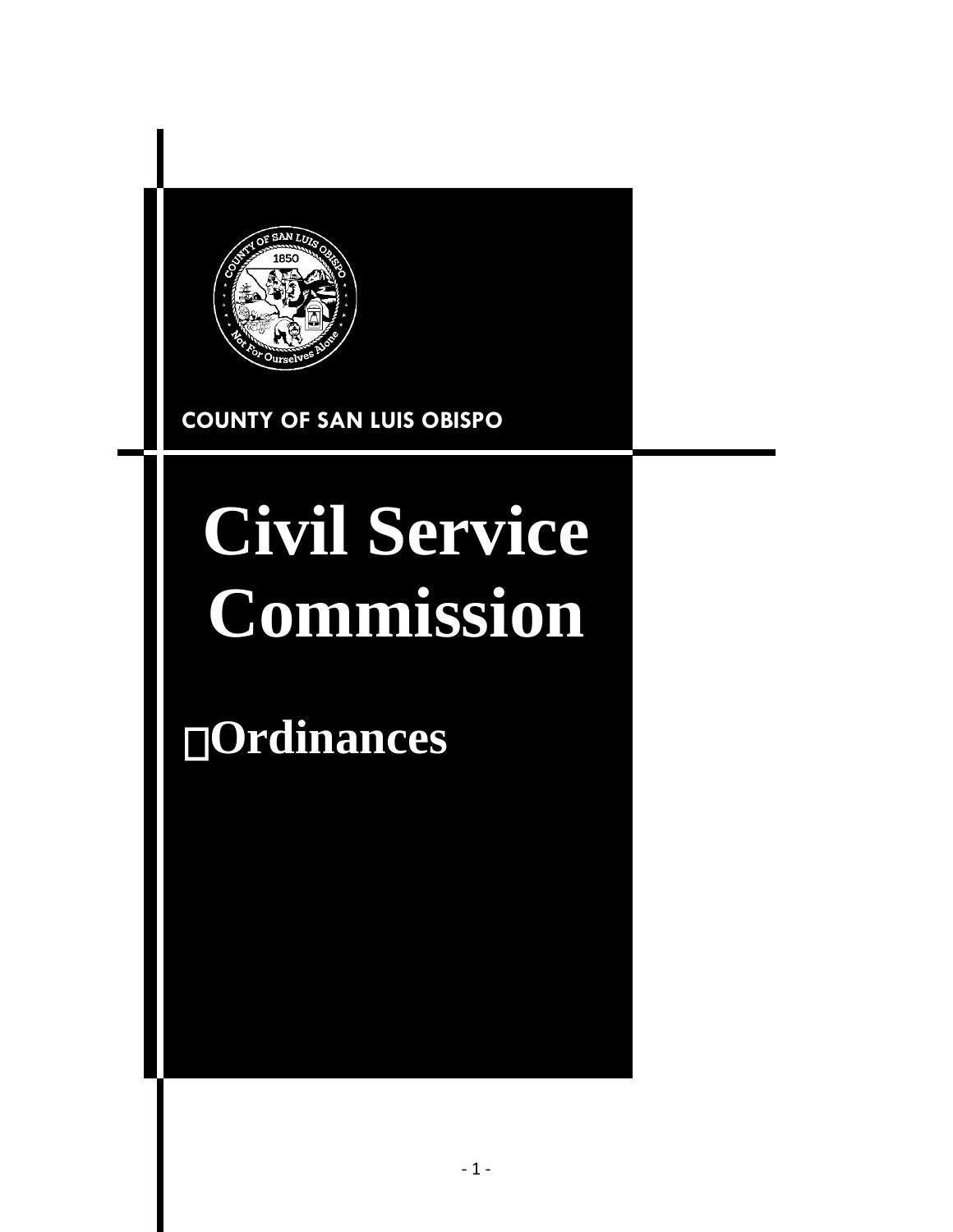COUNTY OF SAN LUIS OBISPO

# Civil Service Commission

## Ordinances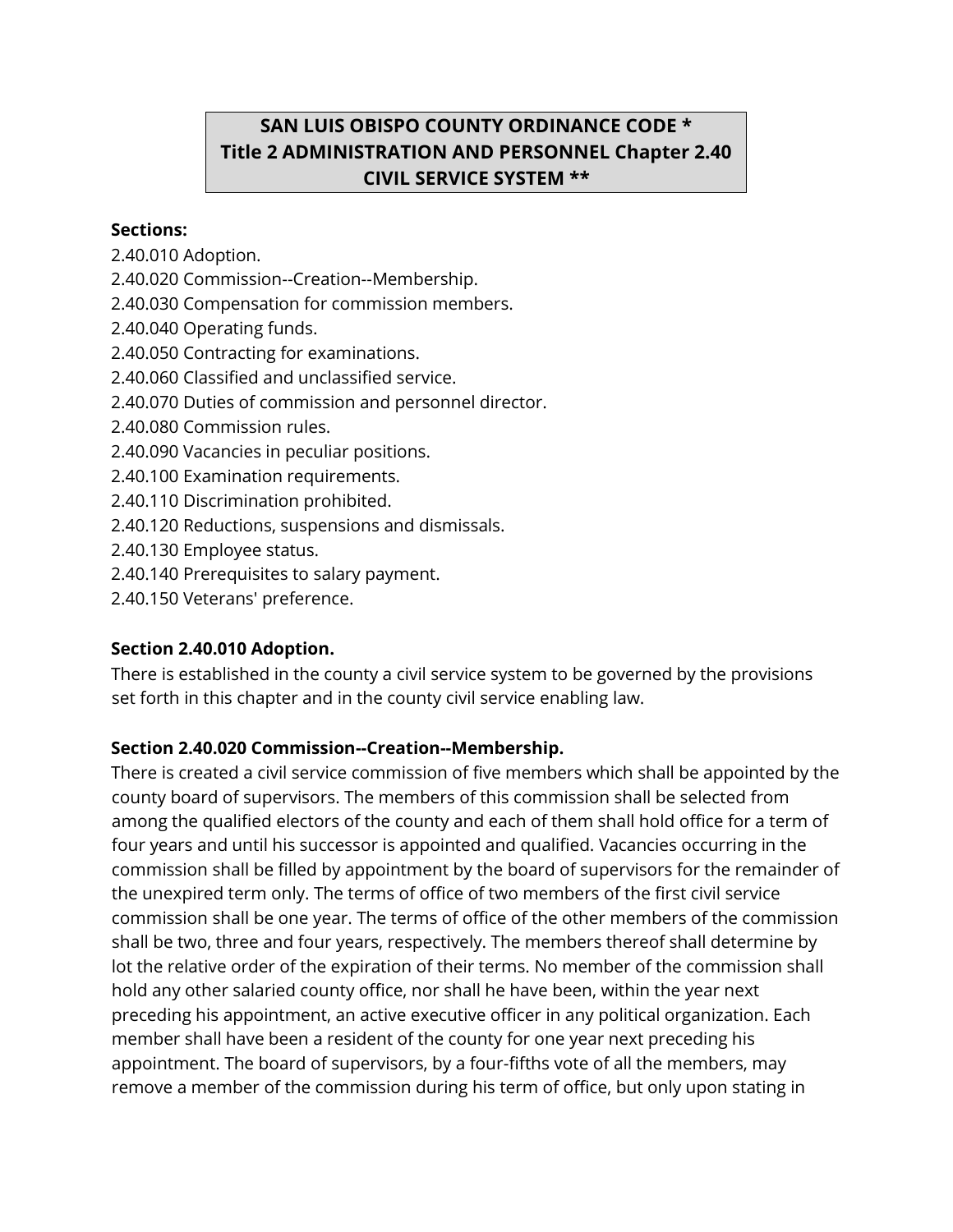**SAN LUIS OBISPO COUNTY ORDINANCE CODE * Title 2 ADMINISTRATION AND PERSONNEL Chapter 2.40 CIVIL SERVICE SYSTEM ****

**Sections:**

2.40.010 Adoption.
2.40.020 Commission--Creation--Membership.
2.40.030 Compensation for commission members.
2.40.040 Operating funds.
2.40.050 Contracting for examinations.
2.40.060 Classified and unclassified service.
2.40.070 Duties of commission and personnel director.
2.40.080 Commission rules.
2.40.090 Vacancies in peculiar positions.
2.40.100 Examination requirements.
2.40.110 Discrimination prohibited.
2.40.120 Reductions, suspensions and dismissals.
2.40.130 Employee status.
2.40.140 Prerequisites to salary payment.
2.40.150 Veterans' preference.

**Section 2.40.010 Adoption.**

There is established in the county a civil service system to be governed by the provisions set forth in this chapter and in the county civil service enabling law.

**Section 2.40.020 Commission--Creation--Membership.**

There is created a civil service commission of five members which shall be appointed by the county board of supervisors. The members of this commission shall be selected from among the qualified electors of the county and each of them shall hold office for a term of four years and until his successor is appointed and qualified. Vacancies occurring in the commission shall be filled by appointment by the board of supervisors for the remainder of the unexpired term only. The terms of office of two members of the first civil service commission shall be one year. The terms of office of the other members of the commission shall be two, three and four years, respectively. The members thereof shall determine by lot the relative order of the expiration of their terms. No member of the commission shall hold any other salaried county office, nor shall he have been, within the year next preceding his appointment, an active executive officer in any political organization. Each member shall have been a resident of the county for one year next preceding his appointment. The board of supervisors, by a four-fifths vote of all the members, may remove a member of the commission during his term of office, but only upon stating in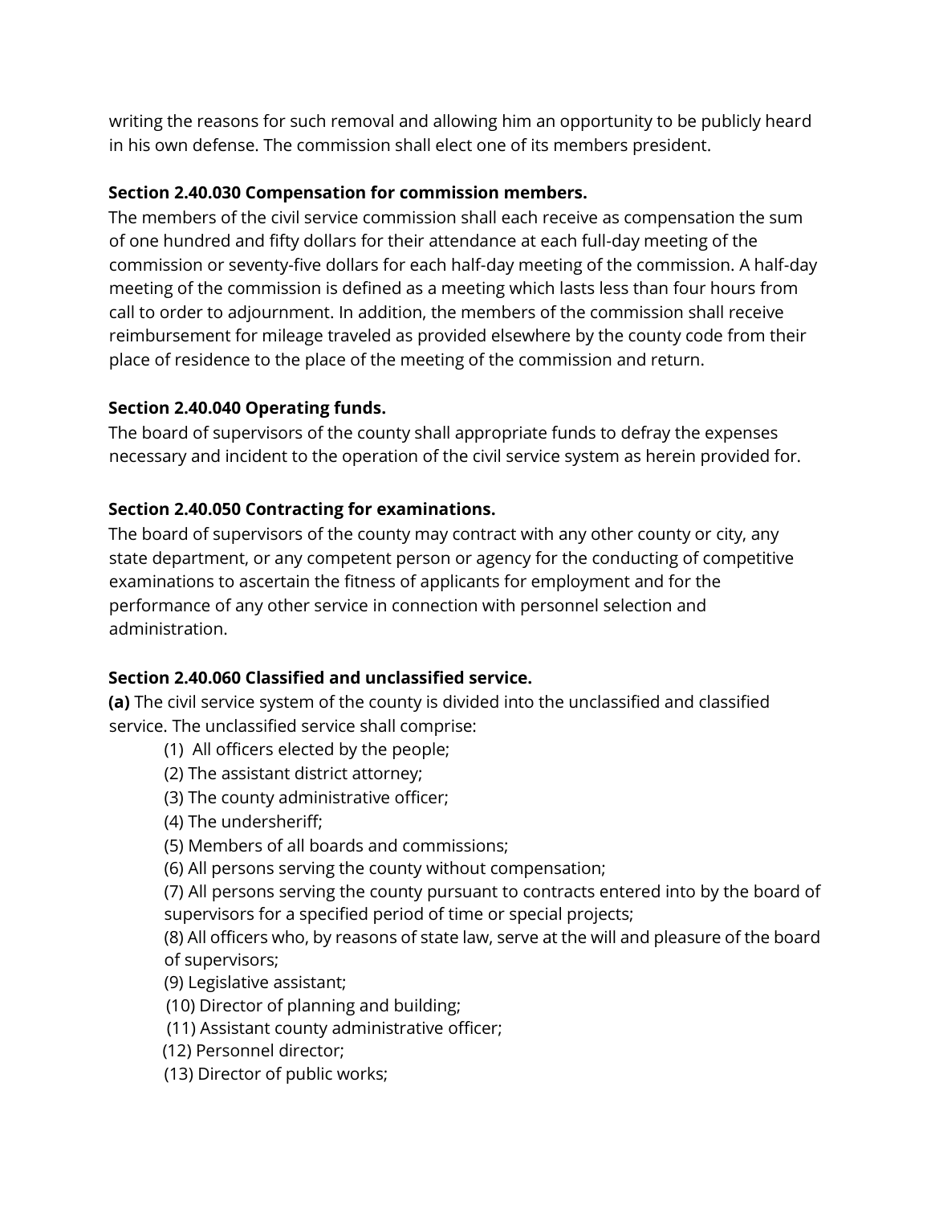writing the reasons for such removal and allowing him an opportunity to be publicly heard in his own defense. The commission shall elect one of its members president.

**Section 2.40.030 Compensation for commission members.**

The members of the civil service commission shall each receive as compensation the sum of one hundred and fifty dollars for their attendance at each full-day meeting of the commission or seventy-five dollars for each half-day meeting of the commission. A half-day meeting of the commission is defined as a meeting which lasts less than four hours from call to order to adjournment. In addition, the members of the commission shall receive reimbursement for mileage traveled as provided elsewhere by the county code from their place of residence to the place of the meeting of the commission and return.

**Section 2.40.040 Operating funds.**

The board of supervisors of the county shall appropriate funds to defray the expenses necessary and incident to the operation of the civil service system as herein provided for.

**Section 2.40.050 Contracting for examinations.**

The board of supervisors of the county may contract with any other county or city, any state department, or any competent person or agency for the conducting of competitive examinations to ascertain the fitness of applicants for employment and for the performance of any other service in connection with personnel selection and administration.

**Section 2.40.060 Classified and unclassified service.**

**(a)** The civil service system of the county is divided into the unclassified and classified service. The unclassified service shall comprise:

(1) All officers elected by the people;
(2) The assistant district attorney;
(3) The county administrative officer;
(4) The undersheriff;
(5) Members of all boards and commissions;
(6) All persons serving the county without compensation;
(7) All persons serving the county pursuant to contracts entered into by the board of supervisors for a specified period of time or special projects;
(8) All officers who, by reasons of state law, serve at the will and pleasure of the board of supervisors;
(9) Legislative assistant;
(10) Director of planning and building;
(11) Assistant county administrative officer;
(12) Personnel director;
(13) Director of public works;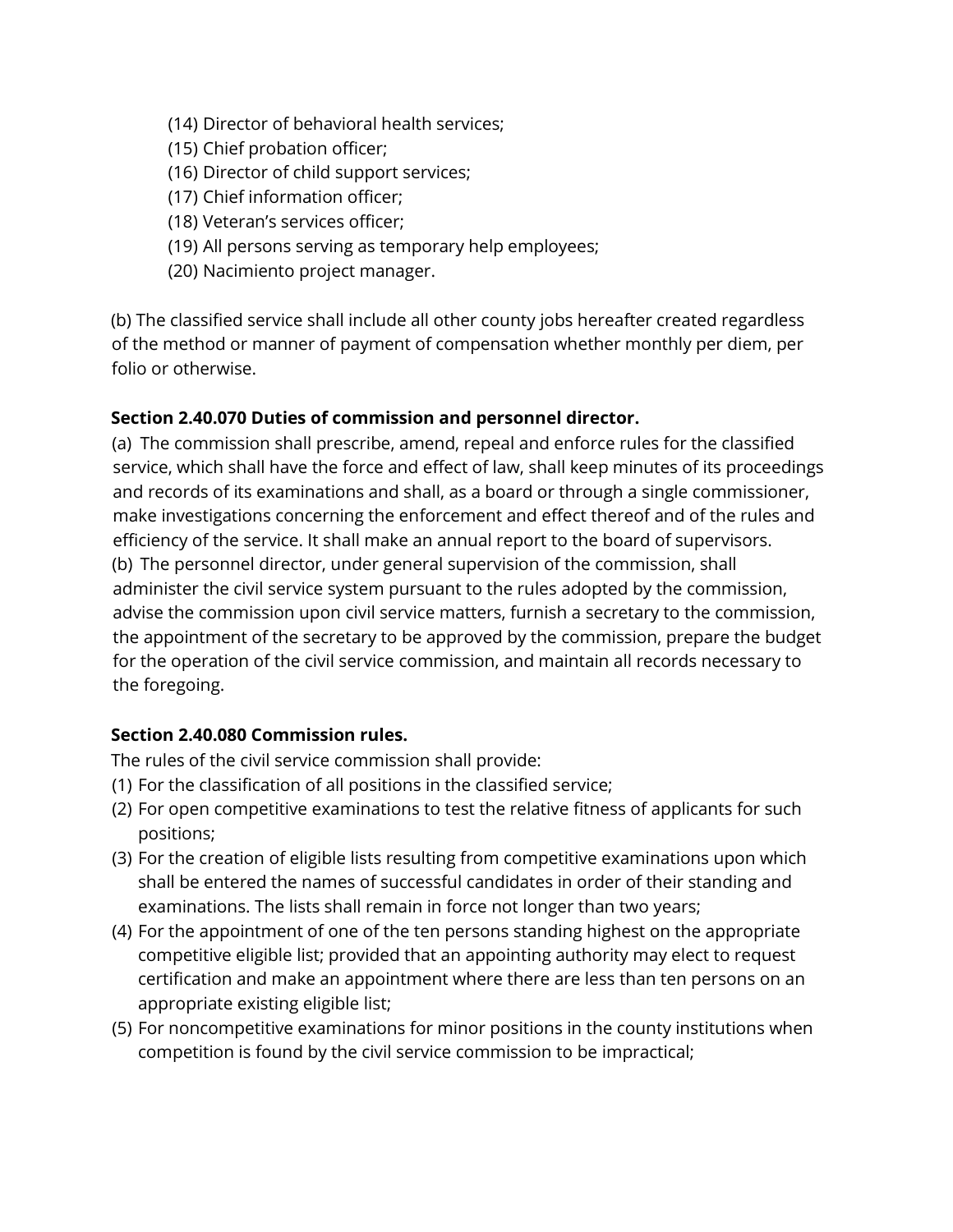(14) Director of behavioral health services;
(15) Chief probation officer;
(16) Director of child support services;
(17) Chief information officer;
(18) Veteran's services officer;
(19) All persons serving as temporary help employees;
(20) Nacimiento project manager.

(b) The classified service shall include all other county jobs hereafter created regardless of the method or manner of payment of compensation whether monthly per diem, per folio or otherwise.

**Section 2.40.070 Duties of commission and personnel director.**

(a) The commission shall prescribe, amend, repeal and enforce rules for the classified service, which shall have the force and effect of law, shall keep minutes of its proceedings and records of its examinations and shall, as a board or through a single commissioner, make investigations concerning the enforcement and effect thereof and of the rules and efficiency of the service. It shall make an annual report to the board of supervisors.

(b) The personnel director, under general supervision of the commission, shall administer the civil service system pursuant to the rules adopted by the commission, advise the commission upon civil service matters, furnish a secretary to the commission, the appointment of the secretary to be approved by the commission, prepare the budget for the operation of the civil service commission, and maintain all records necessary to the foregoing.

**Section 2.40.080 Commission rules.**

The rules of the civil service commission shall provide:

(1) For the classification of all positions in the classified service;
(2) For open competitive examinations to test the relative fitness of applicants for such positions;
(3) For the creation of eligible lists resulting from competitive examinations upon which shall be entered the names of successful candidates in order of their standing and examinations. The lists shall remain in force not longer than two years;
(4) For the appointment of one of the ten persons standing highest on the appropriate competitive eligible list; provided that an appointing authority may elect to request certification and make an appointment where there are less than ten persons on an appropriate existing eligible list;
(5) For noncompetitive examinations for minor positions in the county institutions when competition is found by the civil service commission to be impractical;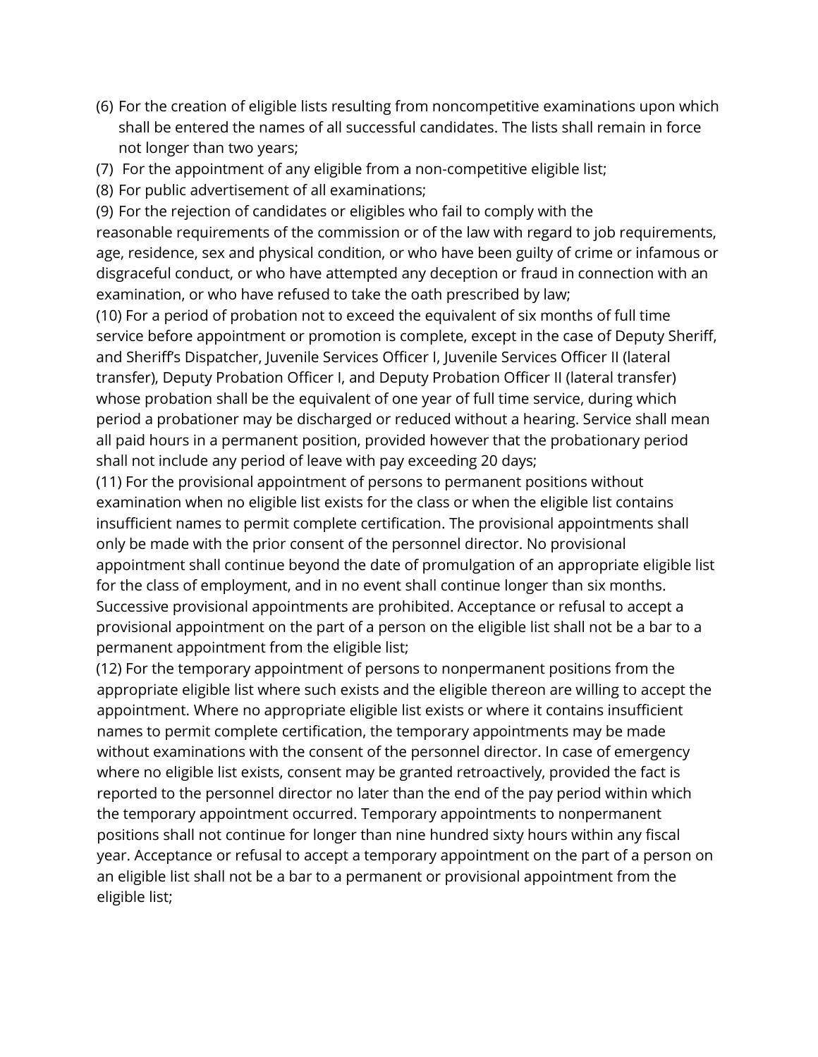(6) For the creation of eligible lists resulting from noncompetitive examinations upon which shall be entered the names of all successful candidates. The lists shall remain in force not longer than two years;

(7) For the appointment of any eligible from a non-competitive eligible list;

(8) For public advertisement of all examinations;

(9) For the rejection of candidates or eligibles who fail to comply with the reasonable requirements of the commission or of the law with regard to job requirements, age, residence, sex and physical condition, or who have been guilty of crime or infamous or disgraceful conduct, or who have attempted any deception or fraud in connection with an examination, or who have refused to take the oath prescribed by law;

(10) For a period of probation not to exceed the equivalent of six months of full time service before appointment or promotion is complete, except in the case of Deputy Sheriff, and Sheriff's Dispatcher, Juvenile Services Officer I, Juvenile Services Officer II (lateral transfer), Deputy Probation Officer I, and Deputy Probation Officer II (lateral transfer) whose probation shall be the equivalent of one year of full time service, during which period a probationer may be discharged or reduced without a hearing. Service shall mean all paid hours in a permanent position, provided however that the probationary period shall not include any period of leave with pay exceeding 20 days;

(11) For the provisional appointment of persons to permanent positions without examination when no eligible list exists for the class or when the eligible list contains insufficient names to permit complete certification. The provisional appointments shall only be made with the prior consent of the personnel director. No provisional appointment shall continue beyond the date of promulgation of an appropriate eligible list for the class of employment, and in no event shall continue longer than six months. Successive provisional appointments are prohibited. Acceptance or refusal to accept a provisional appointment on the part of a person on the eligible list shall not be a bar to a permanent appointment from the eligible list;

(12) For the temporary appointment of persons to nonpermanent positions from the appropriate eligible list where such exists and the eligible thereon are willing to accept the appointment. Where no appropriate eligible list exists or where it contains insufficient names to permit complete certification, the temporary appointments may be made without examinations with the consent of the personnel director. In case of emergency where no eligible list exists, consent may be granted retroactively, provided the fact is reported to the personnel director no later than the end of the pay period within which the temporary appointment occurred. Temporary appointments to nonpermanent positions shall not continue for longer than nine hundred sixty hours within any fiscal year. Acceptance or refusal to accept a temporary appointment on the part of a person on an eligible list shall not be a bar to a permanent or provisional appointment from the eligible list;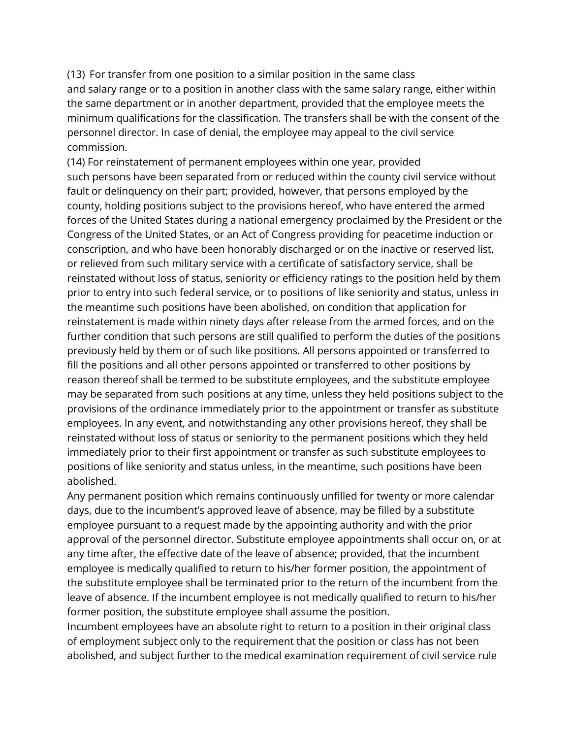(13) For transfer from one position to a similar position in the same class and salary range or to a position in another class with the same salary range, either within the same department or in another department, provided that the employee meets the minimum qualifications for the classification. The transfers shall be with the consent of the personnel director. In case of denial, the employee may appeal to the civil service commission.

(14) For reinstatement of permanent employees within one year, provided such persons have been separated from or reduced within the county civil service without fault or delinquency on their part; provided, however, that persons employed by the county, holding positions subject to the provisions hereof, who have entered the armed forces of the United States during a national emergency proclaimed by the President or the Congress of the United States, or an Act of Congress providing for peacetime induction or conscription, and who have been honorably discharged or on the inactive or reserved list, or relieved from such military service with a certificate of satisfactory service, shall be reinstated without loss of status, seniority or efficiency ratings to the position held by them prior to entry into such federal service, or to positions of like seniority and status, unless in the meantime such positions have been abolished, on condition that application for reinstatement is made within ninety days after release from the armed forces, and on the further condition that such persons are still qualified to perform the duties of the positions previously held by them or of such like positions. All persons appointed or transferred to fill the positions and all other persons appointed or transferred to other positions by reason thereof shall be termed to be substitute employees, and the substitute employee may be separated from such positions at any time, unless they held positions subject to the provisions of the ordinance immediately prior to the appointment or transfer as substitute employees. In any event, and notwithstanding any other provisions hereof, they shall be reinstated without loss of status or seniority to the permanent positions which they held immediately prior to their first appointment or transfer as such substitute employees to positions of like seniority and status unless, in the meantime, such positions have been abolished.

Any permanent position which remains continuously unfilled for twenty or more calendar days, due to the incumbent's approved leave of absence, may be filled by a substitute employee pursuant to a request made by the appointing authority and with the prior approval of the personnel director. Substitute employee appointments shall occur on, or at any time after, the effective date of the leave of absence; provided, that the incumbent employee is medically qualified to return to his/her former position, the appointment of the substitute employee shall be terminated prior to the return of the incumbent from the leave of absence. If the incumbent employee is not medically qualified to return to his/her former position, the substitute employee shall assume the position.

Incumbent employees have an absolute right to return to a position in their original class of employment subject only to the requirement that the position or class has not been abolished, and subject further to the medical examination requirement of civil service rule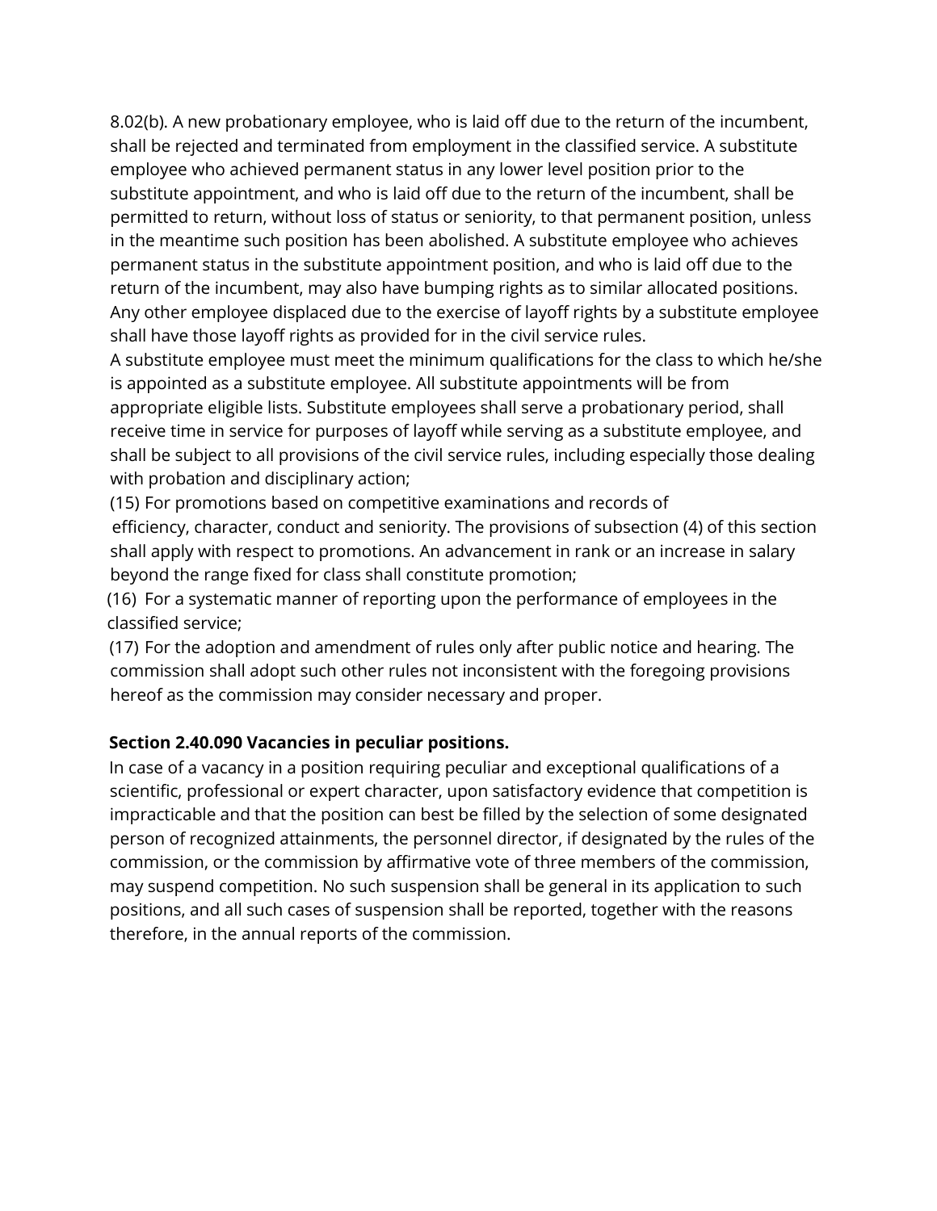8.02(b). A new probationary employee, who is laid off due to the return of the incumbent, shall be rejected and terminated from employment in the classified service. A substitute employee who achieved permanent status in any lower level position prior to the substitute appointment, and who is laid off due to the return of the incumbent, shall be permitted to return, without loss of status or seniority, to that permanent position, unless in the meantime such position has been abolished. A substitute employee who achieves permanent status in the substitute appointment position, and who is laid off due to the return of the incumbent, may also have bumping rights as to similar allocated positions. Any other employee displaced due to the exercise of layoff rights by a substitute employee shall have those layoff rights as provided for in the civil service rules.

A substitute employee must meet the minimum qualifications for the class to which he/she is appointed as a substitute employee. All substitute appointments will be from appropriate eligible lists. Substitute employees shall serve a probationary period, shall receive time in service for purposes of layoff while serving as a substitute employee, and shall be subject to all provisions of the civil service rules, including especially those dealing with probation and disciplinary action;

(15) For promotions based on competitive examinations and records of efficiency, character, conduct and seniority. The provisions of subsection (4) of this section shall apply with respect to promotions. An advancement in rank or an increase in salary beyond the range fixed for class shall constitute promotion;

(16) For a systematic manner of reporting upon the performance of employees in the classified service;

(17) For the adoption and amendment of rules only after public notice and hearing. The commission shall adopt such other rules not inconsistent with the foregoing provisions hereof as the commission may consider necessary and proper.

**Section 2.40.090 Vacancies in peculiar positions.**

In case of a vacancy in a position requiring peculiar and exceptional qualifications of a scientific, professional or expert character, upon satisfactory evidence that competition is impracticable and that the position can best be filled by the selection of some designated person of recognized attainments, the personnel director, if designated by the rules of the commission, or the commission by affirmative vote of three members of the commission, may suspend competition. No such suspension shall be general in its application to such positions, and all such cases of suspension shall be reported, together with the reasons therefore, in the annual reports of the commission.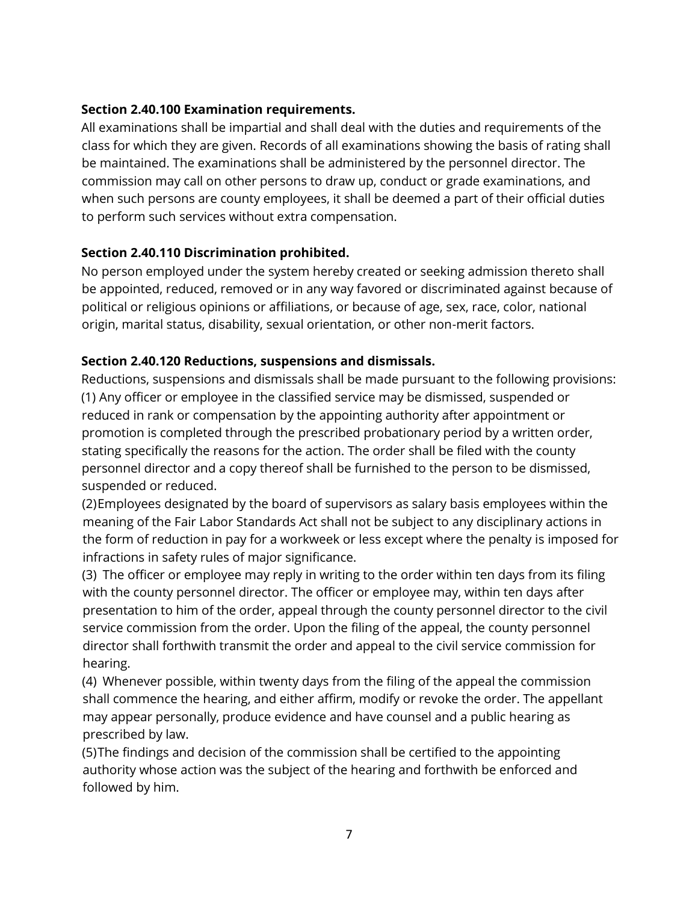**Section 2.40.100 Examination requirements.**

All examinations shall be impartial and shall deal with the duties and requirements of the class for which they are given. Records of all examinations showing the basis of rating shall be maintained. The examinations shall be administered by the personnel director. The commission may call on other persons to draw up, conduct or grade examinations, and when such persons are county employees, it shall be deemed a part of their official duties to perform such services without extra compensation.

**Section 2.40.110 Discrimination prohibited.**

No person employed under the system hereby created or seeking admission thereto shall be appointed, reduced, removed or in any way favored or discriminated against because of political or religious opinions or affiliations, or because of age, sex, race, color, national origin, marital status, disability, sexual orientation, or other non-merit factors.

**Section 2.40.120 Reductions, suspensions and dismissals.**

Reductions, suspensions and dismissals shall be made pursuant to the following provisions:

(1) Any officer or employee in the classified service may be dismissed, suspended or reduced in rank or compensation by the appointing authority after appointment or promotion is completed through the prescribed probationary period by a written order, stating specifically the reasons for the action. The order shall be filed with the county personnel director and a copy thereof shall be furnished to the person to be dismissed, suspended or reduced.

(2) Employees designated by the board of supervisors as salary basis employees within the meaning of the Fair Labor Standards Act shall not be subject to any disciplinary actions in the form of reduction in pay for a workweek or less except where the penalty is imposed for infractions in safety rules of major significance.

(3) The officer or employee may reply in writing to the order within ten days from its filing with the county personnel director. The officer or employee may, within ten days after presentation to him of the order, appeal through the county personnel director to the civil service commission from the order. Upon the filing of the appeal, the county personnel director shall forthwith transmit the order and appeal to the civil service commission for hearing.

(4) Whenever possible, within twenty days from the filing of the appeal the commission shall commence the hearing, and either affirm, modify or revoke the order. The appellant may appear personally, produce evidence and have counsel and a public hearing as prescribed by law.

(5) The findings and decision of the commission shall be certified to the appointing authority whose action was the subject of the hearing and forthwith be enforced and followed by him.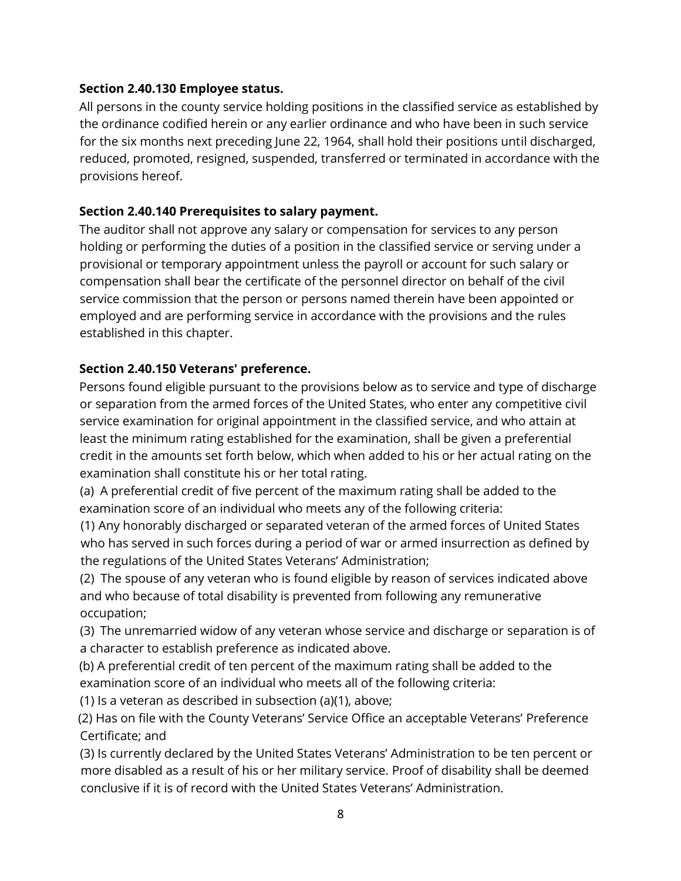**Section 2.40.130 Employee status.**

All persons in the county service holding positions in the classified service as established by the ordinance codified herein or any earlier ordinance and who have been in such service for the six months next preceding June 22, 1964, shall hold their positions until discharged, reduced, promoted, resigned, suspended, transferred or terminated in accordance with the provisions hereof.

**Section 2.40.140 Prerequisites to salary payment.**

The auditor shall not approve any salary or compensation for services to any person holding or performing the duties of a position in the classified service or serving under a provisional or temporary appointment unless the payroll or account for such salary or compensation shall bear the certificate of the personnel director on behalf of the civil service commission that the person or persons named therein have been appointed or employed and are performing service in accordance with the provisions and the rules established in this chapter.

**Section 2.40.150 Veterans' preference.**

Persons found eligible pursuant to the provisions below as to service and type of discharge or separation from the armed forces of the United States, who enter any competitive civil service examination for original appointment in the classified service, and who attain at least the minimum rating established for the examination, shall be given a preferential credit in the amounts set forth below, which when added to his or her actual rating on the examination shall constitute his or her total rating.

(a) A preferential credit of five percent of the maximum rating shall be added to the examination score of an individual who meets any of the following criteria:

(1) Any honorably discharged or separated veteran of the armed forces of United States who has served in such forces during a period of war or armed insurrection as defined by the regulations of the United States Veterans' Administration;

(2) The spouse of any veteran who is found eligible by reason of services indicated above and who because of total disability is prevented from following any remunerative occupation;

(3) The unremarried widow of any veteran whose service and discharge or separation is of a character to establish preference as indicated above.

(b) A preferential credit of ten percent of the maximum rating shall be added to the examination score of an individual who meets all of the following criteria:

(1) Is a veteran as described in subsection (a)(1), above;

(2) Has on file with the County Veterans' Service Office an acceptable Veterans' Preference Certificate; and

(3) Is currently declared by the United States Veterans' Administration to be ten percent or more disabled as a result of his or her military service. Proof of disability shall be deemed conclusive if it is of record with the United States Veterans' Administration.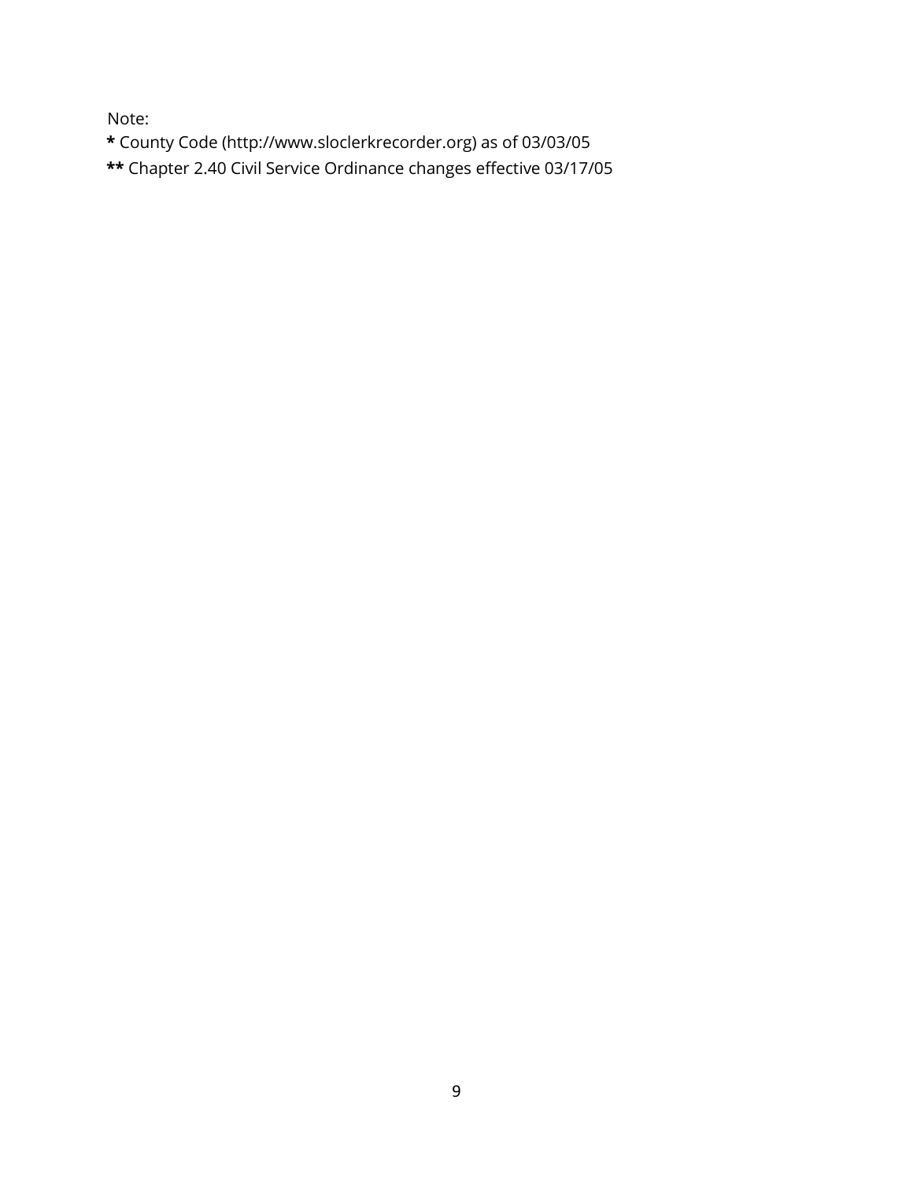Note:

**\*** County Code (http://www.sloclerkrecorder.org) as of 03/03/05

**\*\*** Chapter 2.40 Civil Service Ordinance changes effective 03/17/05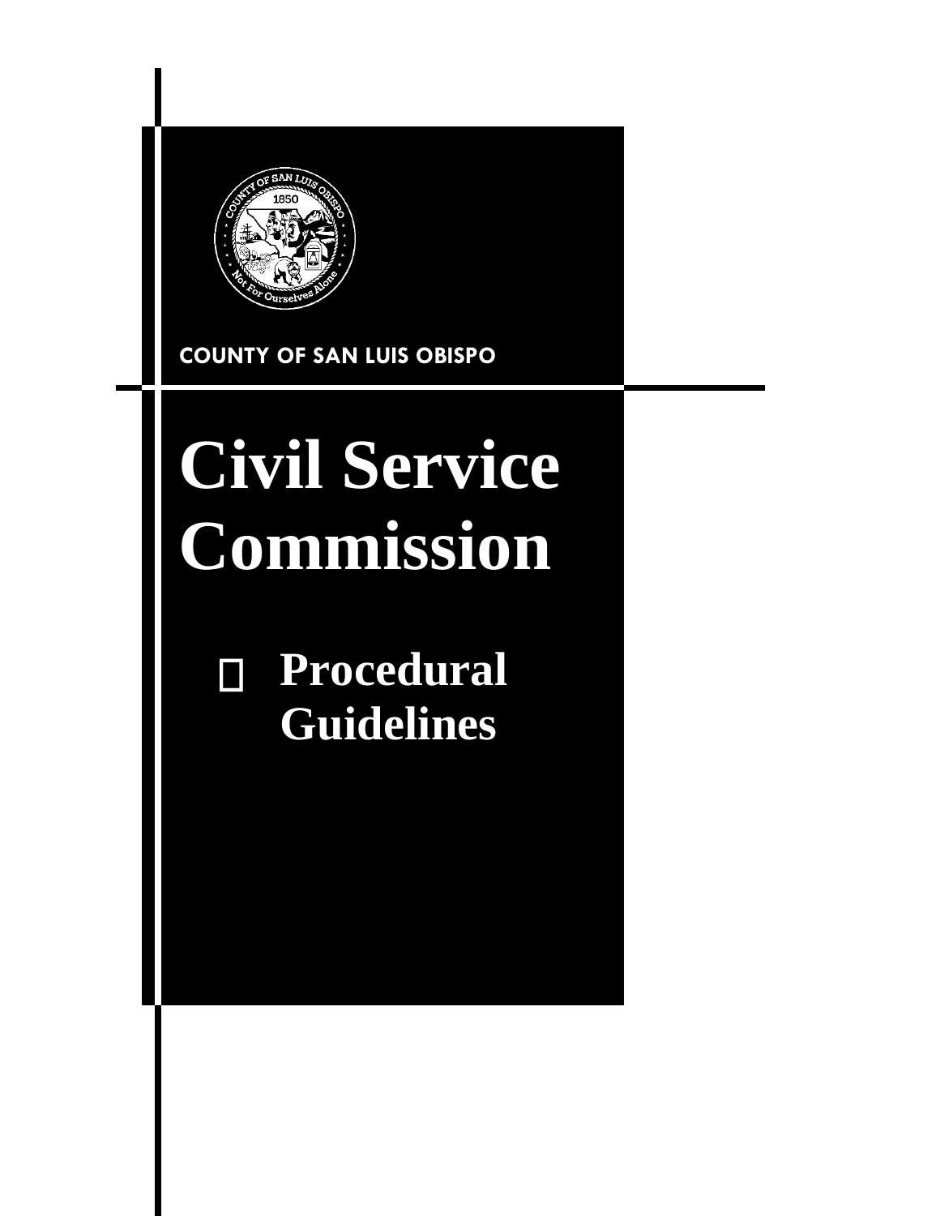COUNTY OF SAN LUIS OBISPO

# Civil Service Commission

- **Procedural Guidelines**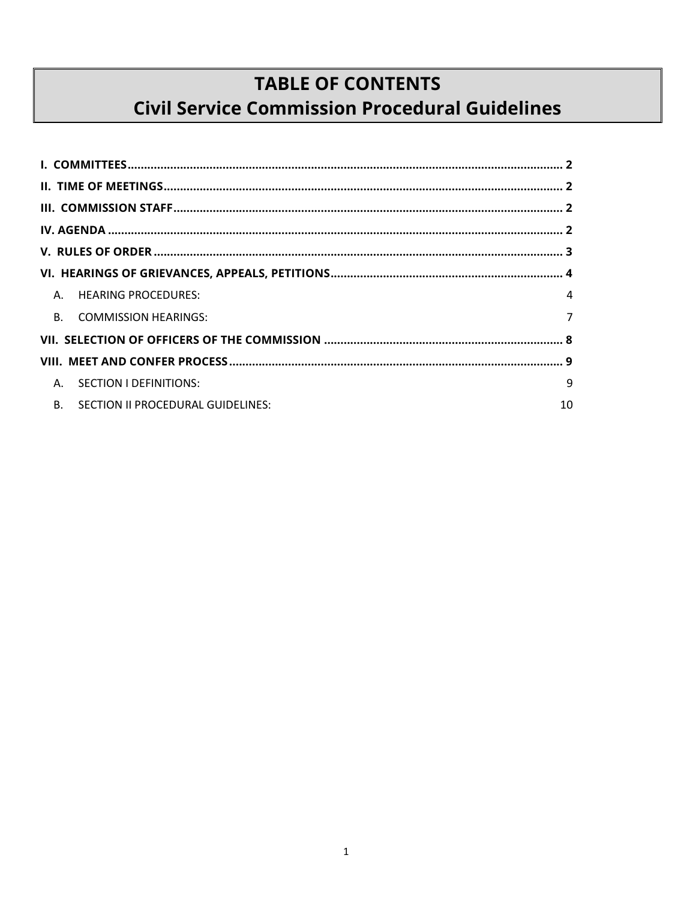# TABLE OF CONTENTS
# Civil Service Commission Procedural Guidelines

**I. COMMITTEES** .......... **2**

**II. TIME OF MEETINGS** .......... **2**

**III. COMMISSION STAFF** .......... **2**

**IV. AGENDA** .......... **2**

**V. RULES OF ORDER** .......... **3**

**VI. HEARINGS OF GRIEVANCES, APPEALS, PETITIONS** .......... **4**

- A. HEARING PROCEDURES: 4
- B. COMMISSION HEARINGS: 7

**VII. SELECTION OF OFFICERS OF THE COMMISSION** .......... **8**

**VIII. MEET AND CONFER PROCESS** .......... **9**

- A. SECTION I DEFINITIONS: 9
- B. SECTION II PROCEDURAL GUIDELINES: 10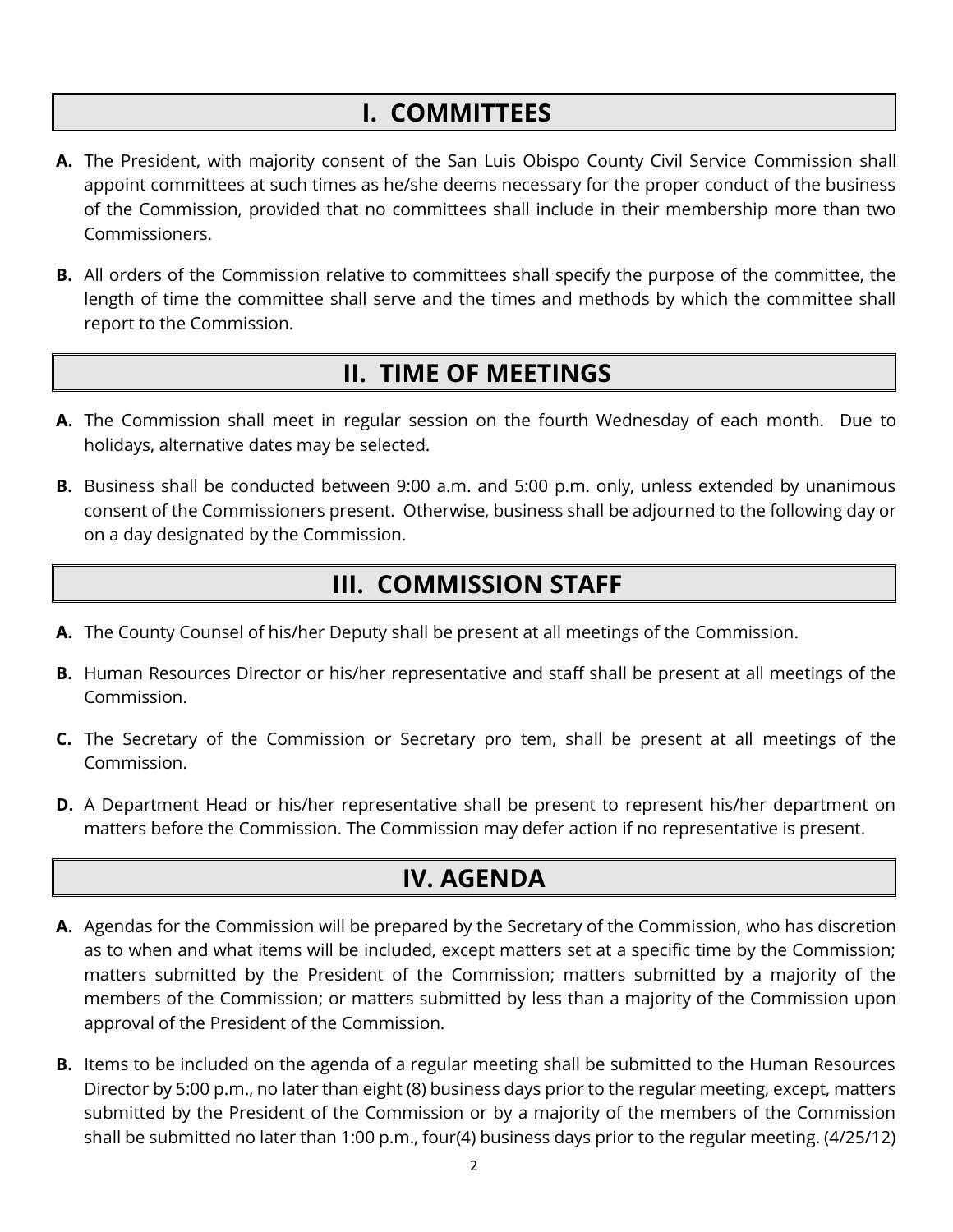# I. COMMITTEES

**A.** The President, with majority consent of the San Luis Obispo County Civil Service Commission shall appoint committees at such times as he/she deems necessary for the proper conduct of the business of the Commission, provided that no committees shall include in their membership more than two Commissioners.

**B.** All orders of the Commission relative to committees shall specify the purpose of the committee, the length of time the committee shall serve and the times and methods by which the committee shall report to the Commission.

# II. TIME OF MEETINGS

**A.** The Commission shall meet in regular session on the fourth Wednesday of each month. Due to holidays, alternative dates may be selected.

**B.** Business shall be conducted between 9:00 a.m. and 5:00 p.m. only, unless extended by unanimous consent of the Commissioners present. Otherwise, business shall be adjourned to the following day or on a day designated by the Commission.

# III. COMMISSION STAFF

**A.** The County Counsel of his/her Deputy shall be present at all meetings of the Commission.

**B.** Human Resources Director or his/her representative and staff shall be present at all meetings of the Commission.

**C.** The Secretary of the Commission or Secretary pro tem, shall be present at all meetings of the Commission.

**D.** A Department Head or his/her representative shall be present to represent his/her department on matters before the Commission. The Commission may defer action if no representative is present.

# IV. AGENDA

**A.** Agendas for the Commission will be prepared by the Secretary of the Commission, who has discretion as to when and what items will be included, except matters set at a specific time by the Commission; matters submitted by the President of the Commission; matters submitted by a majority of the members of the Commission; or matters submitted by less than a majority of the Commission upon approval of the President of the Commission.

**B.** Items to be included on the agenda of a regular meeting shall be submitted to the Human Resources Director by 5:00 p.m., no later than eight (8) business days prior to the regular meeting, except, matters submitted by the President of the Commission or by a majority of the members of the Commission shall be submitted no later than 1:00 p.m., four(4) business days prior to the regular meeting. (4/25/12)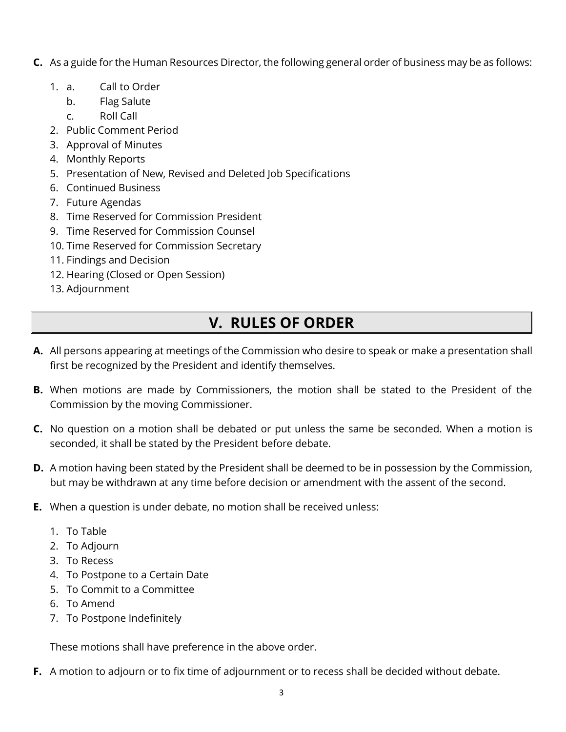**C.** As a guide for the Human Resources Director, the following general order of business may be as follows:

1. a. Call to Order
   b. Flag Salute
   c. Roll Call
2. Public Comment Period
3. Approval of Minutes
4. Monthly Reports
5. Presentation of New, Revised and Deleted Job Specifications
6. Continued Business
7. Future Agendas
8. Time Reserved for Commission President
9. Time Reserved for Commission Counsel
10. Time Reserved for Commission Secretary
11. Findings and Decision
12. Hearing (Closed or Open Session)
13. Adjournment

# V. RULES OF ORDER

**A.** All persons appearing at meetings of the Commission who desire to speak or make a presentation shall first be recognized by the President and identify themselves.

**B.** When motions are made by Commissioners, the motion shall be stated to the President of the Commission by the moving Commissioner.

**C.** No question on a motion shall be debated or put unless the same be seconded. When a motion is seconded, it shall be stated by the President before debate.

**D.** A motion having been stated by the President shall be deemed to be in possession by the Commission, but may be withdrawn at any time before decision or amendment with the assent of the second.

**E.** When a question is under debate, no motion shall be received unless:

1. To Table
2. To Adjourn
3. To Recess
4. To Postpone to a Certain Date
5. To Commit to a Committee
6. To Amend
7. To Postpone Indefinitely

These motions shall have preference in the above order.

**F.** A motion to adjourn or to fix time of adjournment or to recess shall be decided without debate.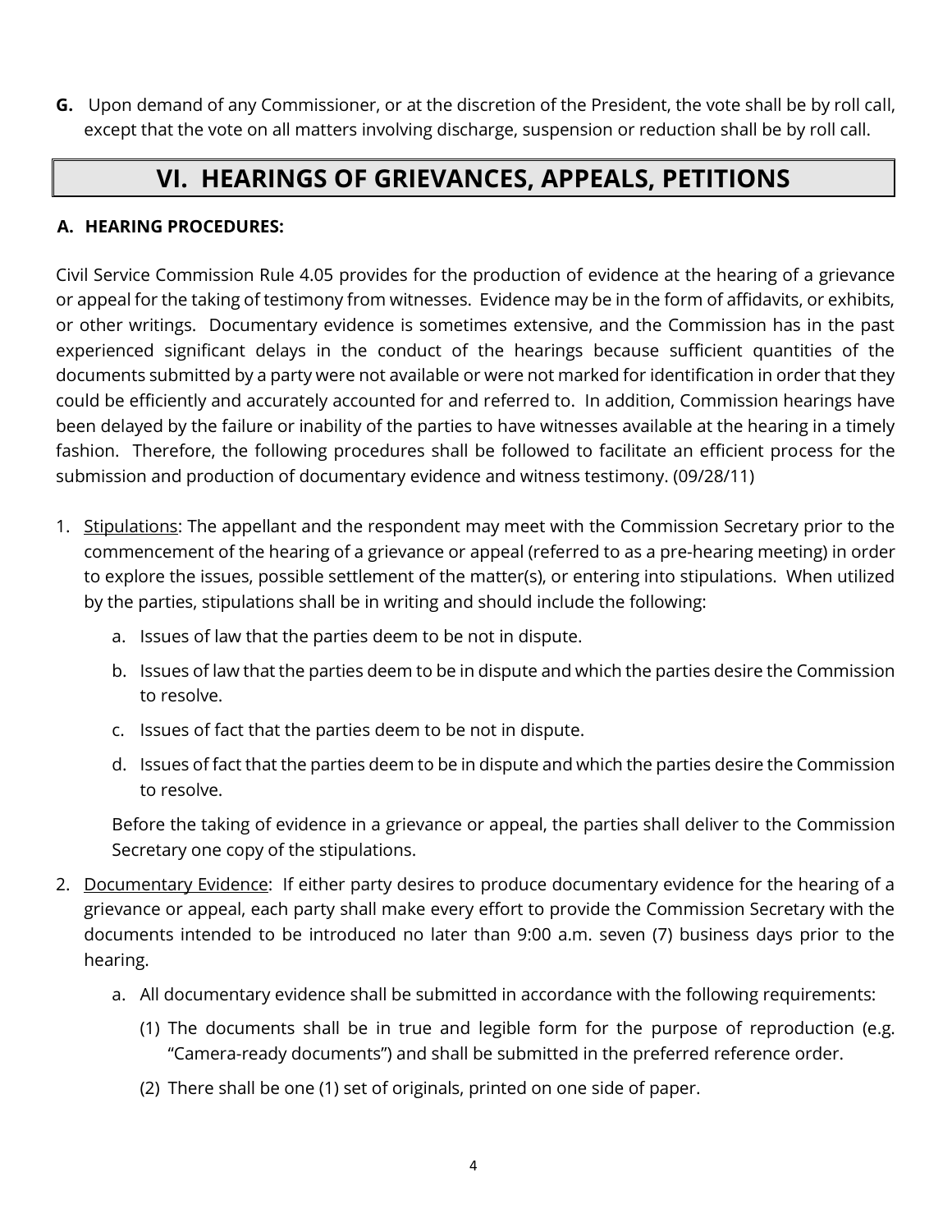**G.** Upon demand of any Commissioner, or at the discretion of the President, the vote shall be by roll call, except that the vote on all matters involving discharge, suspension or reduction shall be by roll call.

# VI. HEARINGS OF GRIEVANCES, APPEALS, PETITIONS

## A. HEARING PROCEDURES:

Civil Service Commission Rule 4.05 provides for the production of evidence at the hearing of a grievance or appeal for the taking of testimony from witnesses. Evidence may be in the form of affidavits, or exhibits, or other writings. Documentary evidence is sometimes extensive, and the Commission has in the past experienced significant delays in the conduct of the hearings because sufficient quantities of the documents submitted by a party were not available or were not marked for identification in order that they could be efficiently and accurately accounted for and referred to. In addition, Commission hearings have been delayed by the failure or inability of the parties to have witnesses available at the hearing in a timely fashion. Therefore, the following procedures shall be followed to facilitate an efficient process for the submission and production of documentary evidence and witness testimony. (09/28/11)

1. Stipulations: The appellant and the respondent may meet with the Commission Secretary prior to the commencement of the hearing of a grievance or appeal (referred to as a pre-hearing meeting) in order to explore the issues, possible settlement of the matter(s), or entering into stipulations. When utilized by the parties, stipulations shall be in writing and should include the following:

   a. Issues of law that the parties deem to be not in dispute.

   b. Issues of law that the parties deem to be in dispute and which the parties desire the Commission to resolve.

   c. Issues of fact that the parties deem to be not in dispute.

   d. Issues of fact that the parties deem to be in dispute and which the parties desire the Commission to resolve.

   Before the taking of evidence in a grievance or appeal, the parties shall deliver to the Commission Secretary one copy of the stipulations.

2. Documentary Evidence: If either party desires to produce documentary evidence for the hearing of a grievance or appeal, each party shall make every effort to provide the Commission Secretary with the documents intended to be introduced no later than 9:00 a.m. seven (7) business days prior to the hearing.

   a. All documentary evidence shall be submitted in accordance with the following requirements:

      (1) The documents shall be in true and legible form for the purpose of reproduction (e.g. "Camera-ready documents") and shall be submitted in the preferred reference order.

      (2) There shall be one (1) set of originals, printed on one side of paper.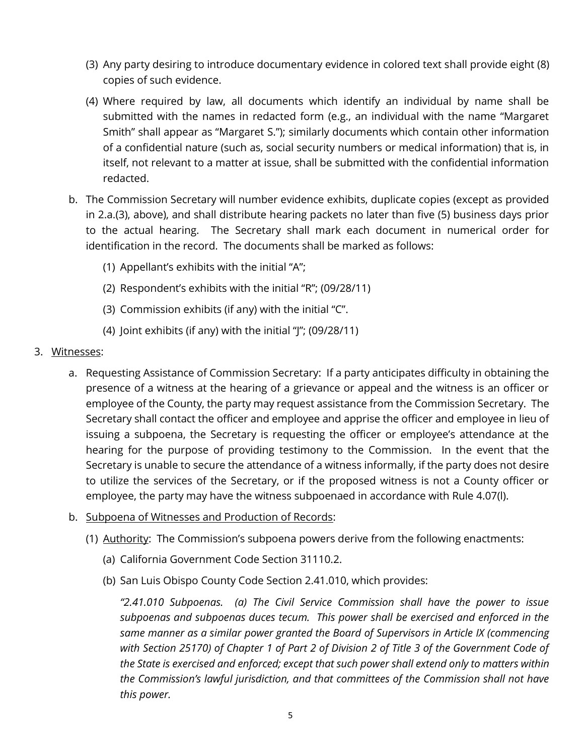(3) Any party desiring to introduce documentary evidence in colored text shall provide eight (8) copies of such evidence.

(4) Where required by law, all documents which identify an individual by name shall be submitted with the names in redacted form (e.g., an individual with the name "Margaret Smith" shall appear as "Margaret S."); similarly documents which contain other information of a confidential nature (such as, social security numbers or medical information) that is, in itself, not relevant to a matter at issue, shall be submitted with the confidential information redacted.

b. The Commission Secretary will number evidence exhibits, duplicate copies (except as provided in 2.a.(3), above), and shall distribute hearing packets no later than five (5) business days prior to the actual hearing. The Secretary shall mark each document in numerical order for identification in the record. The documents shall be marked as follows:

(1) Appellant's exhibits with the initial "A";

(2) Respondent's exhibits with the initial "R"; (09/28/11)

(3) Commission exhibits (if any) with the initial "C".

(4) Joint exhibits (if any) with the initial "J"; (09/28/11)

3. <u>Witnesses</u>:

a. Requesting Assistance of Commission Secretary: If a party anticipates difficulty in obtaining the presence of a witness at the hearing of a grievance or appeal and the witness is an officer or employee of the County, the party may request assistance from the Commission Secretary. The Secretary shall contact the officer and employee and apprise the officer and employee in lieu of issuing a subpoena, the Secretary is requesting the officer or employee's attendance at the hearing for the purpose of providing testimony to the Commission. In the event that the Secretary is unable to secure the attendance of a witness informally, if the party does not desire to utilize the services of the Secretary, or if the proposed witness is not a County officer or employee, the party may have the witness subpoenaed in accordance with Rule 4.07(l).

b. <u>Subpoena of Witnesses and Production of Records</u>:

(1) <u>Authority</u>: The Commission's subpoena powers derive from the following enactments:

(a) California Government Code Section 31110.2.

(b) San Luis Obispo County Code Section 2.41.010, which provides:

*"2.41.010 Subpoenas. (a) The Civil Service Commission shall have the power to issue subpoenas and subpoenas duces tecum. This power shall be exercised and enforced in the same manner as a similar power granted the Board of Supervisors in Article IX (commencing with Section 25170) of Chapter 1 of Part 2 of Division 2 of Title 3 of the Government Code of the State is exercised and enforced; except that such power shall extend only to matters within the Commission's lawful jurisdiction, and that committees of the Commission shall not have this power.*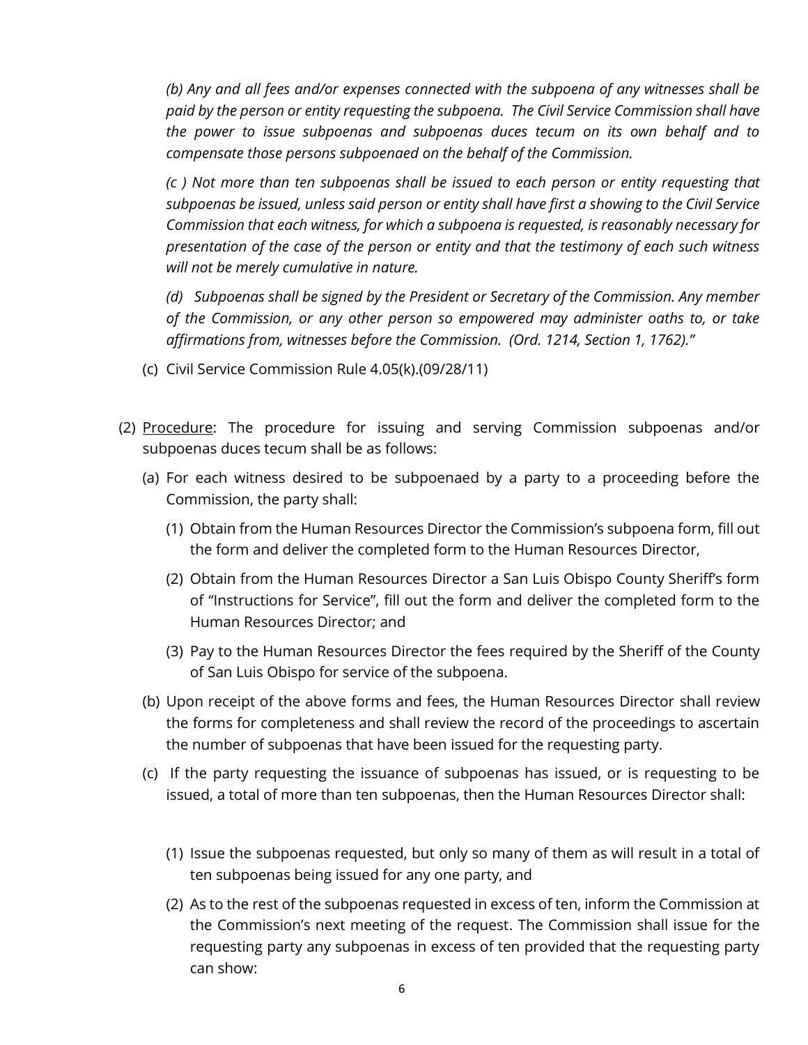*(b) Any and all fees and/or expenses connected with the subpoena of any witnesses shall be paid by the person or entity requesting the subpoena. The Civil Service Commission shall have the power to issue subpoenas and subpoenas duces tecum on its own behalf and to compensate those persons subpoenaed on the behalf of the Commission.*

*(c ) Not more than ten subpoenas shall be issued to each person or entity requesting that subpoenas be issued, unless said person or entity shall have first a showing to the Civil Service Commission that each witness, for which a subpoena is requested, is reasonably necessary for presentation of the case of the person or entity and that the testimony of each such witness will not be merely cumulative in nature.*

*(d) Subpoenas shall be signed by the President or Secretary of the Commission. Any member of the Commission, or any other person so empowered may administer oaths to, or take affirmations from, witnesses before the Commission. (Ord. 1214, Section 1, 1762)."*

(c) Civil Service Commission Rule 4.05(k).(09/28/11)

(2) Procedure: The procedure for issuing and serving Commission subpoenas and/or subpoenas duces tecum shall be as follows:

(a) For each witness desired to be subpoenaed by a party to a proceeding before the Commission, the party shall:

(1) Obtain from the Human Resources Director the Commission's subpoena form, fill out the form and deliver the completed form to the Human Resources Director,

(2) Obtain from the Human Resources Director a San Luis Obispo County Sheriff's form of "Instructions for Service", fill out the form and deliver the completed form to the Human Resources Director; and

(3) Pay to the Human Resources Director the fees required by the Sheriff of the County of San Luis Obispo for service of the subpoena.

(b) Upon receipt of the above forms and fees, the Human Resources Director shall review the forms for completeness and shall review the record of the proceedings to ascertain the number of subpoenas that have been issued for the requesting party.

(c) If the party requesting the issuance of subpoenas has issued, or is requesting to be issued, a total of more than ten subpoenas, then the Human Resources Director shall:

(1) Issue the subpoenas requested, but only so many of them as will result in a total of ten subpoenas being issued for any one party, and

(2) As to the rest of the subpoenas requested in excess of ten, inform the Commission at the Commission's next meeting of the request. The Commission shall issue for the requesting party any subpoenas in excess of ten provided that the requesting party can show: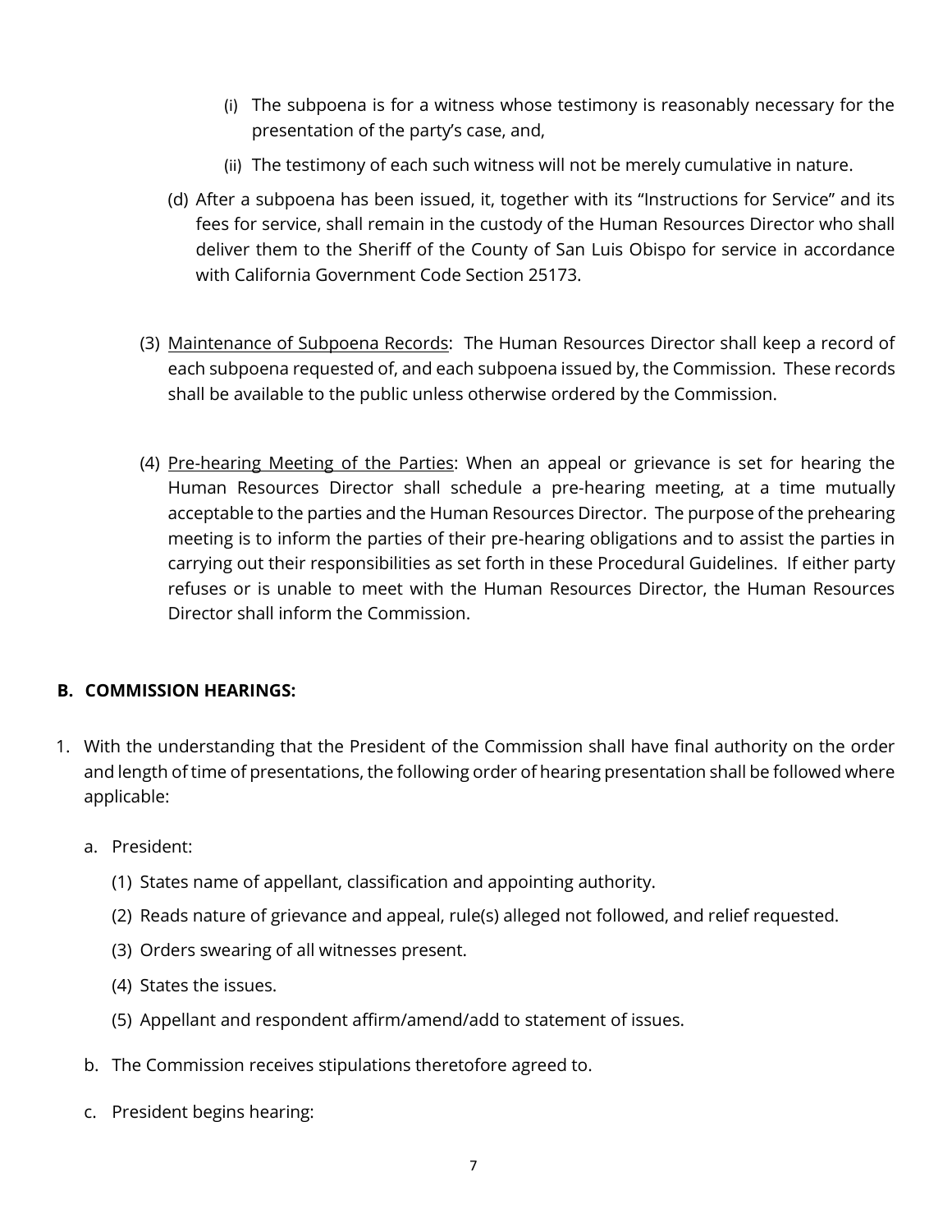(i) The subpoena is for a witness whose testimony is reasonably necessary for the presentation of the party's case, and,

(ii) The testimony of each such witness will not be merely cumulative in nature.

(d) After a subpoena has been issued, it, together with its "Instructions for Service" and its fees for service, shall remain in the custody of the Human Resources Director who shall deliver them to the Sheriff of the County of San Luis Obispo for service in accordance with California Government Code Section 25173.

(3) <u>Maintenance of Subpoena Records</u>: The Human Resources Director shall keep a record of each subpoena requested of, and each subpoena issued by, the Commission. These records shall be available to the public unless otherwise ordered by the Commission.

(4) <u>Pre-hearing Meeting of the Parties</u>: When an appeal or grievance is set for hearing the Human Resources Director shall schedule a pre-hearing meeting, at a time mutually acceptable to the parties and the Human Resources Director. The purpose of the prehearing meeting is to inform the parties of their pre-hearing obligations and to assist the parties in carrying out their responsibilities as set forth in these Procedural Guidelines. If either party refuses or is unable to meet with the Human Resources Director, the Human Resources Director shall inform the Commission.

**B. COMMISSION HEARINGS:**

1. With the understanding that the President of the Commission shall have final authority on the order and length of time of presentations, the following order of hearing presentation shall be followed where applicable:

   a. President:

      (1) States name of appellant, classification and appointing authority.

      (2) Reads nature of grievance and appeal, rule(s) alleged not followed, and relief requested.

      (3) Orders swearing of all witnesses present.

      (4) States the issues.

      (5) Appellant and respondent affirm/amend/add to statement of issues.

   b. The Commission receives stipulations theretofore agreed to.

   c. President begins hearing: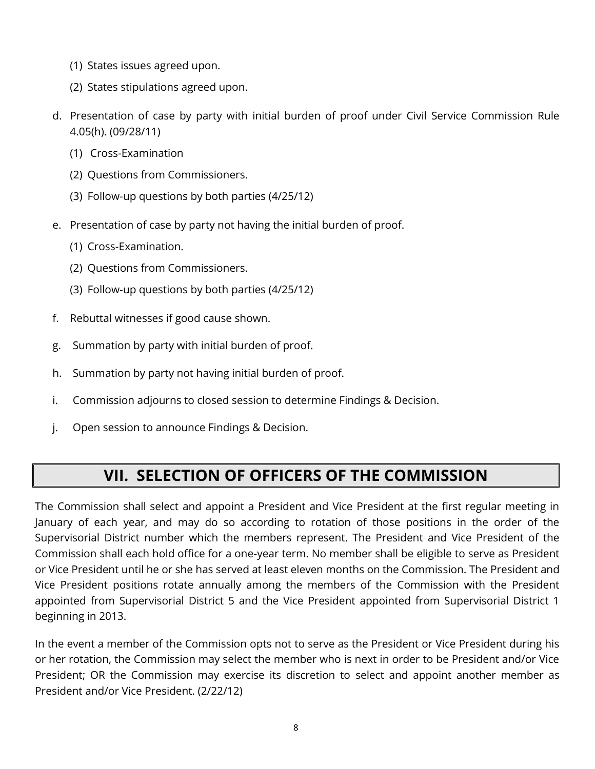(1) States issues agreed upon.

   (2) States stipulations agreed upon.

d. Presentation of case by party with initial burden of proof under Civil Service Commission Rule 4.05(h). (09/28/11)

   (1) Cross-Examination

   (2) Questions from Commissioners.

   (3) Follow-up questions by both parties (4/25/12)

e. Presentation of case by party not having the initial burden of proof.

   (1) Cross-Examination.

   (2) Questions from Commissioners.

   (3) Follow-up questions by both parties (4/25/12)

f. Rebuttal witnesses if good cause shown.

g. Summation by party with initial burden of proof.

h. Summation by party not having initial burden of proof.

i. Commission adjourns to closed session to determine Findings & Decision.

j. Open session to announce Findings & Decision.

## VII. SELECTION OF OFFICERS OF THE COMMISSION

The Commission shall select and appoint a President and Vice President at the first regular meeting in January of each year, and may do so according to rotation of those positions in the order of the Supervisorial District number which the members represent. The President and Vice President of the Commission shall each hold office for a one-year term. No member shall be eligible to serve as President or Vice President until he or she has served at least eleven months on the Commission. The President and Vice President positions rotate annually among the members of the Commission with the President appointed from Supervisorial District 5 and the Vice President appointed from Supervisorial District 1 beginning in 2013.

In the event a member of the Commission opts not to serve as the President or Vice President during his or her rotation, the Commission may select the member who is next in order to be President and/or Vice President; OR the Commission may exercise its discretion to select and appoint another member as President and/or Vice President. (2/22/12)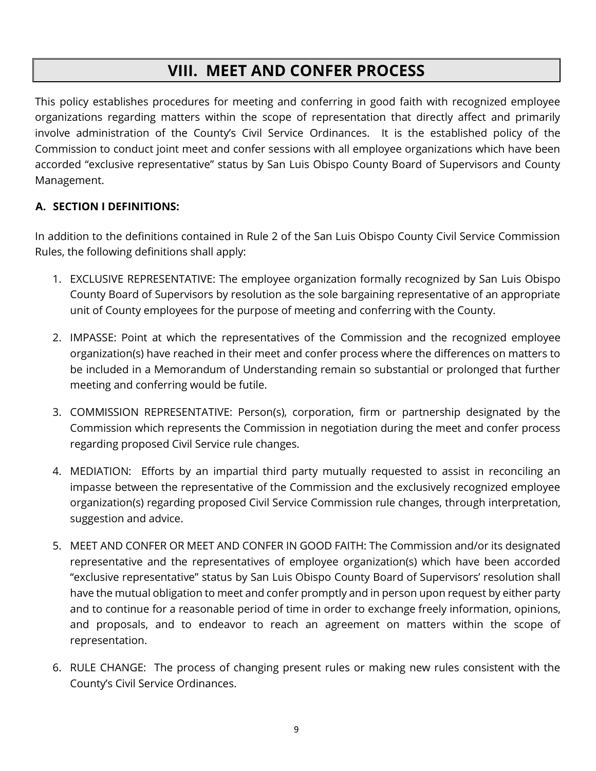# VIII. MEET AND CONFER PROCESS

This policy establishes procedures for meeting and conferring in good faith with recognized employee organizations regarding matters within the scope of representation that directly affect and primarily involve administration of the County's Civil Service Ordinances. It is the established policy of the Commission to conduct joint meet and confer sessions with all employee organizations which have been accorded "exclusive representative" status by San Luis Obispo County Board of Supervisors and County Management.

## A. SECTION I DEFINITIONS:

In addition to the definitions contained in Rule 2 of the San Luis Obispo County Civil Service Commission Rules, the following definitions shall apply:

1. EXCLUSIVE REPRESENTATIVE: The employee organization formally recognized by San Luis Obispo County Board of Supervisors by resolution as the sole bargaining representative of an appropriate unit of County employees for the purpose of meeting and conferring with the County.

2. IMPASSE: Point at which the representatives of the Commission and the recognized employee organization(s) have reached in their meet and confer process where the differences on matters to be included in a Memorandum of Understanding remain so substantial or prolonged that further meeting and conferring would be futile.

3. COMMISSION REPRESENTATIVE: Person(s), corporation, firm or partnership designated by the Commission which represents the Commission in negotiation during the meet and confer process regarding proposed Civil Service rule changes.

4. MEDIATION: Efforts by an impartial third party mutually requested to assist in reconciling an impasse between the representative of the Commission and the exclusively recognized employee organization(s) regarding proposed Civil Service Commission rule changes, through interpretation, suggestion and advice.

5. MEET AND CONFER OR MEET AND CONFER IN GOOD FAITH: The Commission and/or its designated representative and the representatives of employee organization(s) which have been accorded "exclusive representative" status by San Luis Obispo County Board of Supervisors' resolution shall have the mutual obligation to meet and confer promptly and in person upon request by either party and to continue for a reasonable period of time in order to exchange freely information, opinions, and proposals, and to endeavor to reach an agreement on matters within the scope of representation.

6. RULE CHANGE: The process of changing present rules or making new rules consistent with the County's Civil Service Ordinances.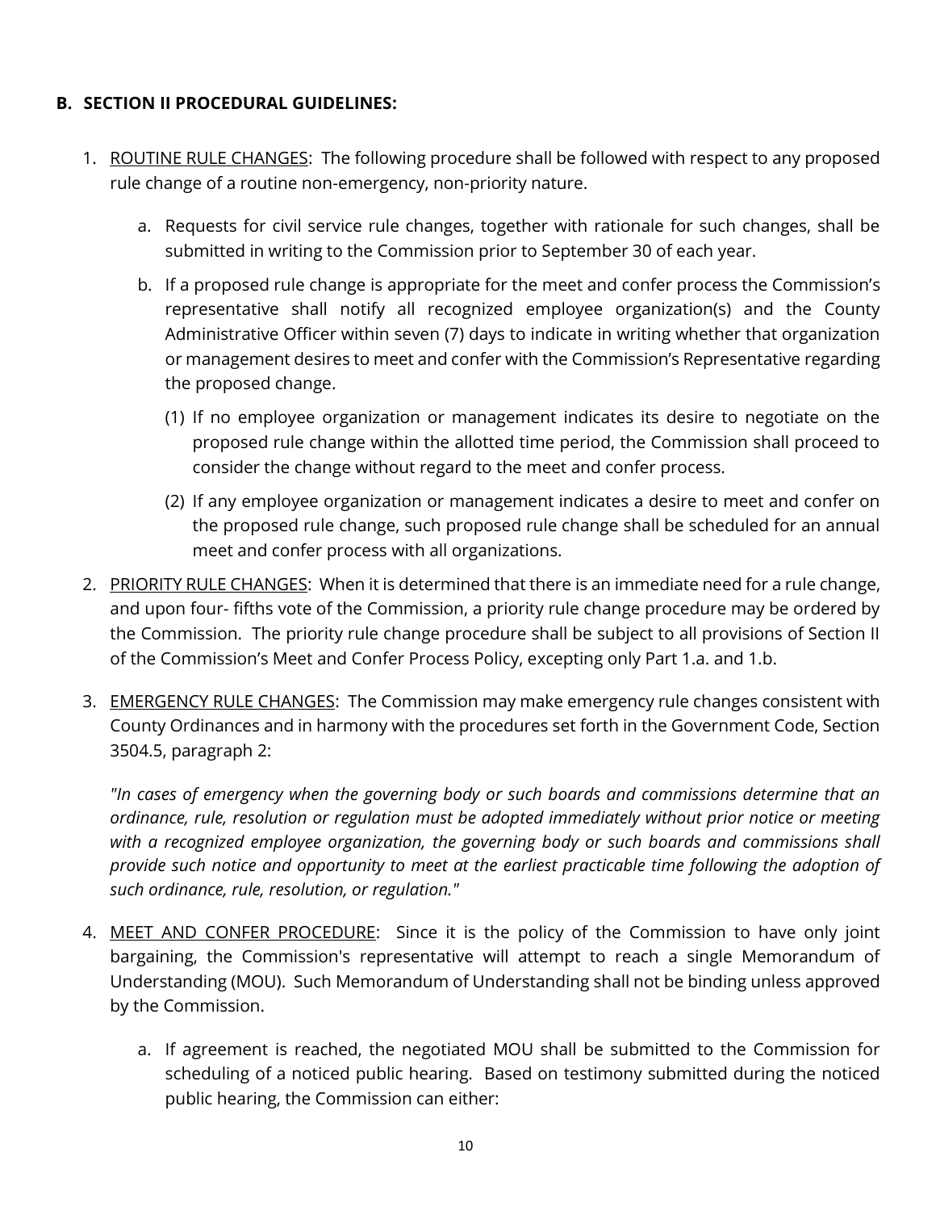## B. SECTION II PROCEDURAL GUIDELINES:

1. <u>ROUTINE RULE CHANGES</u>: The following procedure shall be followed with respect to any proposed rule change of a routine non-emergency, non-priority nature.

   a. Requests for civil service rule changes, together with rationale for such changes, shall be submitted in writing to the Commission prior to September 30 of each year.

   b. If a proposed rule change is appropriate for the meet and confer process the Commission's representative shall notify all recognized employee organization(s) and the County Administrative Officer within seven (7) days to indicate in writing whether that organization or management desires to meet and confer with the Commission's Representative regarding the proposed change.

      (1) If no employee organization or management indicates its desire to negotiate on the proposed rule change within the allotted time period, the Commission shall proceed to consider the change without regard to the meet and confer process.

      (2) If any employee organization or management indicates a desire to meet and confer on the proposed rule change, such proposed rule change shall be scheduled for an annual meet and confer process with all organizations.

2. <u>PRIORITY RULE CHANGES</u>: When it is determined that there is an immediate need for a rule change, and upon four- fifths vote of the Commission, a priority rule change procedure may be ordered by the Commission. The priority rule change procedure shall be subject to all provisions of Section II of the Commission's Meet and Confer Process Policy, excepting only Part 1.a. and 1.b.

3. <u>EMERGENCY RULE CHANGES</u>: The Commission may make emergency rule changes consistent with County Ordinances and in harmony with the procedures set forth in the Government Code, Section 3504.5, paragraph 2:

   *"In cases of emergency when the governing body or such boards and commissions determine that an ordinance, rule, resolution or regulation must be adopted immediately without prior notice or meeting with a recognized employee organization, the governing body or such boards and commissions shall provide such notice and opportunity to meet at the earliest practicable time following the adoption of such ordinance, rule, resolution, or regulation."*

4. <u>MEET AND CONFER PROCEDURE</u>: Since it is the policy of the Commission to have only joint bargaining, the Commission's representative will attempt to reach a single Memorandum of Understanding (MOU). Such Memorandum of Understanding shall not be binding unless approved by the Commission.

   a. If agreement is reached, the negotiated MOU shall be submitted to the Commission for scheduling of a noticed public hearing. Based on testimony submitted during the noticed public hearing, the Commission can either: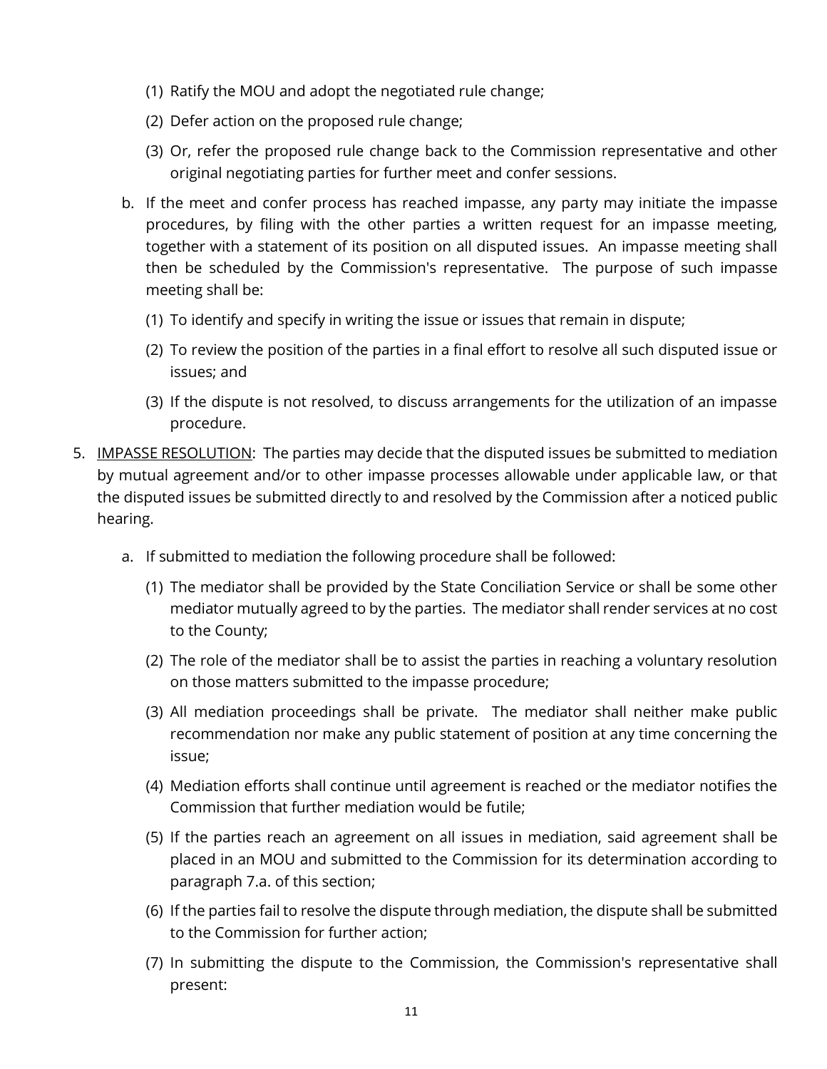(1) Ratify the MOU and adopt the negotiated rule change;

(2) Defer action on the proposed rule change;

(3) Or, refer the proposed rule change back to the Commission representative and other original negotiating parties for further meet and confer sessions.

b. If the meet and confer process has reached impasse, any party may initiate the impasse procedures, by filing with the other parties a written request for an impasse meeting, together with a statement of its position on all disputed issues. An impasse meeting shall then be scheduled by the Commission's representative. The purpose of such impasse meeting shall be:

(1) To identify and specify in writing the issue or issues that remain in dispute;

(2) To review the position of the parties in a final effort to resolve all such disputed issue or issues; and

(3) If the dispute is not resolved, to discuss arrangements for the utilization of an impasse procedure.

5. <u>IMPASSE RESOLUTION</u>: The parties may decide that the disputed issues be submitted to mediation by mutual agreement and/or to other impasse processes allowable under applicable law, or that the disputed issues be submitted directly to and resolved by the Commission after a noticed public hearing.

a. If submitted to mediation the following procedure shall be followed:

(1) The mediator shall be provided by the State Conciliation Service or shall be some other mediator mutually agreed to by the parties. The mediator shall render services at no cost to the County;

(2) The role of the mediator shall be to assist the parties in reaching a voluntary resolution on those matters submitted to the impasse procedure;

(3) All mediation proceedings shall be private. The mediator shall neither make public recommendation nor make any public statement of position at any time concerning the issue;

(4) Mediation efforts shall continue until agreement is reached or the mediator notifies the Commission that further mediation would be futile;

(5) If the parties reach an agreement on all issues in mediation, said agreement shall be placed in an MOU and submitted to the Commission for its determination according to paragraph 7.a. of this section;

(6) If the parties fail to resolve the dispute through mediation, the dispute shall be submitted to the Commission for further action;

(7) In submitting the dispute to the Commission, the Commission's representative shall present: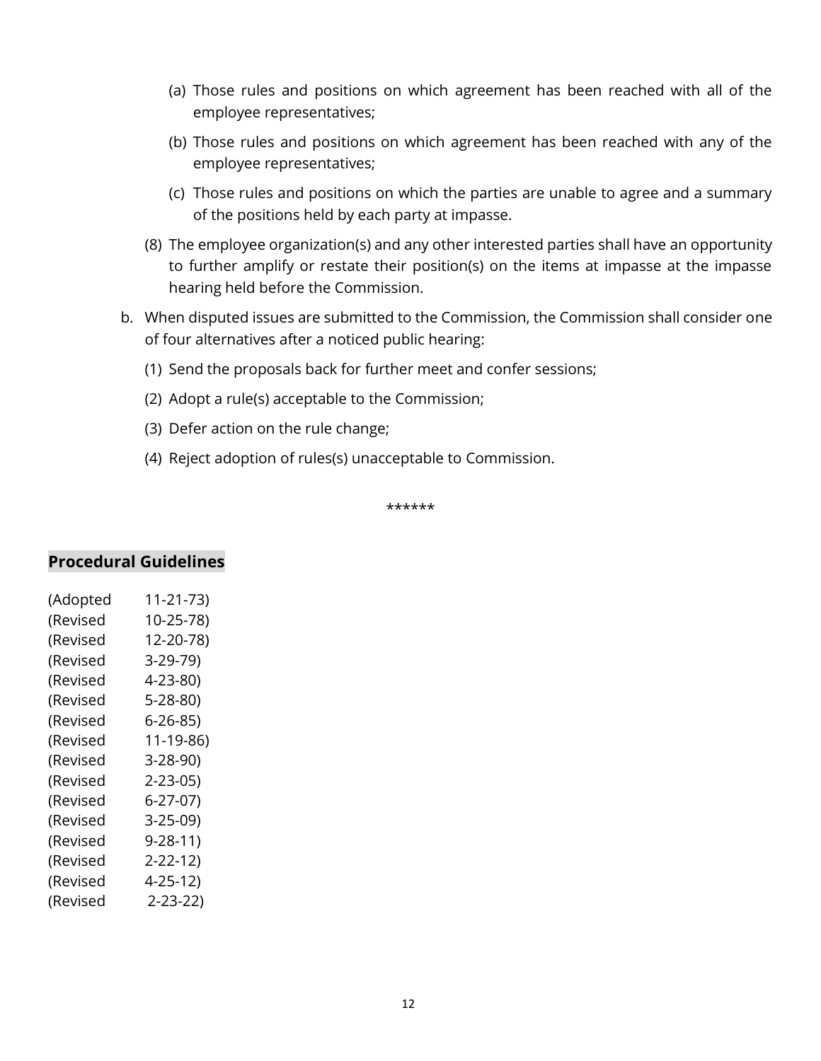(a) Those rules and positions on which agreement has been reached with all of the employee representatives;

(b) Those rules and positions on which agreement has been reached with any of the employee representatives;

(c) Those rules and positions on which the parties are unable to agree and a summary of the positions held by each party at impasse.

(8) The employee organization(s) and any other interested parties shall have an opportunity to further amplify or restate their position(s) on the items at impasse at the impasse hearing held before the Commission.

b. When disputed issues are submitted to the Commission, the Commission shall consider one of four alternatives after a noticed public hearing:

(1) Send the proposals back for further meet and confer sessions;

(2) Adopt a rule(s) acceptable to the Commission;

(3) Defer action on the rule change;

(4) Reject adoption of rules(s) unacceptable to Commission.

******

**Procedural Guidelines**

(Adopted 11-21-73)
(Revised 10-25-78)
(Revised 12-20-78)
(Revised 3-29-79)
(Revised 4-23-80)
(Revised 5-28-80)
(Revised 6-26-85)
(Revised 11-19-86)
(Revised 3-28-90)
(Revised 2-23-05)
(Revised 6-27-07)
(Revised 3-25-09)
(Revised 9-28-11)
(Revised 2-22-12)
(Revised 4-25-12)
(Revised 2-23-22)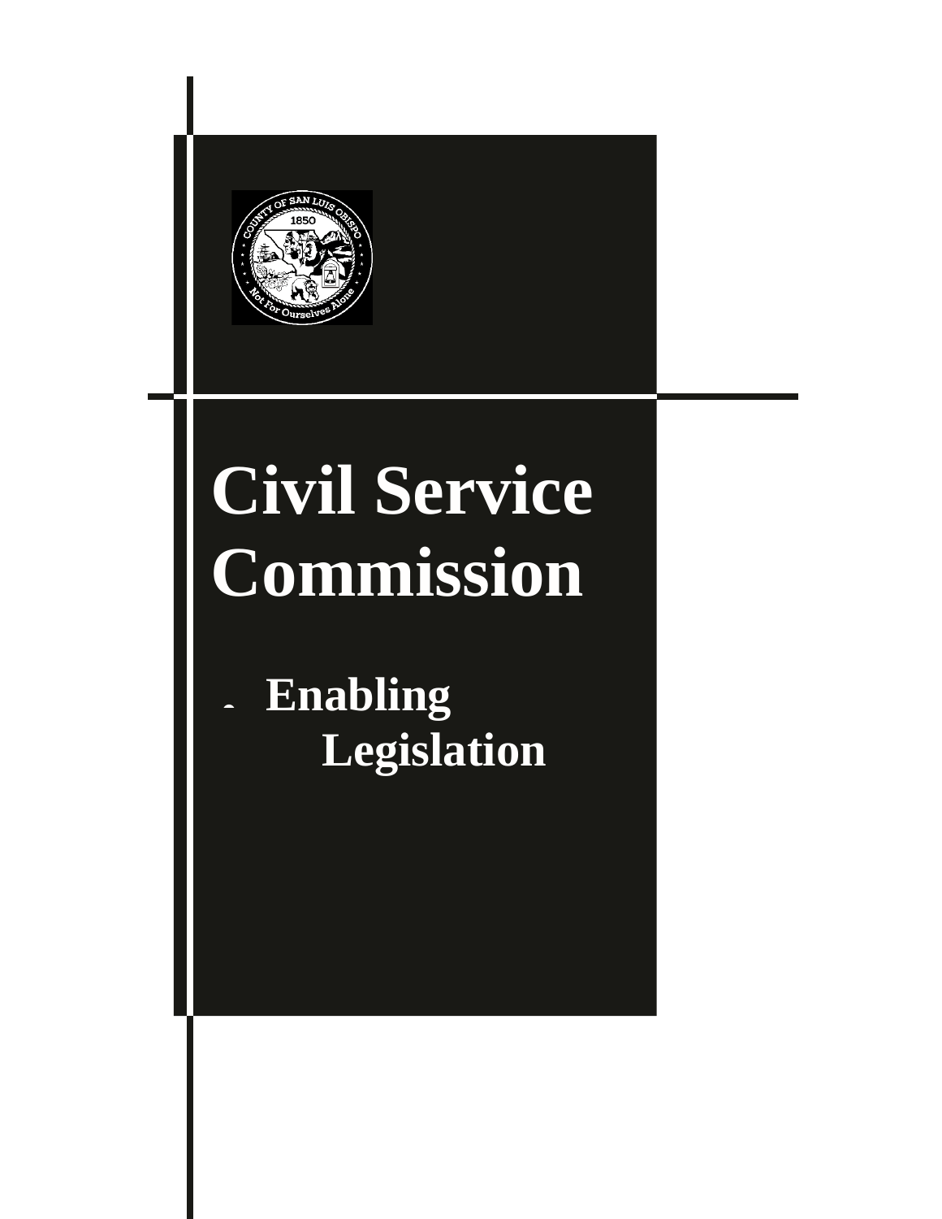# Civil Service Commission

- Enabling Legislation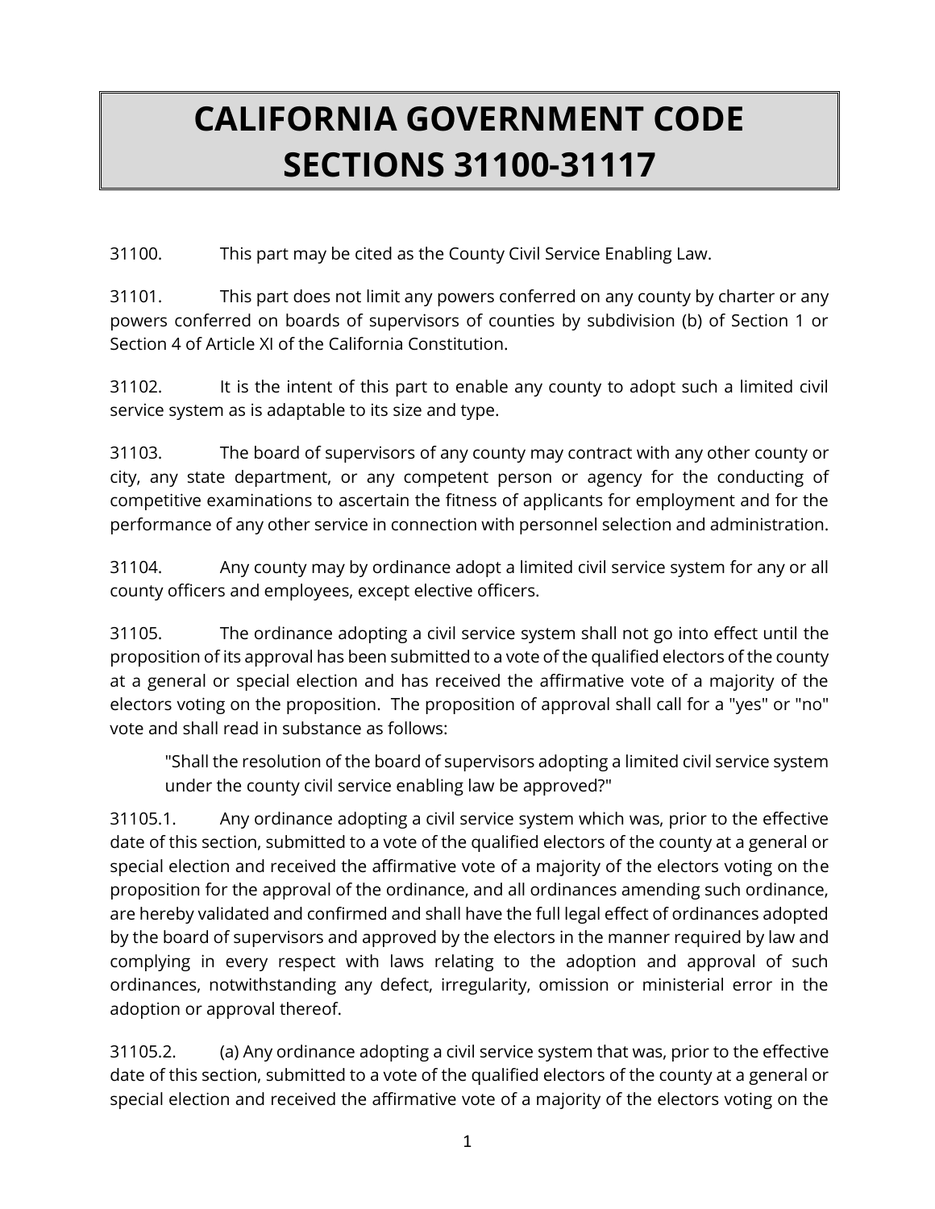# CALIFORNIA GOVERNMENT CODE SECTIONS 31100-31117

31100. This part may be cited as the County Civil Service Enabling Law.

31101. This part does not limit any powers conferred on any county by charter or any powers conferred on boards of supervisors of counties by subdivision (b) of Section 1 or Section 4 of Article XI of the California Constitution.

31102. It is the intent of this part to enable any county to adopt such a limited civil service system as is adaptable to its size and type.

31103. The board of supervisors of any county may contract with any other county or city, any state department, or any competent person or agency for the conducting of competitive examinations to ascertain the fitness of applicants for employment and for the performance of any other service in connection with personnel selection and administration.

31104. Any county may by ordinance adopt a limited civil service system for any or all county officers and employees, except elective officers.

31105. The ordinance adopting a civil service system shall not go into effect until the proposition of its approval has been submitted to a vote of the qualified electors of the county at a general or special election and has received the affirmative vote of a majority of the electors voting on the proposition. The proposition of approval shall call for a "yes" or "no" vote and shall read in substance as follows:

> "Shall the resolution of the board of supervisors adopting a limited civil service system under the county civil service enabling law be approved?"

31105.1. Any ordinance adopting a civil service system which was, prior to the effective date of this section, submitted to a vote of the qualified electors of the county at a general or special election and received the affirmative vote of a majority of the electors voting on the proposition for the approval of the ordinance, and all ordinances amending such ordinance, are hereby validated and confirmed and shall have the full legal effect of ordinances adopted by the board of supervisors and approved by the electors in the manner required by law and complying in every respect with laws relating to the adoption and approval of such ordinances, notwithstanding any defect, irregularity, omission or ministerial error in the adoption or approval thereof.

31105.2. (a) Any ordinance adopting a civil service system that was, prior to the effective date of this section, submitted to a vote of the qualified electors of the county at a general or special election and received the affirmative vote of a majority of the electors voting on the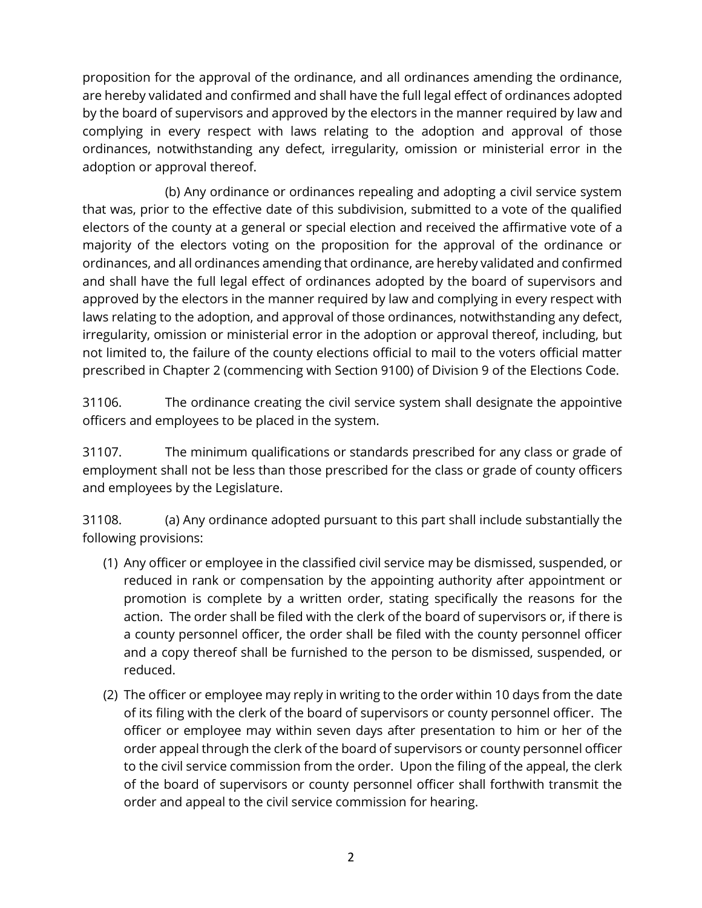proposition for the approval of the ordinance, and all ordinances amending the ordinance, are hereby validated and confirmed and shall have the full legal effect of ordinances adopted by the board of supervisors and approved by the electors in the manner required by law and complying in every respect with laws relating to the adoption and approval of those ordinances, notwithstanding any defect, irregularity, omission or ministerial error in the adoption or approval thereof.

(b) Any ordinance or ordinances repealing and adopting a civil service system that was, prior to the effective date of this subdivision, submitted to a vote of the qualified electors of the county at a general or special election and received the affirmative vote of a majority of the electors voting on the proposition for the approval of the ordinance or ordinances, and all ordinances amending that ordinance, are hereby validated and confirmed and shall have the full legal effect of ordinances adopted by the board of supervisors and approved by the electors in the manner required by law and complying in every respect with laws relating to the adoption, and approval of those ordinances, notwithstanding any defect, irregularity, omission or ministerial error in the adoption or approval thereof, including, but not limited to, the failure of the county elections official to mail to the voters official matter prescribed in Chapter 2 (commencing with Section 9100) of Division 9 of the Elections Code.

31106. The ordinance creating the civil service system shall designate the appointive officers and employees to be placed in the system.

31107. The minimum qualifications or standards prescribed for any class or grade of employment shall not be less than those prescribed for the class or grade of county officers and employees by the Legislature.

31108. (a) Any ordinance adopted pursuant to this part shall include substantially the following provisions:

(1) Any officer or employee in the classified civil service may be dismissed, suspended, or reduced in rank or compensation by the appointing authority after appointment or promotion is complete by a written order, stating specifically the reasons for the action. The order shall be filed with the clerk of the board of supervisors or, if there is a county personnel officer, the order shall be filed with the county personnel officer and a copy thereof shall be furnished to the person to be dismissed, suspended, or reduced.

(2) The officer or employee may reply in writing to the order within 10 days from the date of its filing with the clerk of the board of supervisors or county personnel officer. The officer or employee may within seven days after presentation to him or her of the order appeal through the clerk of the board of supervisors or county personnel officer to the civil service commission from the order. Upon the filing of the appeal, the clerk of the board of supervisors or county personnel officer shall forthwith transmit the order and appeal to the civil service commission for hearing.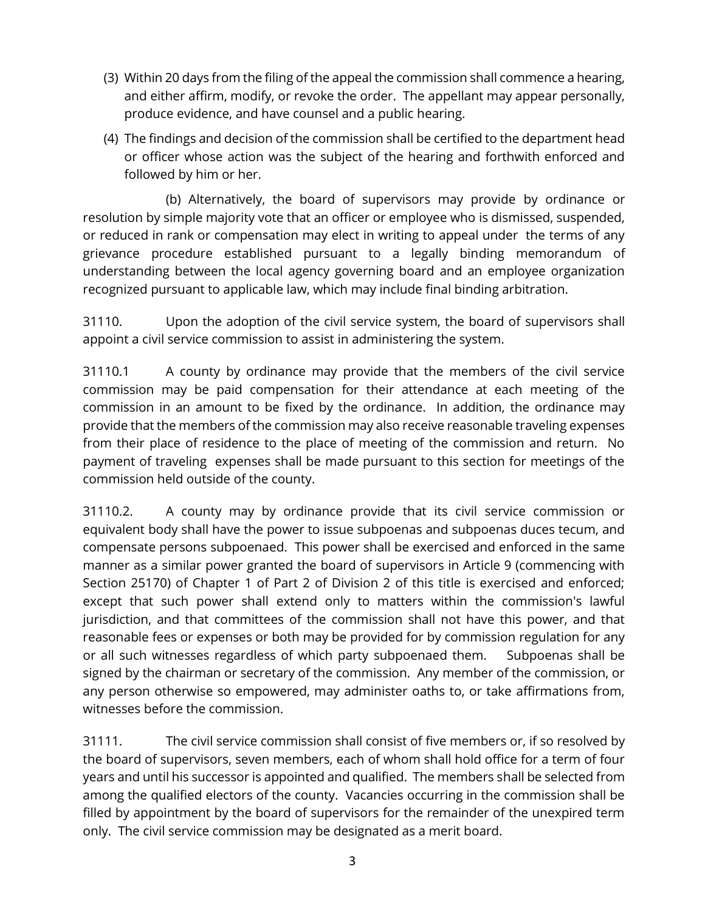(3) Within 20 days from the filing of the appeal the commission shall commence a hearing, and either affirm, modify, or revoke the order. The appellant may appear personally, produce evidence, and have counsel and a public hearing.

(4) The findings and decision of the commission shall be certified to the department head or officer whose action was the subject of the hearing and forthwith enforced and followed by him or her.

(b) Alternatively, the board of supervisors may provide by ordinance or resolution by simple majority vote that an officer or employee who is dismissed, suspended, or reduced in rank or compensation may elect in writing to appeal under the terms of any grievance procedure established pursuant to a legally binding memorandum of understanding between the local agency governing board and an employee organization recognized pursuant to applicable law, which may include final binding arbitration.

31110. Upon the adoption of the civil service system, the board of supervisors shall appoint a civil service commission to assist in administering the system.

31110.1 A county by ordinance may provide that the members of the civil service commission may be paid compensation for their attendance at each meeting of the commission in an amount to be fixed by the ordinance. In addition, the ordinance may provide that the members of the commission may also receive reasonable traveling expenses from their place of residence to the place of meeting of the commission and return. No payment of traveling expenses shall be made pursuant to this section for meetings of the commission held outside of the county.

31110.2. A county may by ordinance provide that its civil service commission or equivalent body shall have the power to issue subpoenas and subpoenas duces tecum, and compensate persons subpoenaed. This power shall be exercised and enforced in the same manner as a similar power granted the board of supervisors in Article 9 (commencing with Section 25170) of Chapter 1 of Part 2 of Division 2 of this title is exercised and enforced; except that such power shall extend only to matters within the commission's lawful jurisdiction, and that committees of the commission shall not have this power, and that reasonable fees or expenses or both may be provided for by commission regulation for any or all such witnesses regardless of which party subpoenaed them. Subpoenas shall be signed by the chairman or secretary of the commission. Any member of the commission, or any person otherwise so empowered, may administer oaths to, or take affirmations from, witnesses before the commission.

31111. The civil service commission shall consist of five members or, if so resolved by the board of supervisors, seven members, each of whom shall hold office for a term of four years and until his successor is appointed and qualified. The members shall be selected from among the qualified electors of the county. Vacancies occurring in the commission shall be filled by appointment by the board of supervisors for the remainder of the unexpired term only. The civil service commission may be designated as a merit board.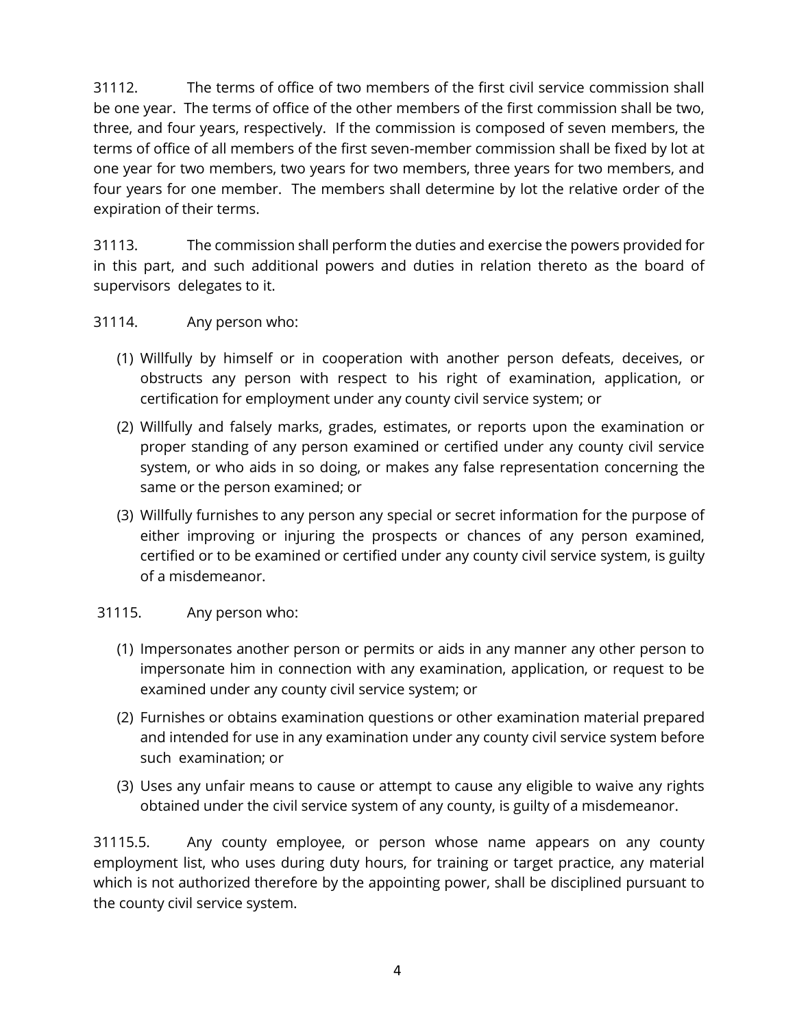31112. The terms of office of two members of the first civil service commission shall be one year. The terms of office of the other members of the first commission shall be two, three, and four years, respectively. If the commission is composed of seven members, the terms of office of all members of the first seven-member commission shall be fixed by lot at one year for two members, two years for two members, three years for two members, and four years for one member. The members shall determine by lot the relative order of the expiration of their terms.

31113. The commission shall perform the duties and exercise the powers provided for in this part, and such additional powers and duties in relation thereto as the board of supervisors delegates to it.

31114. Any person who:

(1) Willfully by himself or in cooperation with another person defeats, deceives, or obstructs any person with respect to his right of examination, application, or certification for employment under any county civil service system; or

(2) Willfully and falsely marks, grades, estimates, or reports upon the examination or proper standing of any person examined or certified under any county civil service system, or who aids in so doing, or makes any false representation concerning the same or the person examined; or

(3) Willfully furnishes to any person any special or secret information for the purpose of either improving or injuring the prospects or chances of any person examined, certified or to be examined or certified under any county civil service system, is guilty of a misdemeanor.

31115. Any person who:

(1) Impersonates another person or permits or aids in any manner any other person to impersonate him in connection with any examination, application, or request to be examined under any county civil service system; or

(2) Furnishes or obtains examination questions or other examination material prepared and intended for use in any examination under any county civil service system before such examination; or

(3) Uses any unfair means to cause or attempt to cause any eligible to waive any rights obtained under the civil service system of any county, is guilty of a misdemeanor.

31115.5. Any county employee, or person whose name appears on any county employment list, who uses during duty hours, for training or target practice, any material which is not authorized therefore by the appointing power, shall be disciplined pursuant to the county civil service system.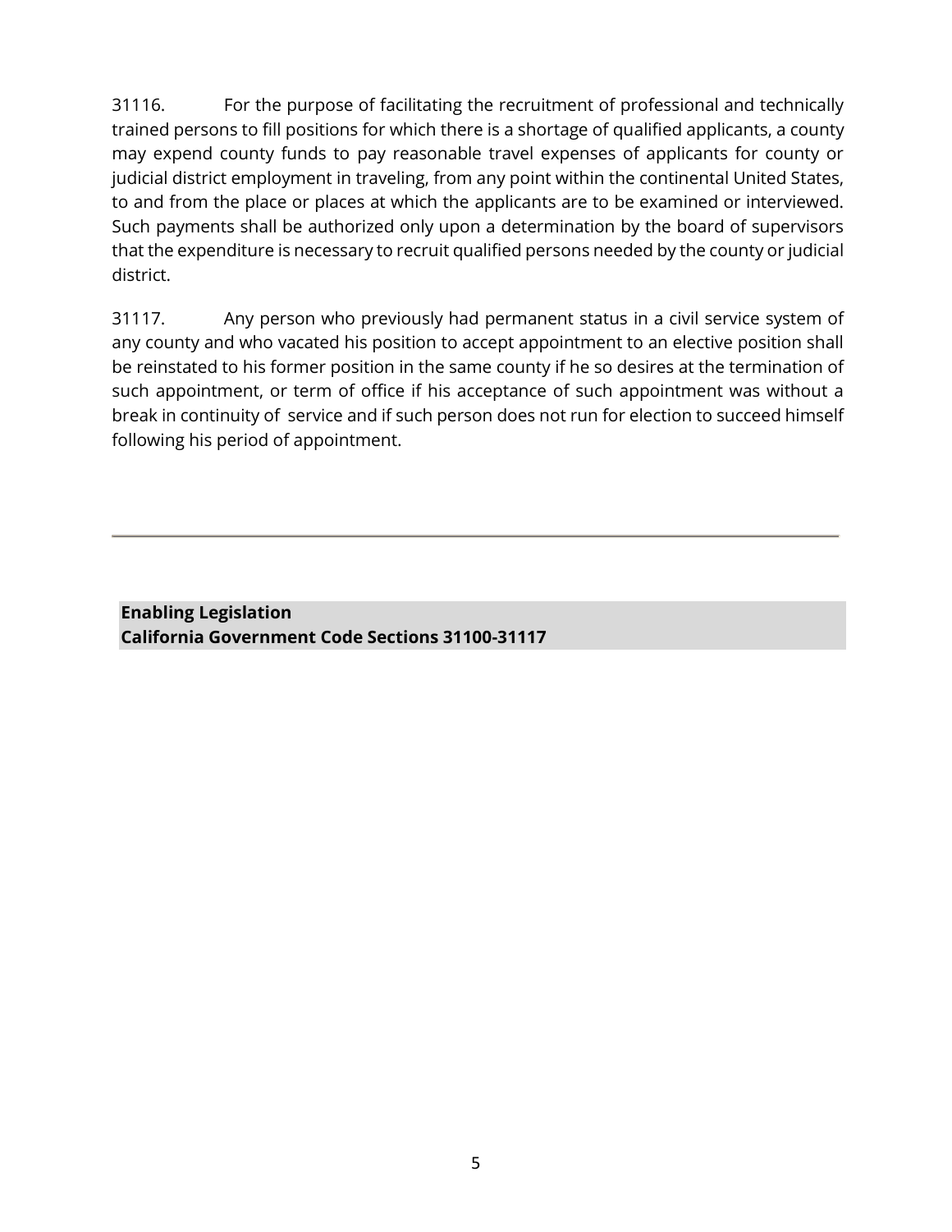31116. For the purpose of facilitating the recruitment of professional and technically trained persons to fill positions for which there is a shortage of qualified applicants, a county may expend county funds to pay reasonable travel expenses of applicants for county or judicial district employment in traveling, from any point within the continental United States, to and from the place or places at which the applicants are to be examined or interviewed. Such payments shall be authorized only upon a determination by the board of supervisors that the expenditure is necessary to recruit qualified persons needed by the county or judicial district.

31117. Any person who previously had permanent status in a civil service system of any county and who vacated his position to accept appointment to an elective position shall be reinstated to his former position in the same county if he so desires at the termination of such appointment, or term of office if his acceptance of such appointment was without a break in continuity of service and if such person does not run for election to succeed himself following his period of appointment.

---

**Enabling Legislation**
**California Government Code Sections 31100-31117**